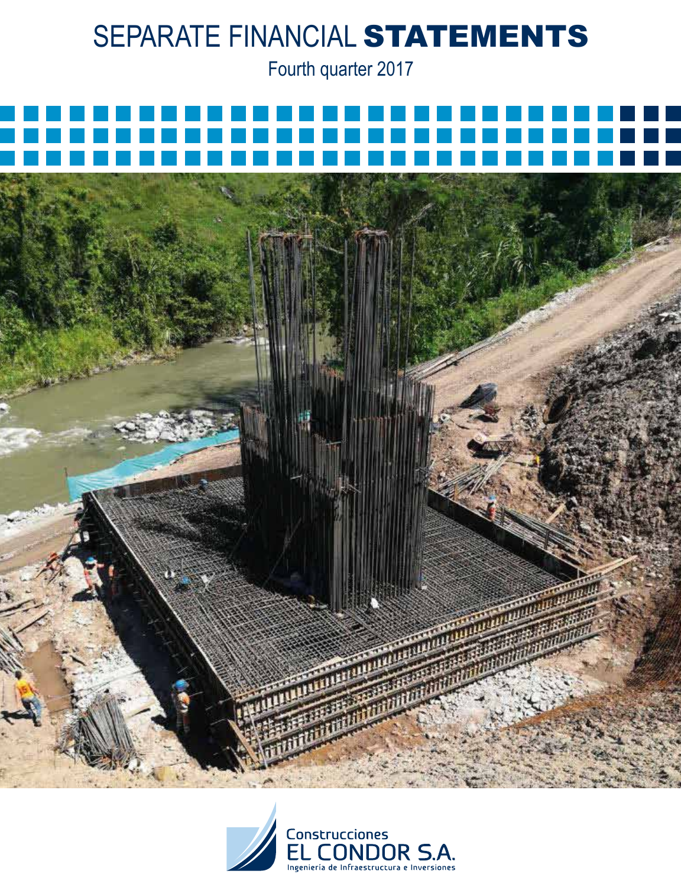# SEPARATE FINANCIAL **STATEMENTS**

Fourth quarter 2017

Construcciones
EL CONDOR S.A.
Ingeniería de Infraestructura e Inversiones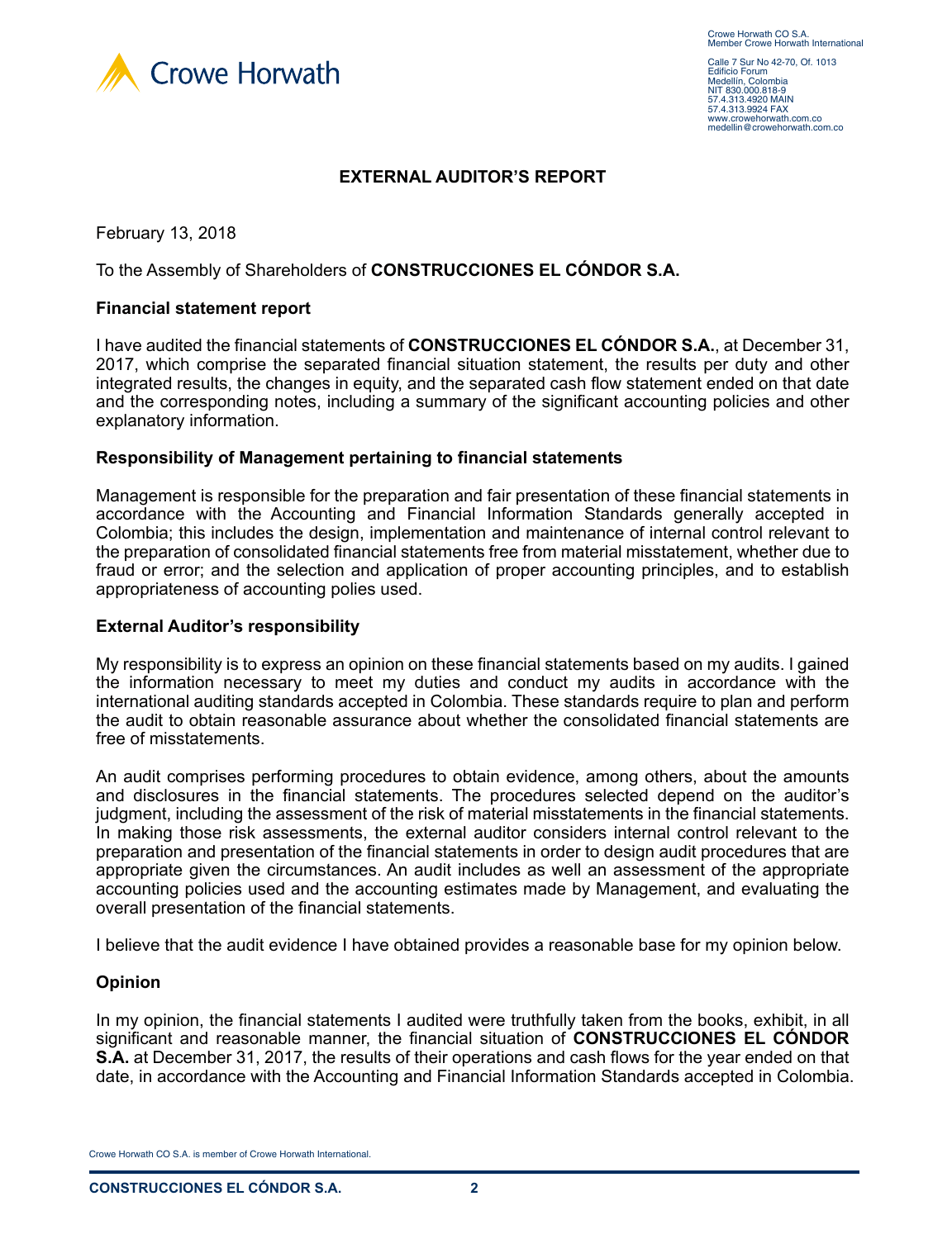# EXTERNAL AUDITOR'S REPORT

February 13, 2018

To the Assembly of Shareholders of **CONSTRUCCIONES EL CÓNDOR S.A.**

## Financial statement report

I have audited the financial statements of **CONSTRUCCIONES EL CÓNDOR S.A.**, at December 31, 2017, which comprise the separated financial situation statement, the results per duty and other integrated results, the changes in equity, and the separated cash flow statement ended on that date and the corresponding notes, including a summary of the significant accounting policies and other explanatory information.

## Responsibility of Management pertaining to financial statements

Management is responsible for the preparation and fair presentation of these financial statements in accordance with the Accounting and Financial Information Standards generally accepted in Colombia; this includes the design, implementation and maintenance of internal control relevant to the preparation of consolidated financial statements free from material misstatement, whether due to fraud or error; and the selection and application of proper accounting principles, and to establish appropriateness of accounting polies used.

## External Auditor's responsibility

My responsibility is to express an opinion on these financial statements based on my audits. I gained the information necessary to meet my duties and conduct my audits in accordance with the international auditing standards accepted in Colombia. These standards require to plan and perform the audit to obtain reasonable assurance about whether the consolidated financial statements are free of misstatements.

An audit comprises performing procedures to obtain evidence, among others, about the amounts and disclosures in the financial statements. The procedures selected depend on the auditor's judgment, including the assessment of the risk of material misstatements in the financial statements. In making those risk assessments, the external auditor considers internal control relevant to the preparation and presentation of the financial statements in order to design audit procedures that are appropriate given the circumstances. An audit includes as well an assessment of the appropriate accounting policies used and the accounting estimates made by Management, and evaluating the overall presentation of the financial statements.

I believe that the audit evidence I have obtained provides a reasonable base for my opinion below.

## Opinion

In my opinion, the financial statements I audited were truthfully taken from the books, exhibit, in all significant and reasonable manner, the financial situation of **CONSTRUCCIONES EL CÓNDOR S.A.** at December 31, 2017, the results of their operations and cash flows for the year ended on that date, in accordance with the Accounting and Financial Information Standards accepted in Colombia.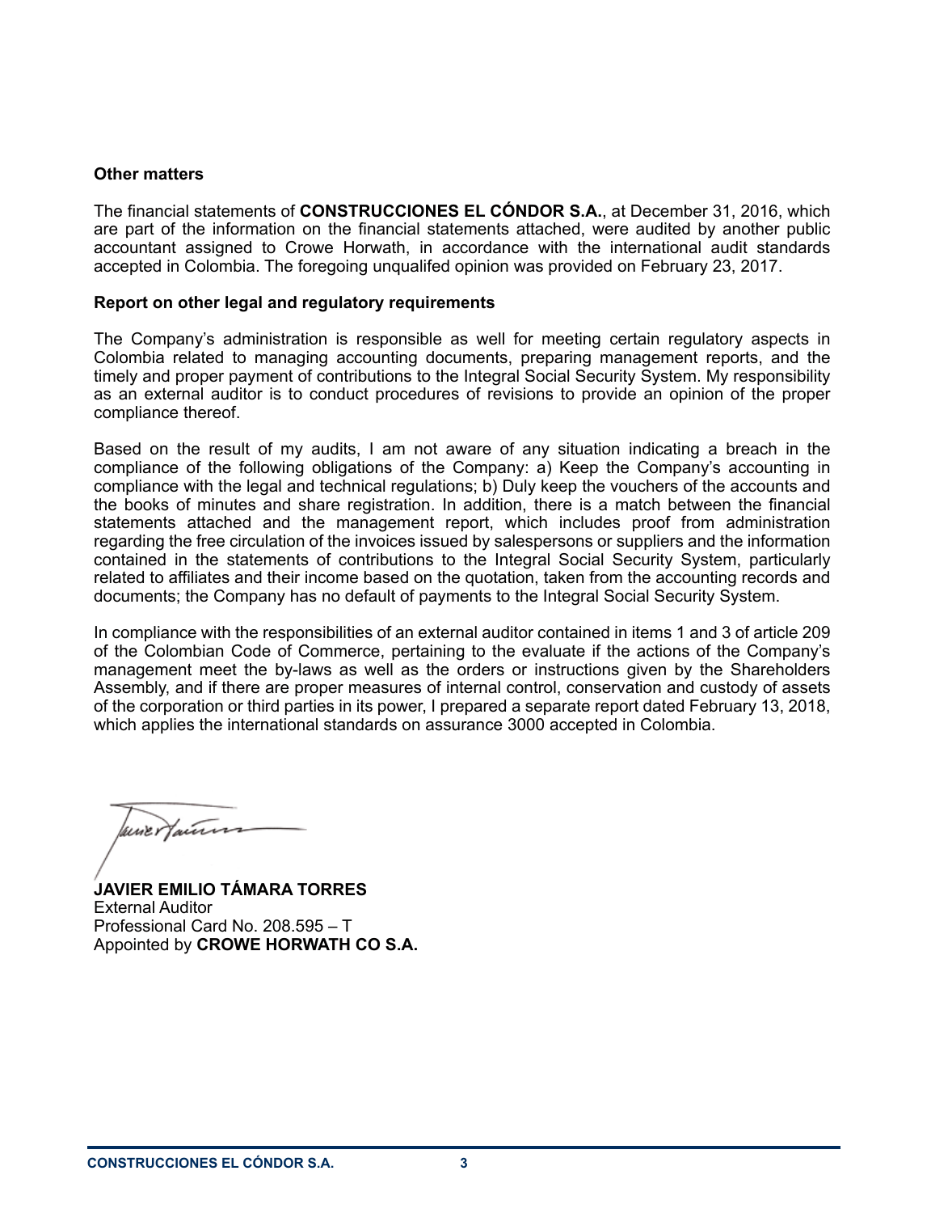**Other matters**

The financial statements of **CONSTRUCCIONES EL CÓNDOR S.A.**, at December 31, 2016, which are part of the information on the financial statements attached, were audited by another public accountant assigned to Crowe Horwath, in accordance with the international audit standards accepted in Colombia. The foregoing unqualifed opinion was provided on February 23, 2017.

**Report on other legal and regulatory requirements**

The Company's administration is responsible as well for meeting certain regulatory aspects in Colombia related to managing accounting documents, preparing management reports, and the timely and proper payment of contributions to the Integral Social Security System. My responsibility as an external auditor is to conduct procedures of revisions to provide an opinion of the proper compliance thereof.

Based on the result of my audits, I am not aware of any situation indicating a breach in the compliance of the following obligations of the Company: a) Keep the Company's accounting in compliance with the legal and technical regulations; b) Duly keep the vouchers of the accounts and the books of minutes and share registration. In addition, there is a match between the financial statements attached and the management report, which includes proof from administration regarding the free circulation of the invoices issued by salespersons or suppliers and the information contained in the statements of contributions to the Integral Social Security System, particularly related to affiliates and their income based on the quotation, taken from the accounting records and documents; the Company has no default of payments to the Integral Social Security System.

In compliance with the responsibilities of an external auditor contained in items 1 and 3 of article 209 of the Colombian Code of Commerce, pertaining to the evaluate if the actions of the Company's management meet the by-laws as well as the orders or instructions given by the Shareholders Assembly, and if there are proper measures of internal control, conservation and custody of assets of the corporation or third parties in its power, I prepared a separate report dated February 13, 2018, which applies the international standards on assurance 3000 accepted in Colombia.

**JAVIER EMILIO TÁMARA TORRES**
External Auditor
Professional Card No. 208.595 – T
Appointed by **CROWE HORWATH CO S.A.**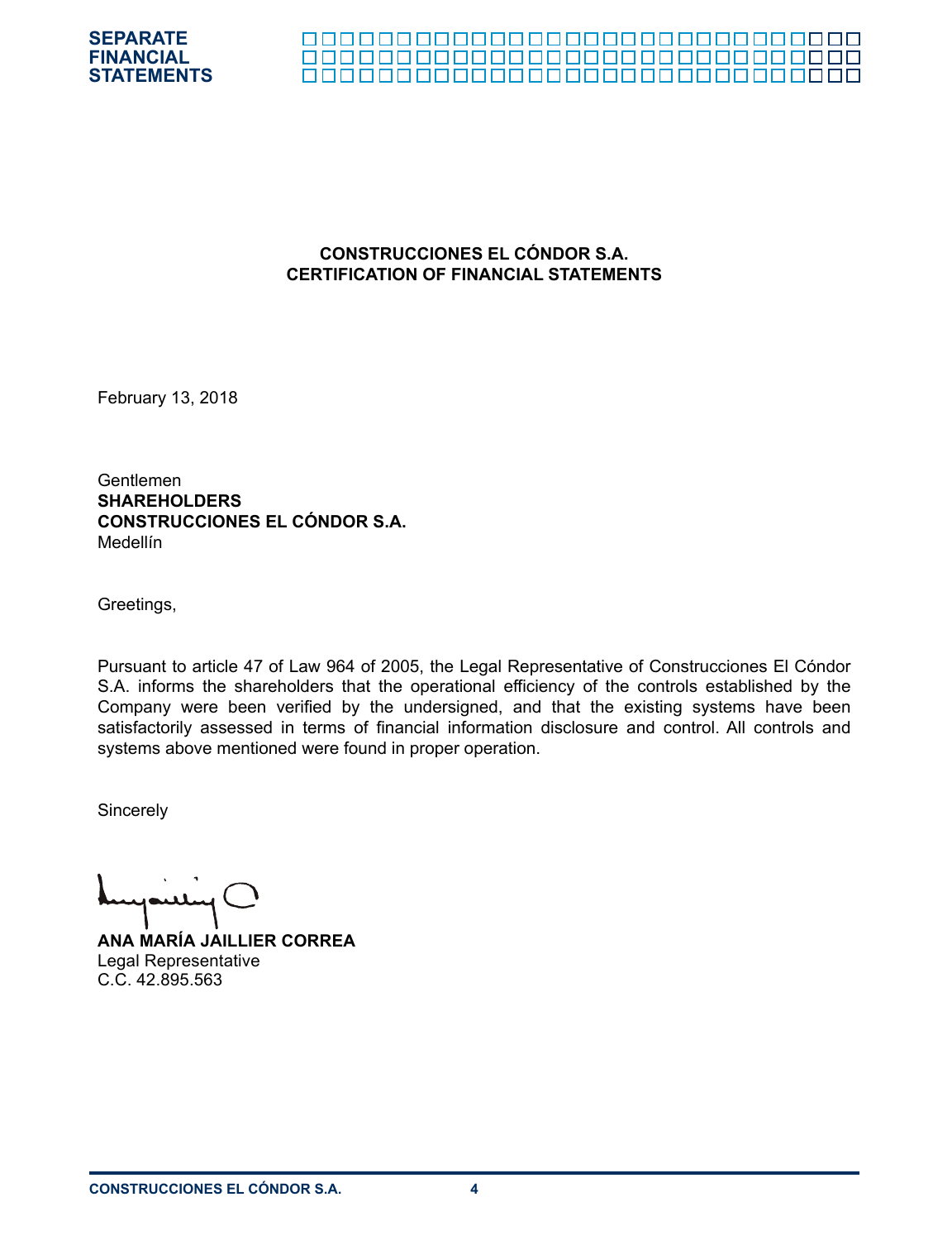# CONSTRUCCIONES EL CÓNDOR S.A.
## CERTIFICATION OF FINANCIAL STATEMENTS

February 13, 2018

Gentlemen
**SHAREHOLDERS**
**CONSTRUCCIONES EL CÓNDOR S.A.**
Medellín

Greetings,

Pursuant to article 47 of Law 964 of 2005, the Legal Representative of Construcciones El Cóndor S.A. informs the shareholders that the operational efficiency of the controls established by the Company were been verified by the undersigned, and that the existing systems have been satisfactorily assessed in terms of financial information disclosure and control. All controls and systems above mentioned were found in proper operation.

Sincerely

**ANA MARÍA JAILLIER CORREA**
Legal Representative
C.C. 42.895.563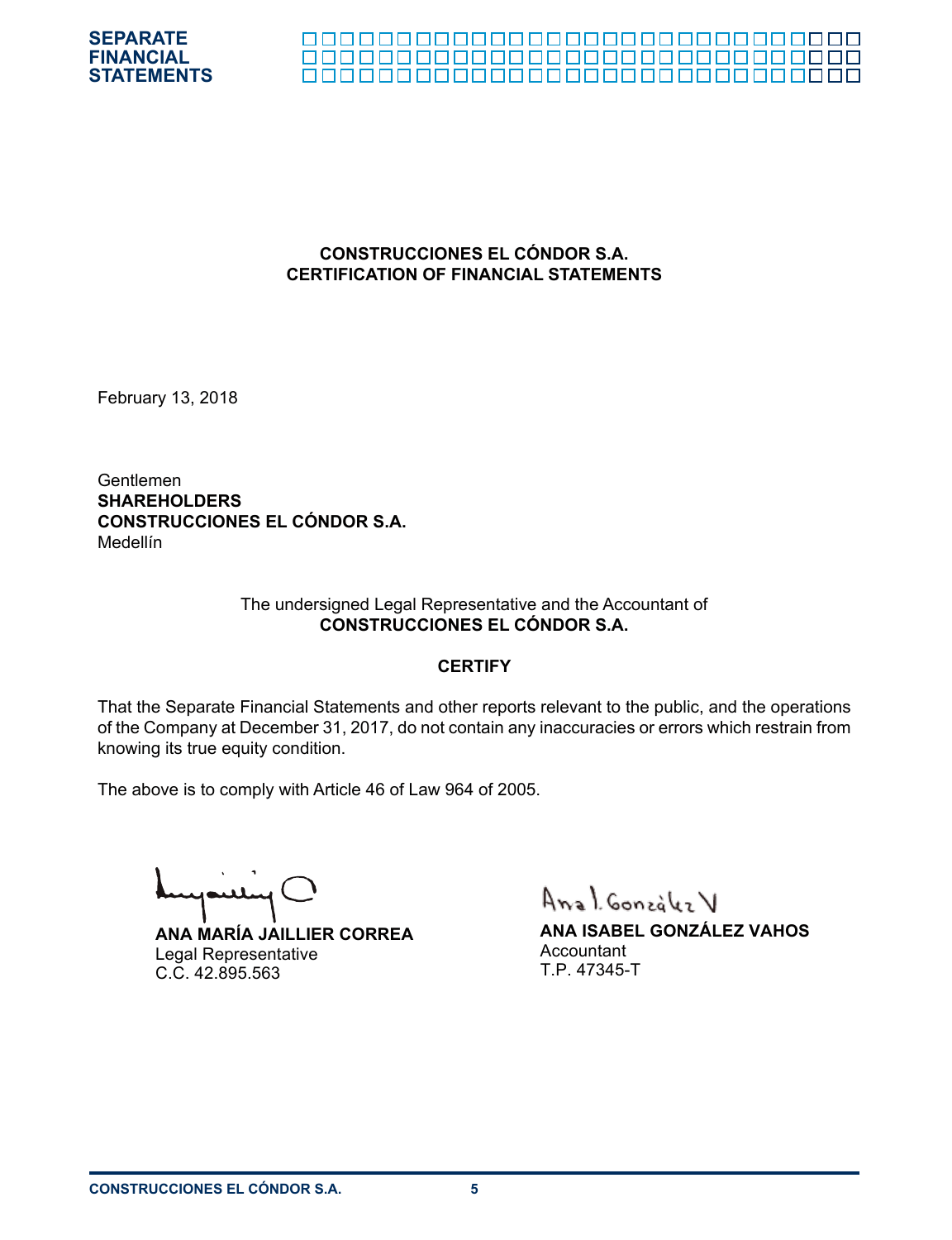**CONSTRUCCIONES EL CÓNDOR S.A.**
**CERTIFICATION OF FINANCIAL STATEMENTS**

February 13, 2018

Gentlemen
**SHAREHOLDERS**
**CONSTRUCCIONES EL CÓNDOR S.A.**
Medellín

The undersigned Legal Representative and the Accountant of
**CONSTRUCCIONES EL CÓNDOR S.A.**

**CERTIFY**

That the Separate Financial Statements and other reports relevant to the public, and the operations of the Company at December 31, 2017, do not contain any inaccuracies or errors which restrain from knowing its true equity condition.

The above is to comply with Article 46 of Law 964 of 2005.

**ANA MARÍA JAILLIER CORREA**
Legal Representative
C.C. 42.895.563

**ANA ISABEL GONZÁLEZ VAHOS**
Accountant
T.P. 47345-T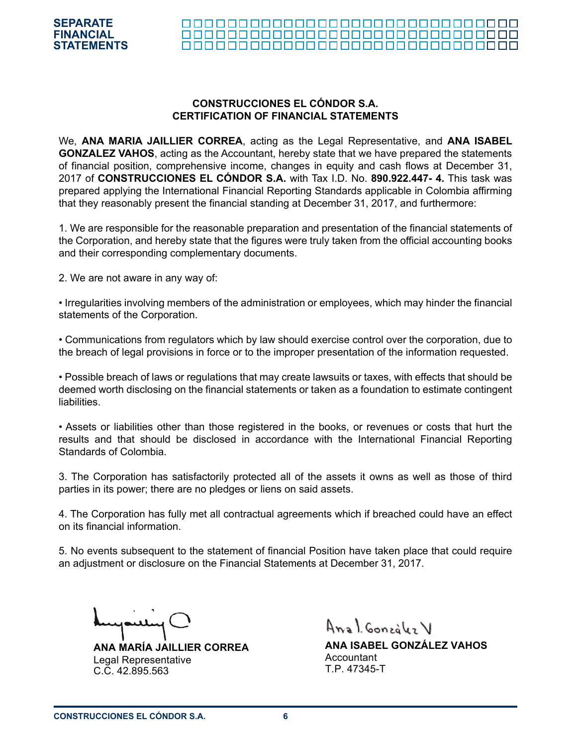**CONSTRUCCIONES EL CÓNDOR S.A.**
**CERTIFICATION OF FINANCIAL STATEMENTS**

We, **ANA MARIA JAILLIER CORREA**, acting as the Legal Representative, and **ANA ISABEL GONZALEZ VAHOS**, acting as the Accountant, hereby state that we have prepared the statements of financial position, comprehensive income, changes in equity and cash flows at December 31, 2017 of **CONSTRUCCIONES EL CÓNDOR S.A.** with Tax I.D. No. **890.922.447- 4.** This task was prepared applying the International Financial Reporting Standards applicable in Colombia affirming that they reasonably present the financial standing at December 31, 2017, and furthermore:

1. We are responsible for the reasonable preparation and presentation of the financial statements of the Corporation, and hereby state that the figures were truly taken from the official accounting books and their corresponding complementary documents.

2. We are not aware in any way of:

• Irregularities involving members of the administration or employees, which may hinder the financial statements of the Corporation.

• Communications from regulators which by law should exercise control over the corporation, due to the breach of legal provisions in force or to the improper presentation of the information requested.

• Possible breach of laws or regulations that may create lawsuits or taxes, with effects that should be deemed worth disclosing on the financial statements or taken as a foundation to estimate contingent liabilities.

• Assets or liabilities other than those registered in the books, or revenues or costs that hurt the results and that should be disclosed in accordance with the International Financial Reporting Standards of Colombia.

3. The Corporation has satisfactorily protected all of the assets it owns as well as those of third parties in its power; there are no pledges or liens on said assets.

4. The Corporation has fully met all contractual agreements which if breached could have an effect on its financial information.

5. No events subsequent to the statement of financial Position have taken place that could require an adjustment or disclosure on the Financial Statements at December 31, 2017.

**ANA MARÍA JAILLIER CORREA**
Legal Representative
C.C. 42.895.563

**ANA ISABEL GONZÁLEZ VAHOS**
Accountant
T.P. 47345-T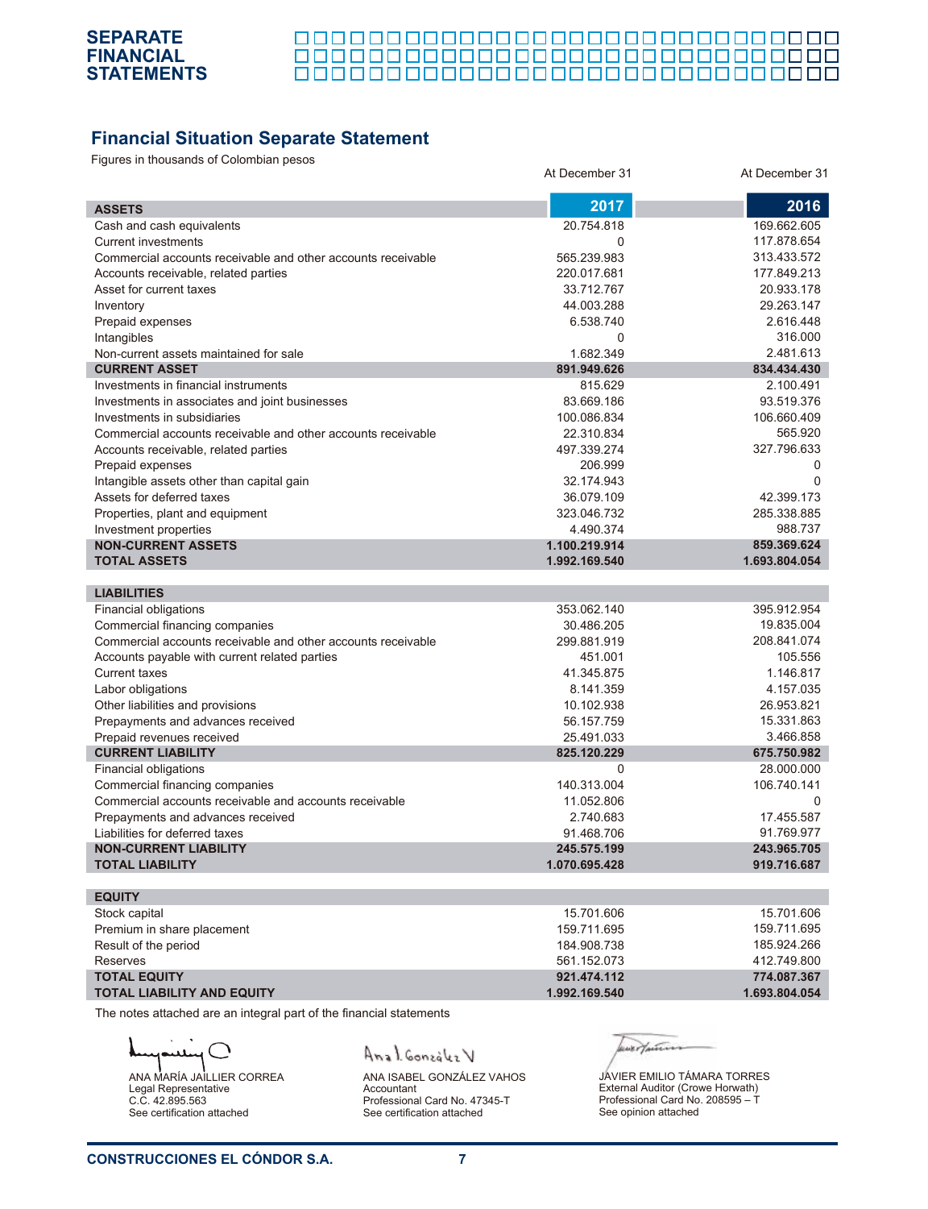## Financial Situation Separate Statement

Figures in thousands of Colombian pesos

| | At December 31 2017 | At December 31 2016 |
|---|---|---|
| **ASSETS** | | |
| Cash and cash equivalents | 20.754.818 | 169.662.605 |
| Current investments | 0 | 117.878.654 |
| Commercial accounts receivable and other accounts receivable | 565.239.983 | 313.433.572 |
| Accounts receivable, related parties | 220.017.681 | 177.849.213 |
| Asset for current taxes | 33.712.767 | 20.933.178 |
| Inventory | 44.003.288 | 29.263.147 |
| Prepaid expenses | 6.538.740 | 2.616.448 |
| Intangibles | 0 | 316.000 |
| Non-current assets maintained for sale | 1.682.349 | 2.481.613 |
| **CURRENT ASSET** | **891.949.626** | **834.434.430** |
| Investments in financial instruments | 815.629 | 2.100.491 |
| Investments in associates and joint businesses | 83.669.186 | 93.519.376 |
| Investments in subsidiaries | 100.086.834 | 106.660.409 |
| Commercial accounts receivable and other accounts receivable | 22.310.834 | 565.920 |
| Accounts receivable, related parties | 497.339.274 | 327.796.633 |
| Prepaid expenses | 206.999 | 0 |
| Intangible assets other than capital gain | 32.174.943 | 0 |
| Assets for deferred taxes | 36.079.109 | 42.399.173 |
| Properties, plant and equipment | 323.046.732 | 285.338.885 |
| Investment properties | 4.490.374 | 988.737 |
| **NON-CURRENT ASSETS** | **1.100.219.914** | **859.369.624** |
| **TOTAL ASSETS** | **1.992.169.540** | **1.693.804.054** |
| **LIABILITIES** | | |
| Financial obligations | 353.062.140 | 395.912.954 |
| Commercial financing companies | 30.486.205 | 19.835.004 |
| Commercial accounts receivable and other accounts receivable | 299.881.919 | 208.841.074 |
| Accounts payable with current related parties | 451.001 | 105.556 |
| Current taxes | 41.345.875 | 1.146.817 |
| Labor obligations | 8.141.359 | 4.157.035 |
| Other liabilities and provisions | 10.102.938 | 26.953.821 |
| Prepayments and advances received | 56.157.759 | 15.331.863 |
| Prepaid revenues received | 25.491.033 | 3.466.858 |
| **CURRENT LIABILITY** | **825.120.229** | **675.750.982** |
| Financial obligations | 0 | 28.000.000 |
| Commercial financing companies | 140.313.004 | 106.740.141 |
| Commercial accounts receivable and accounts receivable | 11.052.806 | 0 |
| Prepayments and advances received | 2.740.683 | 17.455.587 |
| Liabilities for deferred taxes | 91.468.706 | 91.769.977 |
| **NON-CURRENT LIABILITY** | **245.575.199** | **243.965.705** |
| **TOTAL LIABILITY** | **1.070.695.428** | **919.716.687** |
| **EQUITY** | | |
| Stock capital | 15.701.606 | 15.701.606 |
| Premium in share placement | 159.711.695 | 159.711.695 |
| Result of the period | 184.908.738 | 185.924.266 |
| Reserves | 561.152.073 | 412.749.800 |
| **TOTAL EQUITY** | **921.474.112** | **774.087.367** |
| **TOTAL LIABILITY AND EQUITY** | **1.992.169.540** | **1.693.804.054** |

The notes attached are an integral part of the financial statements

ANA MARÍA JAILLIER CORREA
Legal Representative
C.C. 42.895.563
See certification attached

ANA ISABEL GONZÁLEZ VAHOS
Accountant
Professional Card No. 47345-T
See certification attached

JAVIER EMILIO TÁMARA TORRES
External Auditor (Crowe Horwath)
Professional Card No. 208595 – T
See opinion attached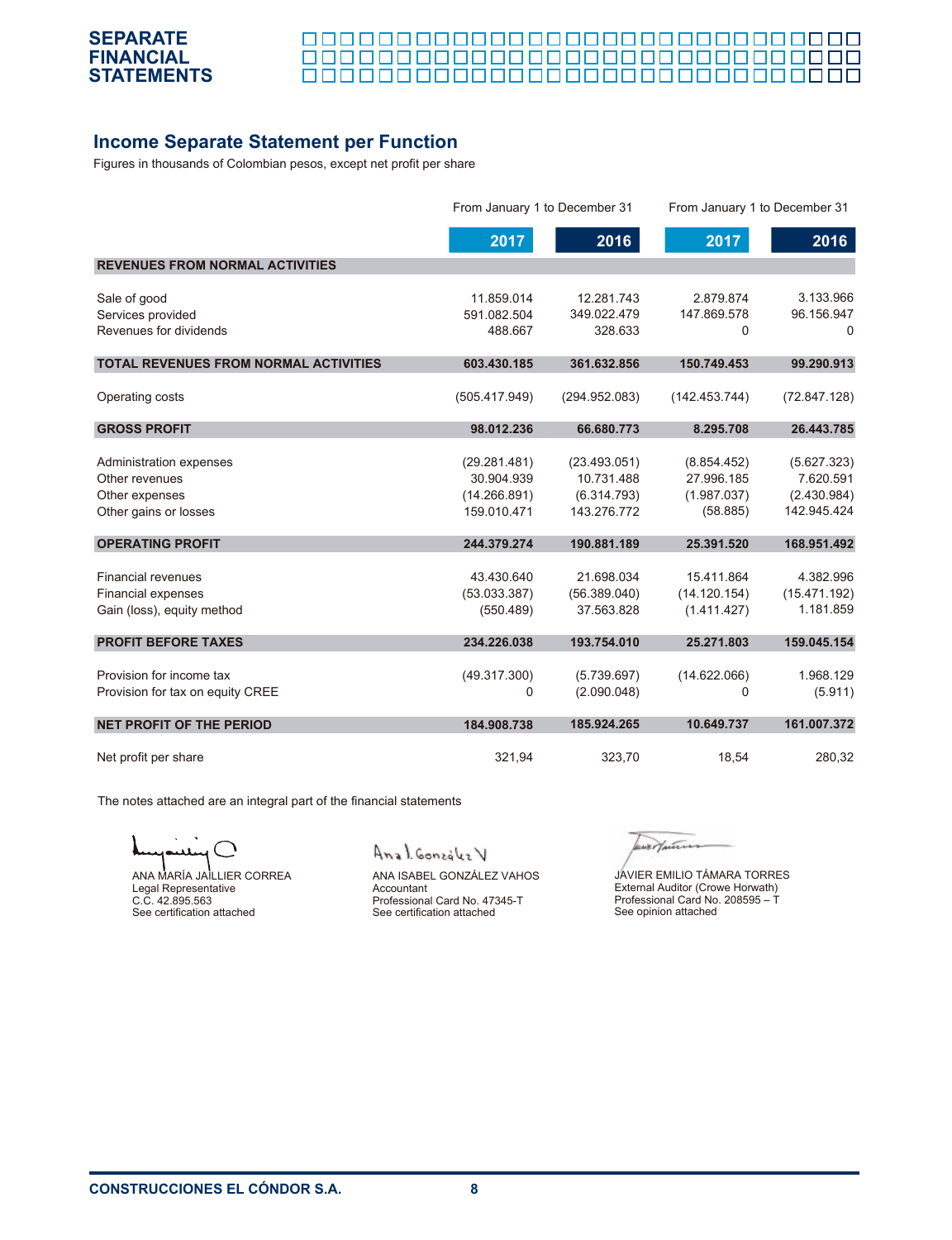## Income Separate Statement per Function

Figures in thousands of Colombian pesos, except net profit per share

| | From January 1 to December 31 | | From January 1 to December 31 | |
|---|---|---|---|---|
| | **2017** | **2016** | **2017** | **2016** |
| **REVENUES FROM NORMAL ACTIVITIES** | | | | |
| Sale of good | 11.859.014 | 12.281.743 | 2.879.874 | 3.133.966 |
| Services provided | 591.082.504 | 349.022.479 | 147.869.578 | 96.156.947 |
| Revenues for dividends | 488.667 | 328.633 | 0 | 0 |
| **TOTAL REVENUES FROM NORMAL ACTIVITIES** | **603.430.185** | **361.632.856** | **150.749.453** | **99.290.913** |
| Operating costs | (505.417.949) | (294.952.083) | (142.453.744) | (72.847.128) |
| **GROSS PROFIT** | **98.012.236** | **66.680.773** | **8.295.708** | **26.443.785** |
| Administration expenses | (29.281.481) | (23.493.051) | (8.854.452) | (5.627.323) |
| Other revenues | 30.904.939 | 10.731.488 | 27.996.185 | 7.620.591 |
| Other expenses | (14.266.891) | (6.314.793) | (1.987.037) | (2.430.984) |
| Other gains or losses | 159.010.471 | 143.276.772 | (58.885) | 142.945.424 |
| **OPERATING PROFIT** | **244.379.274** | **190.881.189** | **25.391.520** | **168.951.492** |
| Financial revenues | 43.430.640 | 21.698.034 | 15.411.864 | 4.382.996 |
| Financial expenses | (53.033.387) | (56.389.040) | (14.120.154) | (15.471.192) |
| Gain (loss), equity method | (550.489) | 37.563.828 | (1.411.427) | 1.181.859 |
| **PROFIT BEFORE TAXES** | **234.226.038** | **193.754.010** | **25.271.803** | **159.045.154** |
| Provision for income tax | (49.317.300) | (5.739.697) | (14.622.066) | 1.968.129 |
| Provision for tax on equity CREE | 0 | (2.090.048) | 0 | (5.911) |
| **NET PROFIT OF THE PERIOD** | **184.908.738** | **185.924.265** | **10.649.737** | **161.007.372** |
| Net profit per share | 321,94 | 323,70 | 18,54 | 280,32 |

The notes attached are an integral part of the financial statements

ANA MARÍA JAILLIER CORREA
Legal Representative
C.C. 42.895.563
See certification attached

ANA ISABEL GONZÁLEZ VAHOS
Accountant
Professional Card No. 47345-T
See certification attached

JAVIER EMILIO TÁMARA TORRES
External Auditor (Crowe Horwath)
Professional Card No. 208595 – T
See opinion attached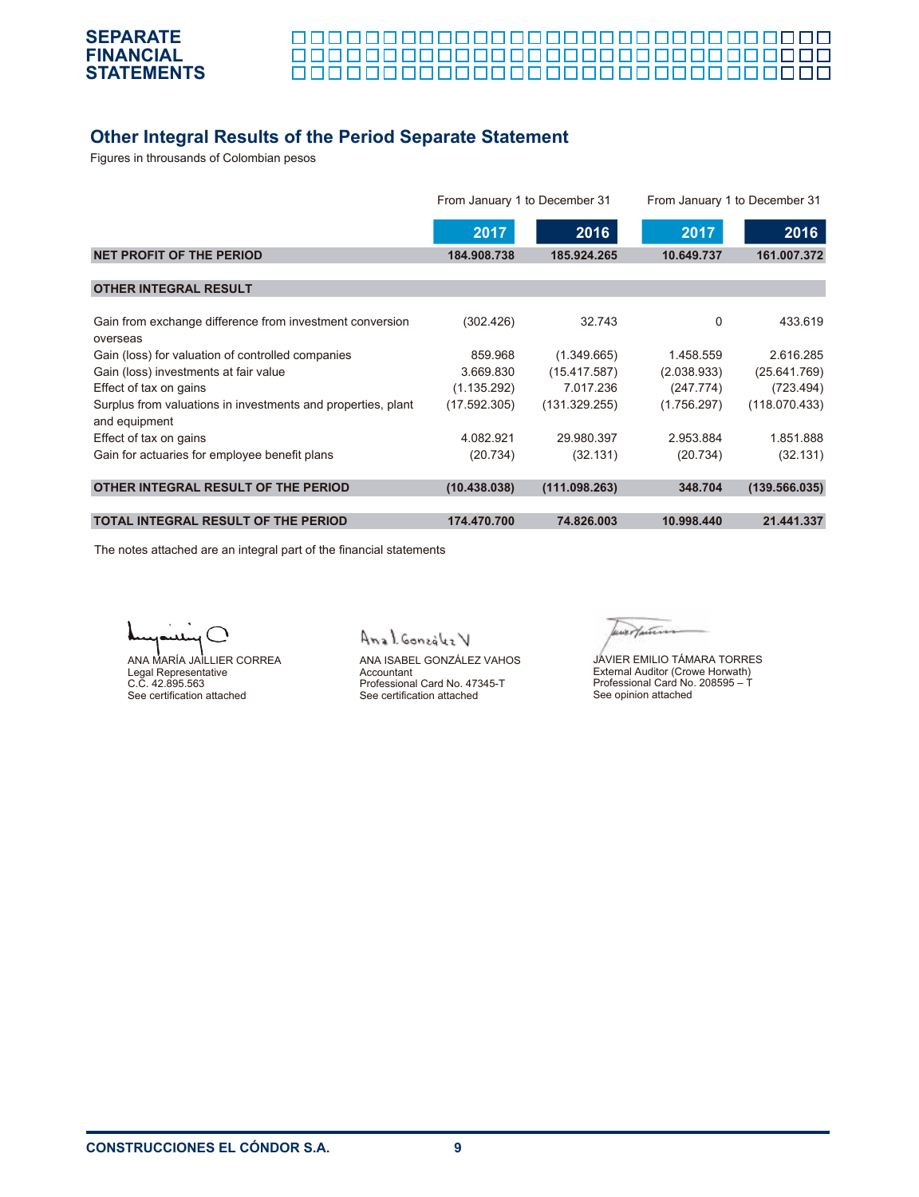## Other Integral Results of the Period Separate Statement

Figures in throusands of Colombian pesos

| | From January 1 to December 31 | | From January 1 to December 31 | |
|---|---|---|---|---|
| | **2017** | **2016** | **2017** | **2016** |
| **NET PROFIT OF THE PERIOD** | **184.908.738** | **185.924.265** | **10.649.737** | **161.007.372** |
| **OTHER INTEGRAL RESULT** | | | | |
| Gain from exchange difference from investment conversion overseas | (302.426) | 32.743 | 0 | 433.619 |
| Gain (loss) for valuation of controlled companies | 859.968 | (1.349.665) | 1.458.559 | 2.616.285 |
| Gain (loss) investments at fair value | 3.669.830 | (15.417.587) | (2.038.933) | (25.641.769) |
| Effect of tax on gains | (1.135.292) | 7.017.236 | (247.774) | (723.494) |
| Surplus from valuations in investments and properties, plant and equipment | (17.592.305) | (131.329.255) | (1.756.297) | (118.070.433) |
| Effect of tax on gains | 4.082.921 | 29.980.397 | 2.953.884 | 1.851.888 |
| Gain for actuaries for employee benefit plans | (20.734) | (32.131) | (20.734) | (32.131) |
| **OTHER INTEGRAL RESULT OF THE PERIOD** | **(10.438.038)** | **(111.098.263)** | **348.704** | **(139.566.035)** |
| **TOTAL INTEGRAL RESULT OF THE PERIOD** | **174.470.700** | **74.826.003** | **10.998.440** | **21.441.337** |

The notes attached are an integral part of the financial statements

ANA MARÍA JAILLIER CORREA
Legal Representative
C.C. 42.895.563
See certification attached

ANA ISABEL GONZÁLEZ VAHOS
Accountant
Professional Card No. 47345-T
See certification attached

JAVIER EMILIO TÁMARA TORRES
External Auditor (Crowe Horwath)
Professional Card No. 208595 – T
See opinion attached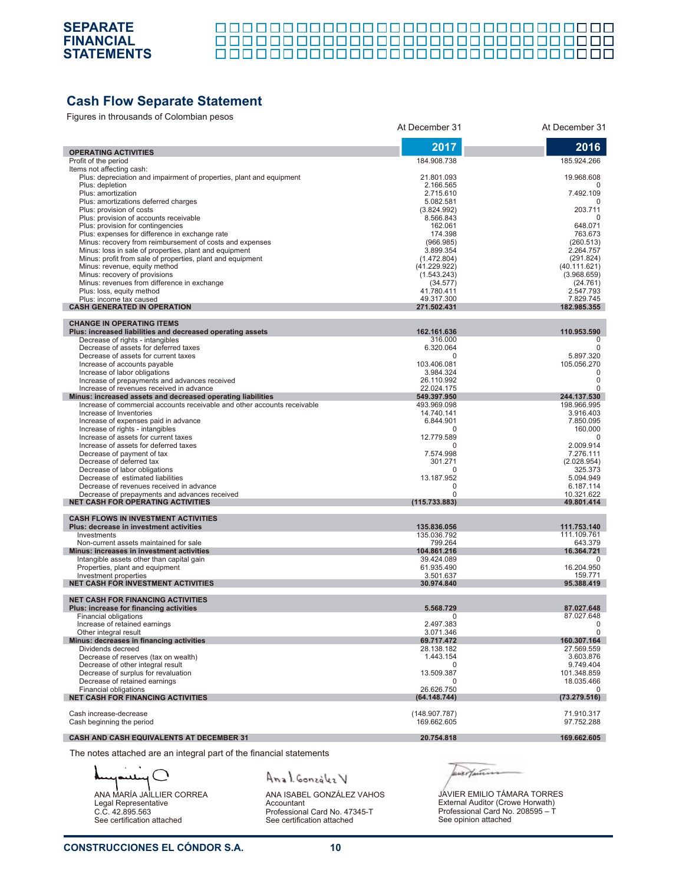## Cash Flow Separate Statement

Figures in throusands of Colombian pesos

| | At December 31 2017 | At December 31 2016 |
|---|---|---|
| **OPERATING ACTIVITIES** | | |
| Profit of the period | 184.908.738 | 185.924.266 |
| Items not affecting cash: | | |
| Plus: depreciation and impairment of properties, plant and equipment | 21.801.093 | 19.968.608 |
| Plus: depletion | 2.166.565 | 0 |
| Plus: amortization | 2.715.610 | 7.492.109 |
| Plus: amortizations deferred charges | 5.082.581 | 0 |
| Plus: provision of costs | (3.824.992) | 203.711 |
| Plus: provision of accounts receivable | 8.566.843 | 0 |
| Plus: provision for contingencies | 162.061 | 648.071 |
| Plus: expenses for difference in exchange rate | 174.398 | 763.673 |
| Minus: recovery from reimbursement of costs and expenses | (966.985) | (260.513) |
| Minus: loss in sale of properties, plant and equipment | 3.899.354 | 2.264.757 |
| Minus: profit from sale of properties, plant and equipment | (1.472.804) | (291.824) |
| Minus: revenue, equity method | (41.229.922) | (40.111.621) |
| Minus: recovery of provisions | (1.543.243) | (3.968.659) |
| Minus: revenues from difference in exchange | (34.577) | (24.761) |
| Plus: loss, equity method | 41.780.411 | 2.547.793 |
| Plus: income tax caused | 49.317.300 | 7.829.745 |
| **CASH GENERATED IN OPERATION** | **271.502.431** | **182.985.355** |
| **CHANGE IN OPERATING ITEMS** | | |
| **Plus: increased liabilities and decreased operating assets** | **162.161.636** | **110.953.590** |
| Decrease of rights - intangibles | 316.000 | 0 |
| Decrease of assets for deferred taxes | 6.320.064 | 0 |
| Decrease of assets for current taxes | 0 | 5.897.320 |
| Increase of accounts payable | 103.406.081 | 105.056.270 |
| Increase of labor obligations | 3.984.324 | 0 |
| Increase of prepayments and advances received | 26.110.992 | 0 |
| Increase of revenues received in advance | 22.024.175 | 0 |
| **Minus: increased assets and decreased operating liabilities** | **549.397.950** | **244.137.530** |
| Increase of commercial accounts receivable and other accounts receivable | 493.969.098 | 198.966.995 |
| Increase of Inventories | 14.740.141 | 3.916.403 |
| Increase of expenses paid in advance | 6.844.901 | 7.850.095 |
| Increase of rights - intangibles | 0 | 160.000 |
| Increase of assets for current taxes | 12.779.589 | 0 |
| Increase of assets for deferred taxes | 0 | 2.009.914 |
| Decrease of payment of tax | 7.574.998 | 7.276.111 |
| Decrease of deferred tax | 301.271 | (2.028.954) |
| Decrease of labor obligations | 0 | 325.373 |
| Decrease of estimated liabilities | 13.187.952 | 5.094.949 |
| Decrease of revenues received in advance | 0 | 6.187.114 |
| Decrease of prepayments and advances received | 0 | 10.321.622 |
| **NET CASH FOR OPERATING ACTIVITIES** | **(115.733.883)** | **49.801.414** |
| **CASH FLOWS IN INVESTMENT ACTIVITIES** | | |
| **Plus: decrease in investment activities** | **135.836.056** | **111.753.140** |
| Investments | 135.036.792 | 111.109.761 |
| Non-current assets maintained for sale | 799.264 | 643.379 |
| **Minus: increases in investment activities** | **104.861.216** | **16.364.721** |
| Intangible assets other than capital gain | 39.424.089 | 0 |
| Properties, plant and equipment | 61.935.490 | 16.204.950 |
| Investment properties | 3.501.637 | 159.771 |
| **NET CASH FOR INVESTMENT ACTIVITIES** | **30.974.840** | **95.388.419** |
| **NET CASH FOR FINANCING ACTIVITIES** | | |
| **Plus: increase for financing activities** | **5.568.729** | **87.027.648** |
| Financial obligations | 0 | 87.027.648 |
| Increase of retained earnings | 2.497.383 | 0 |
| Other integral result | 3.071.346 | 0 |
| **Minus: decreases in financing activities** | **69.717.472** | **160.307.164** |
| Dividends decreed | 28.138.182 | 27.569.559 |
| Decrease of reserves (tax on wealth) | 1.443.154 | 3.603.876 |
| Decrease of other integral result | 0 | 9.749.404 |
| Decrease of surplus for revaluation | 13.509.387 | 101.348.859 |
| Decrease of retained earnings | 0 | 18.035.466 |
| Financial obligations | 26.626.750 | 0 |
| **NET CASH FOR FINANCING ACTIVITIES** | **(64.148.744)** | **(73.279.516)** |
| Cash increase-decrease | (148.907.787) | 71.910.317 |
| Cash beginning the period | 169.662.605 | 97.752.288 |
| **CASH AND CASH EQUIVALENTS AT DECEMBER 31** | **20.754.818** | **169.662.605** |

The notes attached are an integral part of the financial statements

ANA MARÍA JAILLIER CORREA
Legal Representative
C.C. 42.895.563
See certification attached

ANA ISABEL GONZÁLEZ VAHOS
Accountant
Professional Card No. 47345-T
See certification attached

JAVIER EMILIO TÁMARA TORRES
External Auditor (Crowe Horwath)
Professional Card No. 208595 – T
See opinion attached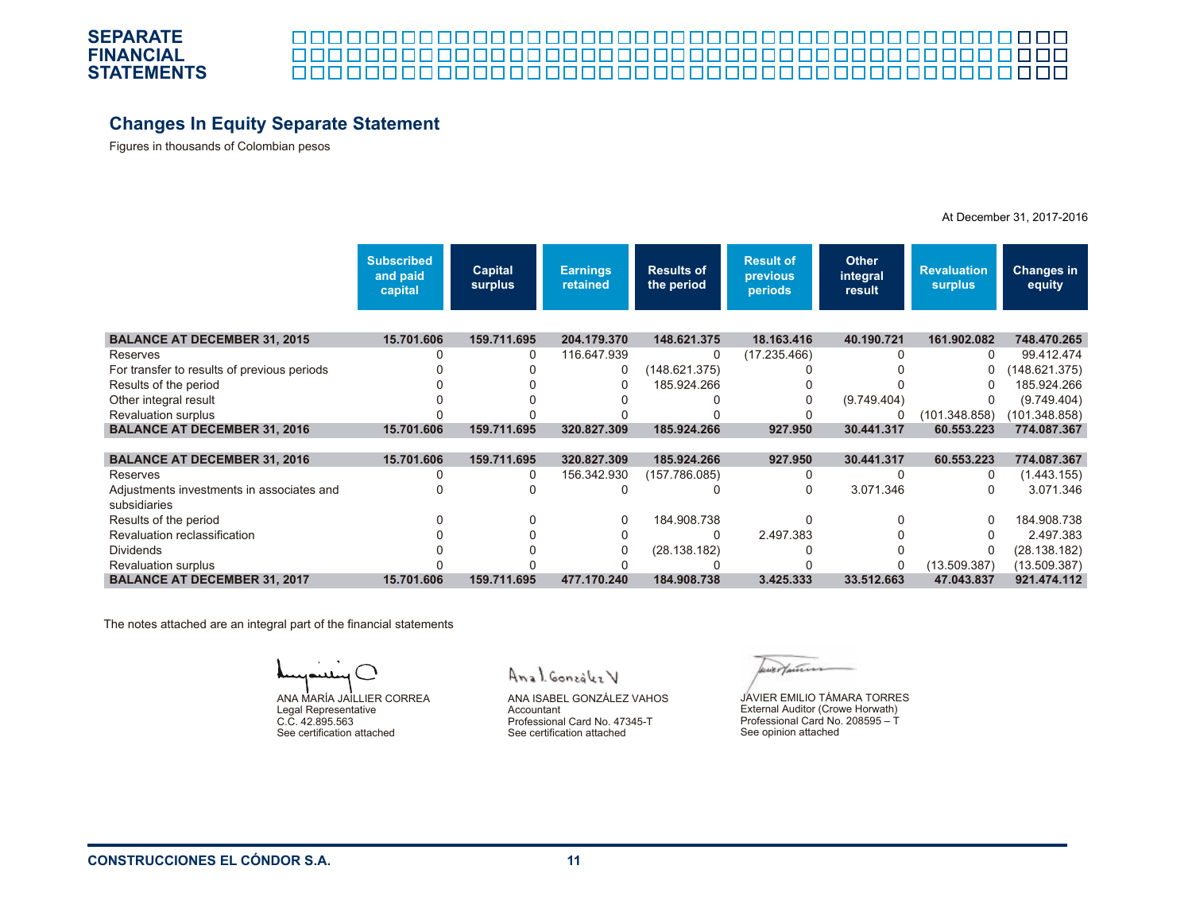# SEPARATE FINANCIAL STATEMENTS

## Changes In Equity Separate Statement

Figures in thousands of Colombian pesos

At December 31, 2017-2016

| | Subscribed and paid capital | Capital surplus | Earnings retained | Results of the period | Result of previous periods | Other integral result | Revaluation surplus | Changes in equity |
|---|---|---|---|---|---|---|---|---|
| **BALANCE AT DECEMBER 31, 2015** | **15.701.606** | **159.711.695** | **204.179.370** | **148.621.375** | **18.163.416** | **40.190.721** | **161.902.082** | **748.470.265** |
| Reserves | 0 | 0 | 116.647.939 | 0 | (17.235.466) | 0 | 0 | 99.412.474 |
| For transfer to results of previous periods | 0 | 0 | 0 | (148.621.375) | 0 | 0 | 0 | (148.621.375) |
| Results of the period | 0 | 0 | 0 | 185.924.266 | 0 | 0 | 0 | 185.924.266 |
| Other integral result | 0 | 0 | 0 | 0 | 0 | (9.749.404) | 0 | (9.749.404) |
| Revaluation surplus | 0 | 0 | 0 | 0 | 0 | 0 | (101.348.858) | (101.348.858) |
| **BALANCE AT DECEMBER 31, 2016** | **15.701.606** | **159.711.695** | **320.827.309** | **185.924.266** | **927.950** | **30.441.317** | **60.553.223** | **774.087.367** |
| | | | | | | | | |
| **BALANCE AT DECEMBER 31, 2016** | **15.701.606** | **159.711.695** | **320.827.309** | **185.924.266** | **927.950** | **30.441.317** | **60.553.223** | **774.087.367** |
| Reserves | 0 | 0 | 156.342.930 | (157.786.085) | 0 | 0 | 0 | (1.443.155) |
| Adjustments investments in associates and subsidiaries | 0 | 0 | 0 | 0 | 0 | 3.071.346 | 0 | 3.071.346 |
| Results of the period | 0 | 0 | 0 | 184.908.738 | 0 | 0 | 0 | 184.908.738 |
| Revaluation reclassification | 0 | 0 | 0 | 0 | 2.497.383 | 0 | 0 | 2.497.383 |
| Dividends | 0 | 0 | 0 | (28.138.182) | 0 | 0 | 0 | (28.138.182) |
| Revaluation surplus | 0 | 0 | 0 | 0 | 0 | 0 | (13.509.387) | (13.509.387) |
| **BALANCE AT DECEMBER 31, 2017** | **15.701.606** | **159.711.695** | **477.170.240** | **184.908.738** | **3.425.333** | **33.512.663** | **47.043.837** | **921.474.112** |

The notes attached are an integral part of the financial statements

ANA MARÍA JAILLIER CORREA
Legal Representative
C.C. 42.895.563
See certification attached

ANA ISABEL GONZÁLEZ VAHOS
Accountant
Professional Card No. 47345-T
See certification attached

JAVIER EMILIO TÁMARA TORRES
External Auditor (Crowe Horwath)
Professional Card No. 208595 – T
See opinion attached

CONSTRUCCIONES EL CÓNDOR S.A.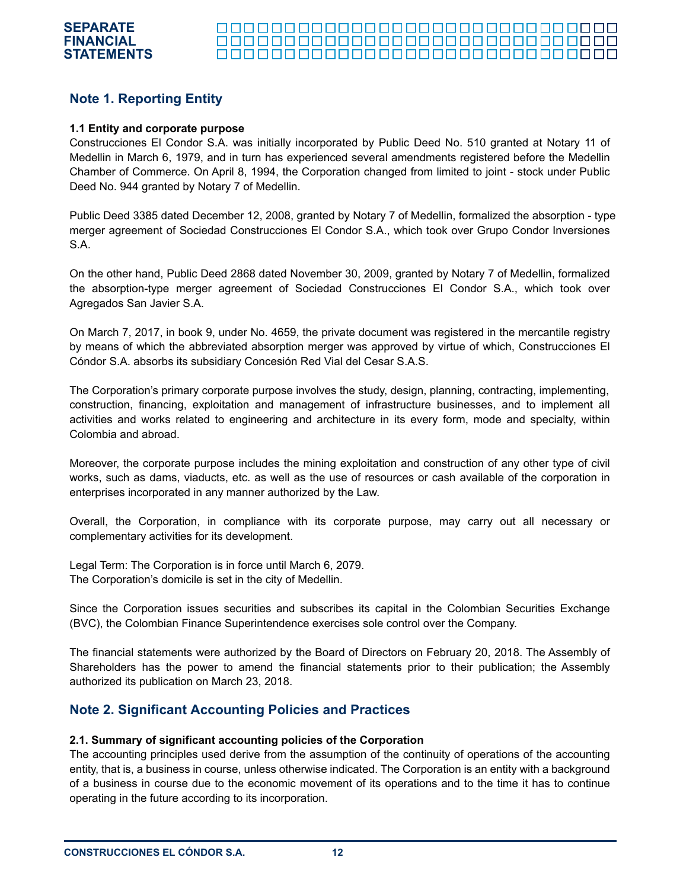## Note 1. Reporting Entity

**1.1 Entity and corporate purpose**

Construcciones El Condor S.A. was initially incorporated by Public Deed No. 510 granted at Notary 11 of Medellin in March 6, 1979, and in turn has experienced several amendments registered before the Medellin Chamber of Commerce. On April 8, 1994, the Corporation changed from limited to joint - stock under Public Deed No. 944 granted by Notary 7 of Medellin.

Public Deed 3385 dated December 12, 2008, granted by Notary 7 of Medellin, formalized the absorption - type merger agreement of Sociedad Construcciones El Condor S.A., which took over Grupo Condor Inversiones S.A.

On the other hand, Public Deed 2868 dated November 30, 2009, granted by Notary 7 of Medellin, formalized the absorption-type merger agreement of Sociedad Construcciones El Condor S.A., which took over Agregados San Javier S.A.

On March 7, 2017, in book 9, under No. 4659, the private document was registered in the mercantile registry by means of which the abbreviated absorption merger was approved by virtue of which, Construcciones El Cóndor S.A. absorbs its subsidiary Concesión Red Vial del Cesar S.A.S.

The Corporation's primary corporate purpose involves the study, design, planning, contracting, implementing, construction, financing, exploitation and management of infrastructure businesses, and to implement all activities and works related to engineering and architecture in its every form, mode and specialty, within Colombia and abroad.

Moreover, the corporate purpose includes the mining exploitation and construction of any other type of civil works, such as dams, viaducts, etc. as well as the use of resources or cash available of the corporation in enterprises incorporated in any manner authorized by the Law.

Overall, the Corporation, in compliance with its corporate purpose, may carry out all necessary or complementary activities for its development.

Legal Term: The Corporation is in force until March 6, 2079.
The Corporation's domicile is set in the city of Medellin.

Since the Corporation issues securities and subscribes its capital in the Colombian Securities Exchange (BVC), the Colombian Finance Superintendence exercises sole control over the Company.

The financial statements were authorized by the Board of Directors on February 20, 2018. The Assembly of Shareholders has the power to amend the financial statements prior to their publication; the Assembly authorized its publication on March 23, 2018.

## Note 2. Significant Accounting Policies and Practices

**2.1. Summary of significant accounting policies of the Corporation**

The accounting principles used derive from the assumption of the continuity of operations of the accounting entity, that is, a business in course, unless otherwise indicated. The Corporation is an entity with a background of a business in course due to the economic movement of its operations and to the time it has to continue operating in the future according to its incorporation.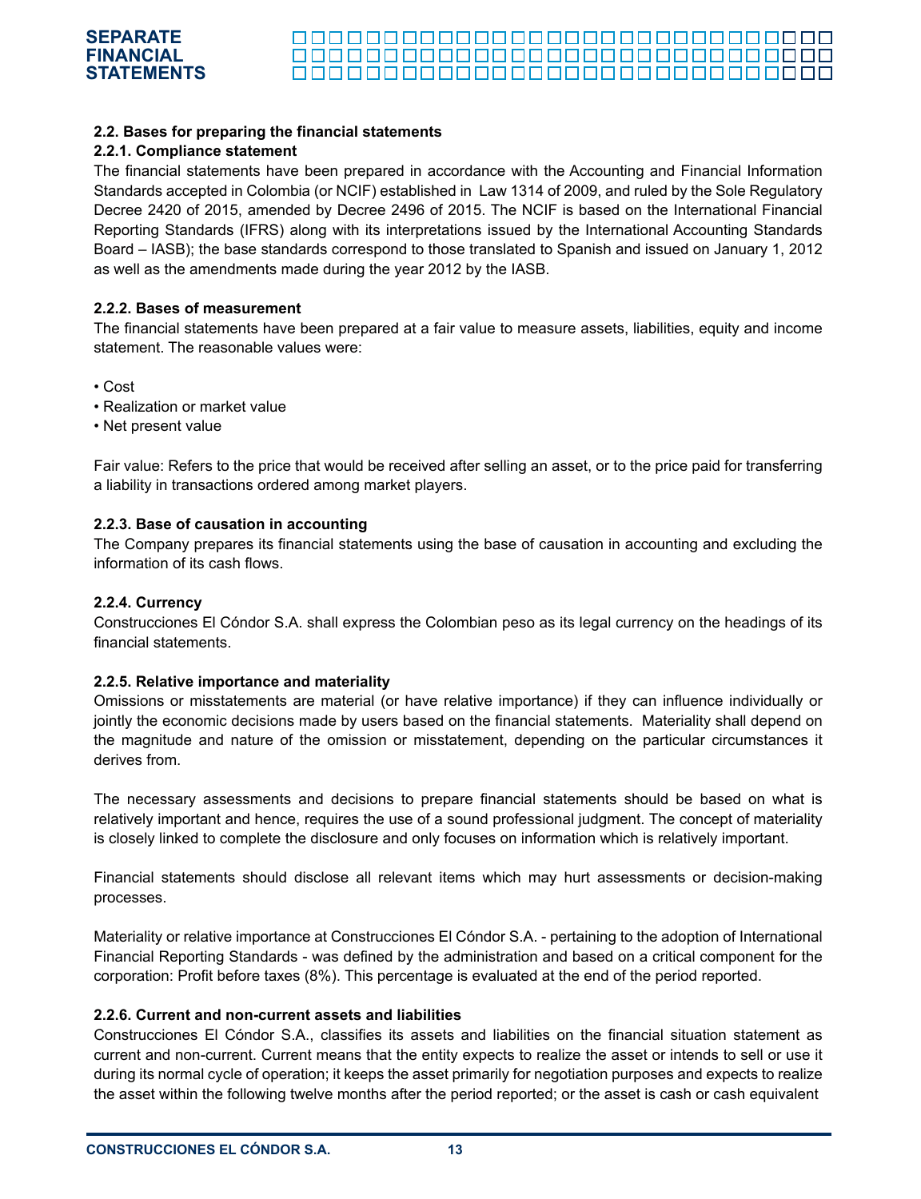### 2.2. Bases for preparing the financial statements

#### 2.2.1. Compliance statement

The financial statements have been prepared in accordance with the Accounting and Financial Information Standards accepted in Colombia (or NCIF) established in Law 1314 of 2009, and ruled by the Sole Regulatory Decree 2420 of 2015, amended by Decree 2496 of 2015. The NCIF is based on the International Financial Reporting Standards (IFRS) along with its interpretations issued by the International Accounting Standards Board – IASB); the base standards correspond to those translated to Spanish and issued on January 1, 2012 as well as the amendments made during the year 2012 by the IASB.

#### 2.2.2. Bases of measurement

The financial statements have been prepared at a fair value to measure assets, liabilities, equity and income statement. The reasonable values were:

- Cost
- Realization or market value
- Net present value

Fair value: Refers to the price that would be received after selling an asset, or to the price paid for transferring a liability in transactions ordered among market players.

#### 2.2.3. Base of causation in accounting

The Company prepares its financial statements using the base of causation in accounting and excluding the information of its cash flows.

#### 2.2.4. Currency

Construcciones El Cóndor S.A. shall express the Colombian peso as its legal currency on the headings of its financial statements.

#### 2.2.5. Relative importance and materiality

Omissions or misstatements are material (or have relative importance) if they can influence individually or jointly the economic decisions made by users based on the financial statements. Materiality shall depend on the magnitude and nature of the omission or misstatement, depending on the particular circumstances it derives from.

The necessary assessments and decisions to prepare financial statements should be based on what is relatively important and hence, requires the use of a sound professional judgment. The concept of materiality is closely linked to complete the disclosure and only focuses on information which is relatively important.

Financial statements should disclose all relevant items which may hurt assessments or decision-making processes.

Materiality or relative importance at Construcciones El Cóndor S.A. - pertaining to the adoption of International Financial Reporting Standards - was defined by the administration and based on a critical component for the corporation: Profit before taxes (8%). This percentage is evaluated at the end of the period reported.

#### 2.2.6. Current and non-current assets and liabilities

Construcciones El Cóndor S.A., classifies its assets and liabilities on the financial situation statement as current and non-current. Current means that the entity expects to realize the asset or intends to sell or use it during its normal cycle of operation; it keeps the asset primarily for negotiation purposes and expects to realize the asset within the following twelve months after the period reported; or the asset is cash or cash equivalent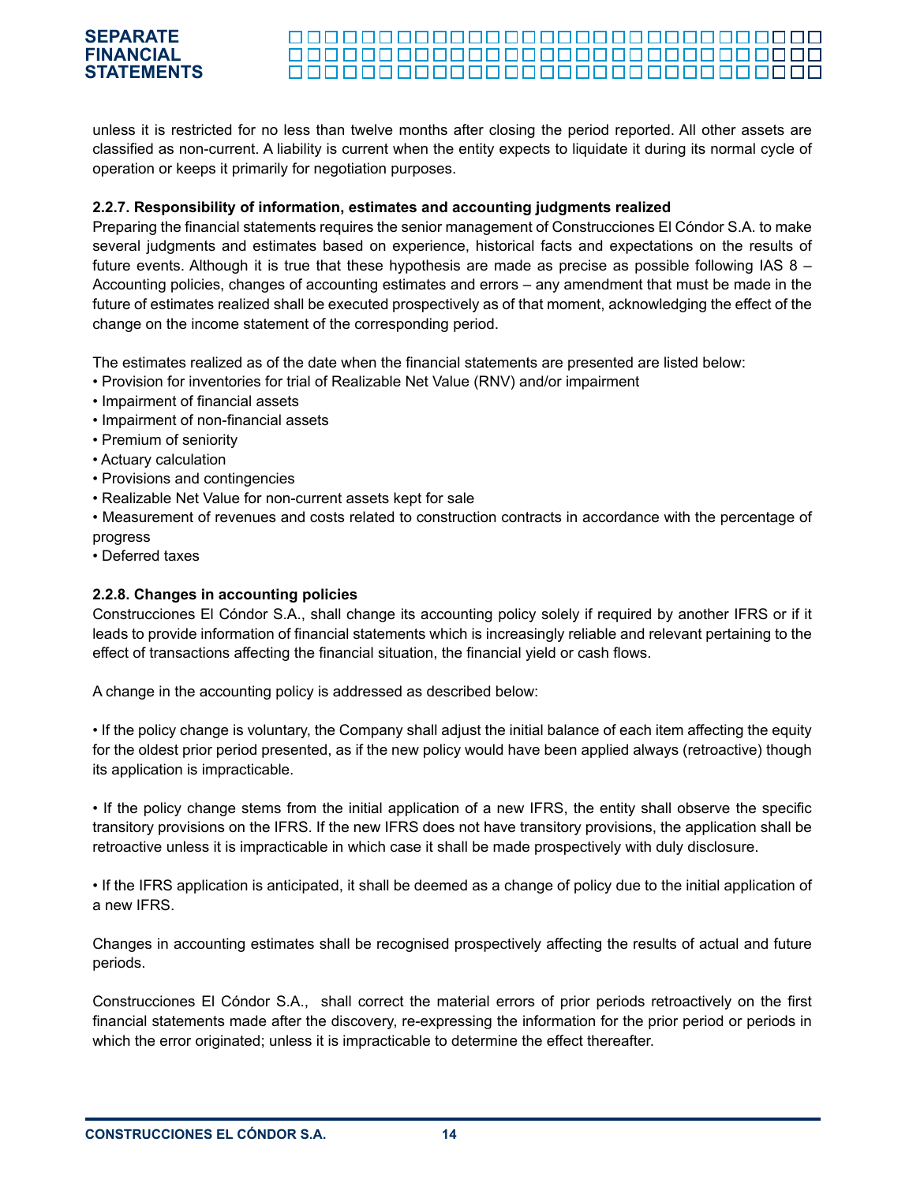unless it is restricted for no less than twelve months after closing the period reported. All other assets are classified as non-current. A liability is current when the entity expects to liquidate it during its normal cycle of operation or keeps it primarily for negotiation purposes.

**2.2.7. Responsibility of information, estimates and accounting judgments realized**

Preparing the financial statements requires the senior management of Construcciones El Cóndor S.A. to make several judgments and estimates based on experience, historical facts and expectations on the results of future events. Although it is true that these hypothesis are made as precise as possible following IAS 8 – Accounting policies, changes of accounting estimates and errors – any amendment that must be made in the future of estimates realized shall be executed prospectively as of that moment, acknowledging the effect of the change on the income statement of the corresponding period.

The estimates realized as of the date when the financial statements are presented are listed below:

- Provision for inventories for trial of Realizable Net Value (RNV) and/or impairment
- Impairment of financial assets
- Impairment of non-financial assets
- Premium of seniority
- Actuary calculation
- Provisions and contingencies
- Realizable Net Value for non-current assets kept for sale
- Measurement of revenues and costs related to construction contracts in accordance with the percentage of progress
- Deferred taxes

**2.2.8. Changes in accounting policies**

Construcciones El Cóndor S.A., shall change its accounting policy solely if required by another IFRS or if it leads to provide information of financial statements which is increasingly reliable and relevant pertaining to the effect of transactions affecting the financial situation, the financial yield or cash flows.

A change in the accounting policy is addressed as described below:

- If the policy change is voluntary, the Company shall adjust the initial balance of each item affecting the equity for the oldest prior period presented, as if the new policy would have been applied always (retroactive) though its application is impracticable.

- If the policy change stems from the initial application of a new IFRS, the entity shall observe the specific transitory provisions on the IFRS. If the new IFRS does not have transitory provisions, the application shall be retroactive unless it is impracticable in which case it shall be made prospectively with duly disclosure.

- If the IFRS application is anticipated, it shall be deemed as a change of policy due to the initial application of a new IFRS.

Changes in accounting estimates shall be recognised prospectively affecting the results of actual and future periods.

Construcciones El Cóndor S.A., shall correct the material errors of prior periods retroactively on the first financial statements made after the discovery, re-expressing the information for the prior period or periods in which the error originated; unless it is impracticable to determine the effect thereafter.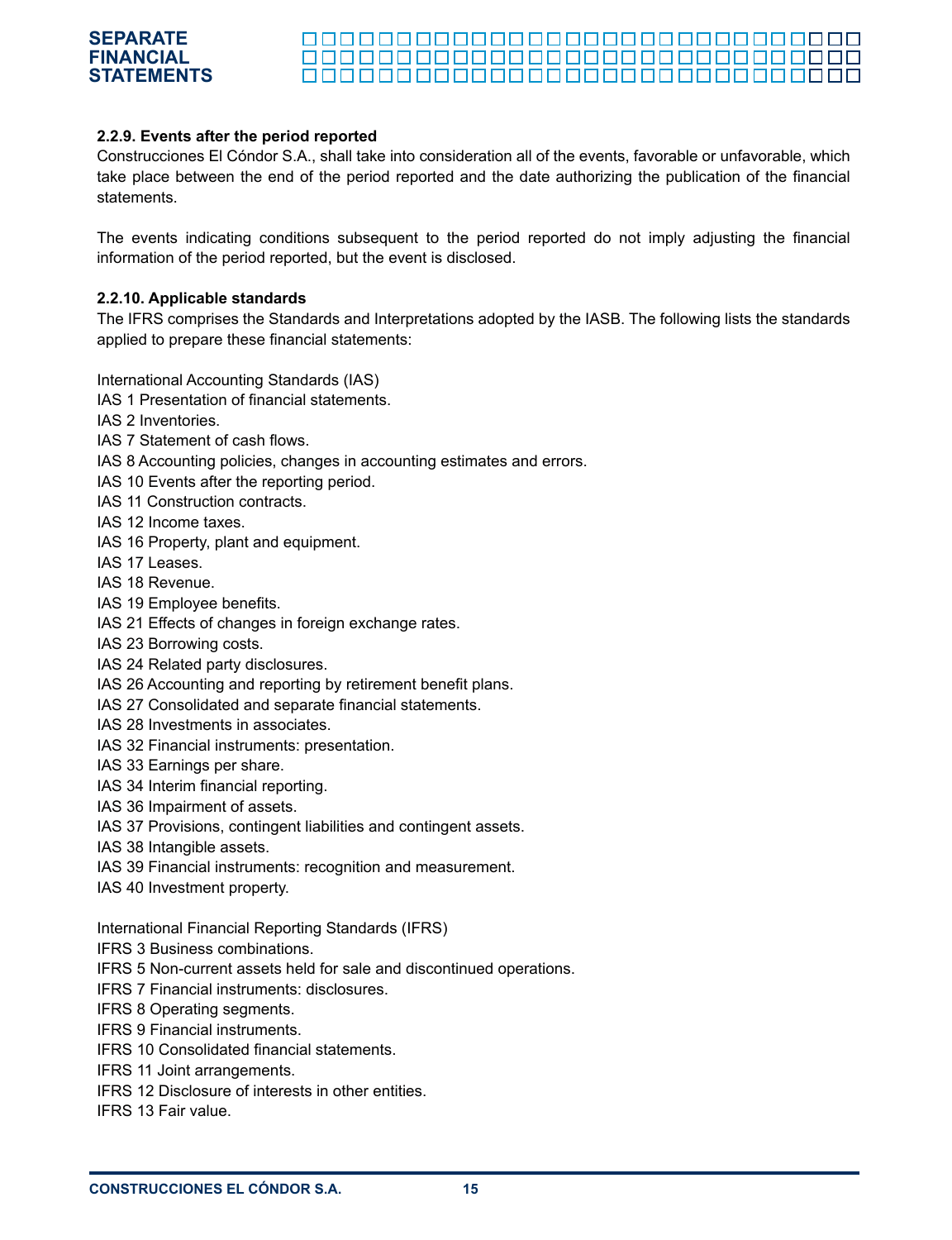#### 2.2.9. Events after the period reported

Construcciones El Cóndor S.A., shall take into consideration all of the events, favorable or unfavorable, which take place between the end of the period reported and the date authorizing the publication of the financial statements.

The events indicating conditions subsequent to the period reported do not imply adjusting the financial information of the period reported, but the event is disclosed.

#### 2.2.10. Applicable standards

The IFRS comprises the Standards and Interpretations adopted by the IASB. The following lists the standards applied to prepare these financial statements:

International Accounting Standards (IAS)
IAS 1 Presentation of financial statements.
IAS 2 Inventories.
IAS 7 Statement of cash flows.
IAS 8 Accounting policies, changes in accounting estimates and errors.
IAS 10 Events after the reporting period.
IAS 11 Construction contracts.
IAS 12 Income taxes.
IAS 16 Property, plant and equipment.
IAS 17 Leases.
IAS 18 Revenue.
IAS 19 Employee benefits.
IAS 21 Effects of changes in foreign exchange rates.
IAS 23 Borrowing costs.
IAS 24 Related party disclosures.
IAS 26 Accounting and reporting by retirement benefit plans.
IAS 27 Consolidated and separate financial statements.
IAS 28 Investments in associates.
IAS 32 Financial instruments: presentation.
IAS 33 Earnings per share.
IAS 34 Interim financial reporting.
IAS 36 Impairment of assets.
IAS 37 Provisions, contingent liabilities and contingent assets.
IAS 38 Intangible assets.
IAS 39 Financial instruments: recognition and measurement.
IAS 40 Investment property.

International Financial Reporting Standards (IFRS)
IFRS 3 Business combinations.
IFRS 5 Non-current assets held for sale and discontinued operations.
IFRS 7 Financial instruments: disclosures.
IFRS 8 Operating segments.
IFRS 9 Financial instruments.
IFRS 10 Consolidated financial statements.
IFRS 11 Joint arrangements.
IFRS 12 Disclosure of interests in other entities.
IFRS 13 Fair value.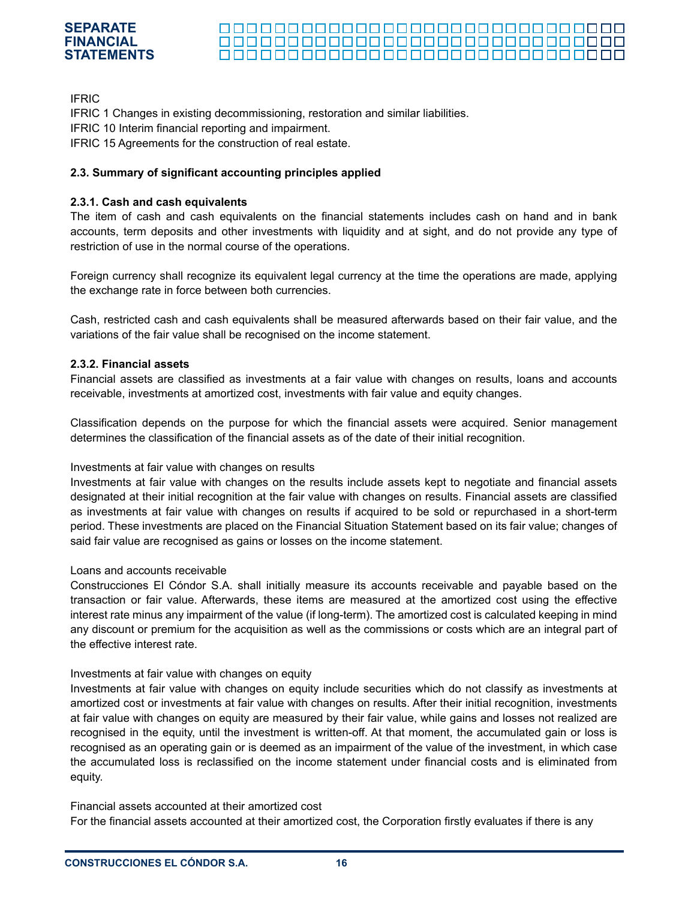IFRIC

IFRIC 1 Changes in existing decommissioning, restoration and similar liabilities.

IFRIC 10 Interim financial reporting and impairment.

IFRIC 15 Agreements for the construction of real estate.

### 2.3. Summary of significant accounting principles applied

#### 2.3.1. Cash and cash equivalents

The item of cash and cash equivalents on the financial statements includes cash on hand and in bank accounts, term deposits and other investments with liquidity and at sight, and do not provide any type of restriction of use in the normal course of the operations.

Foreign currency shall recognize its equivalent legal currency at the time the operations are made, applying the exchange rate in force between both currencies.

Cash, restricted cash and cash equivalents shall be measured afterwards based on their fair value, and the variations of the fair value shall be recognised on the income statement.

#### 2.3.2. Financial assets

Financial assets are classified as investments at a fair value with changes on results, loans and accounts receivable, investments at amortized cost, investments with fair value and equity changes.

Classification depends on the purpose for which the financial assets were acquired. Senior management determines the classification of the financial assets as of the date of their initial recognition.

Investments at fair value with changes on results

Investments at fair value with changes on the results include assets kept to negotiate and financial assets designated at their initial recognition at the fair value with changes on results. Financial assets are classified as investments at fair value with changes on results if acquired to be sold or repurchased in a short-term period. These investments are placed on the Financial Situation Statement based on its fair value; changes of said fair value are recognised as gains or losses on the income statement.

Loans and accounts receivable

Construcciones El Cóndor S.A. shall initially measure its accounts receivable and payable based on the transaction or fair value. Afterwards, these items are measured at the amortized cost using the effective interest rate minus any impairment of the value (if long-term). The amortized cost is calculated keeping in mind any discount or premium for the acquisition as well as the commissions or costs which are an integral part of the effective interest rate.

Investments at fair value with changes on equity

Investments at fair value with changes on equity include securities which do not classify as investments at amortized cost or investments at fair value with changes on results. After their initial recognition, investments at fair value with changes on equity are measured by their fair value, while gains and losses not realized are recognised in the equity, until the investment is written-off. At that moment, the accumulated gain or loss is recognised as an operating gain or is deemed as an impairment of the value of the investment, in which case the accumulated loss is reclassified on the income statement under financial costs and is eliminated from equity.

Financial assets accounted at their amortized cost

For the financial assets accounted at their amortized cost, the Corporation firstly evaluates if there is any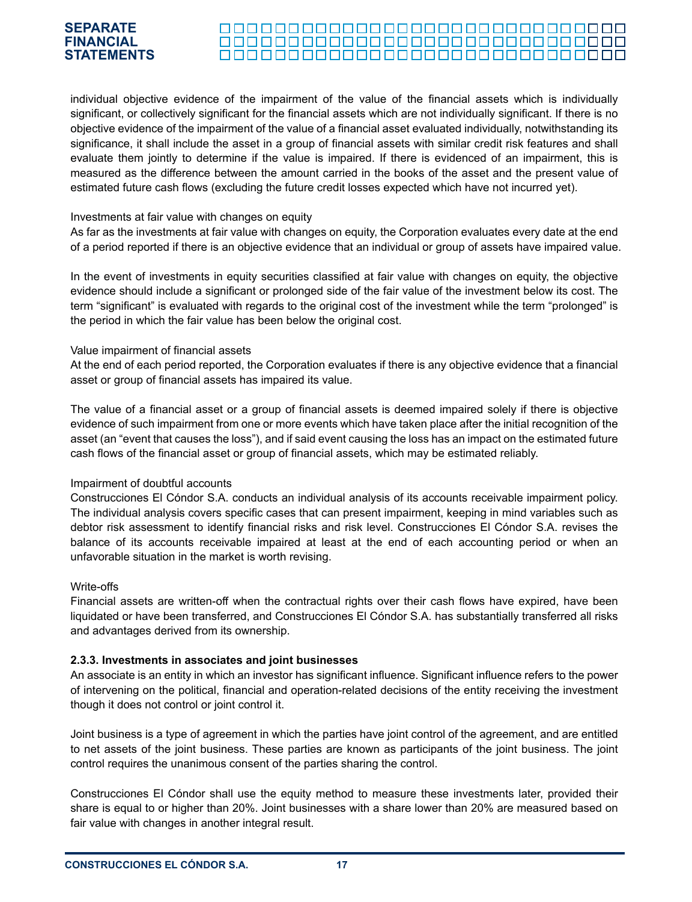individual objective evidence of the impairment of the value of the financial assets which is individually significant, or collectively significant for the financial assets which are not individually significant. If there is no objective evidence of the impairment of the value of a financial asset evaluated individually, notwithstanding its significance, it shall include the asset in a group of financial assets with similar credit risk features and shall evaluate them jointly to determine if the value is impaired. If there is evidenced of an impairment, this is measured as the difference between the amount carried in the books of the asset and the present value of estimated future cash flows (excluding the future credit losses expected which have not incurred yet).

Investments at fair value with changes on equity

As far as the investments at fair value with changes on equity, the Corporation evaluates every date at the end of a period reported if there is an objective evidence that an individual or group of assets have impaired value.

In the event of investments in equity securities classified at fair value with changes on equity, the objective evidence should include a significant or prolonged side of the fair value of the investment below its cost. The term "significant" is evaluated with regards to the original cost of the investment while the term "prolonged" is the period in which the fair value has been below the original cost.

Value impairment of financial assets

At the end of each period reported, the Corporation evaluates if there is any objective evidence that a financial asset or group of financial assets has impaired its value.

The value of a financial asset or a group of financial assets is deemed impaired solely if there is objective evidence of such impairment from one or more events which have taken place after the initial recognition of the asset (an "event that causes the loss"), and if said event causing the loss has an impact on the estimated future cash flows of the financial asset or group of financial assets, which may be estimated reliably.

Impairment of doubtful accounts

Construcciones El Cóndor S.A. conducts an individual analysis of its accounts receivable impairment policy. The individual analysis covers specific cases that can present impairment, keeping in mind variables such as debtor risk assessment to identify financial risks and risk level. Construcciones El Cóndor S.A. revises the balance of its accounts receivable impaired at least at the end of each accounting period or when an unfavorable situation in the market is worth revising.

Write-offs

Financial assets are written-off when the contractual rights over their cash flows have expired, have been liquidated or have been transferred, and Construcciones El Cóndor S.A. has substantially transferred all risks and advantages derived from its ownership.

#### 2.3.3. Investments in associates and joint businesses

An associate is an entity in which an investor has significant influence. Significant influence refers to the power of intervening on the political, financial and operation-related decisions of the entity receiving the investment though it does not control or joint control it.

Joint business is a type of agreement in which the parties have joint control of the agreement, and are entitled to net assets of the joint business. These parties are known as participants of the joint business. The joint control requires the unanimous consent of the parties sharing the control.

Construcciones El Cóndor shall use the equity method to measure these investments later, provided their share is equal to or higher than 20%. Joint businesses with a share lower than 20% are measured based on fair value with changes in another integral result.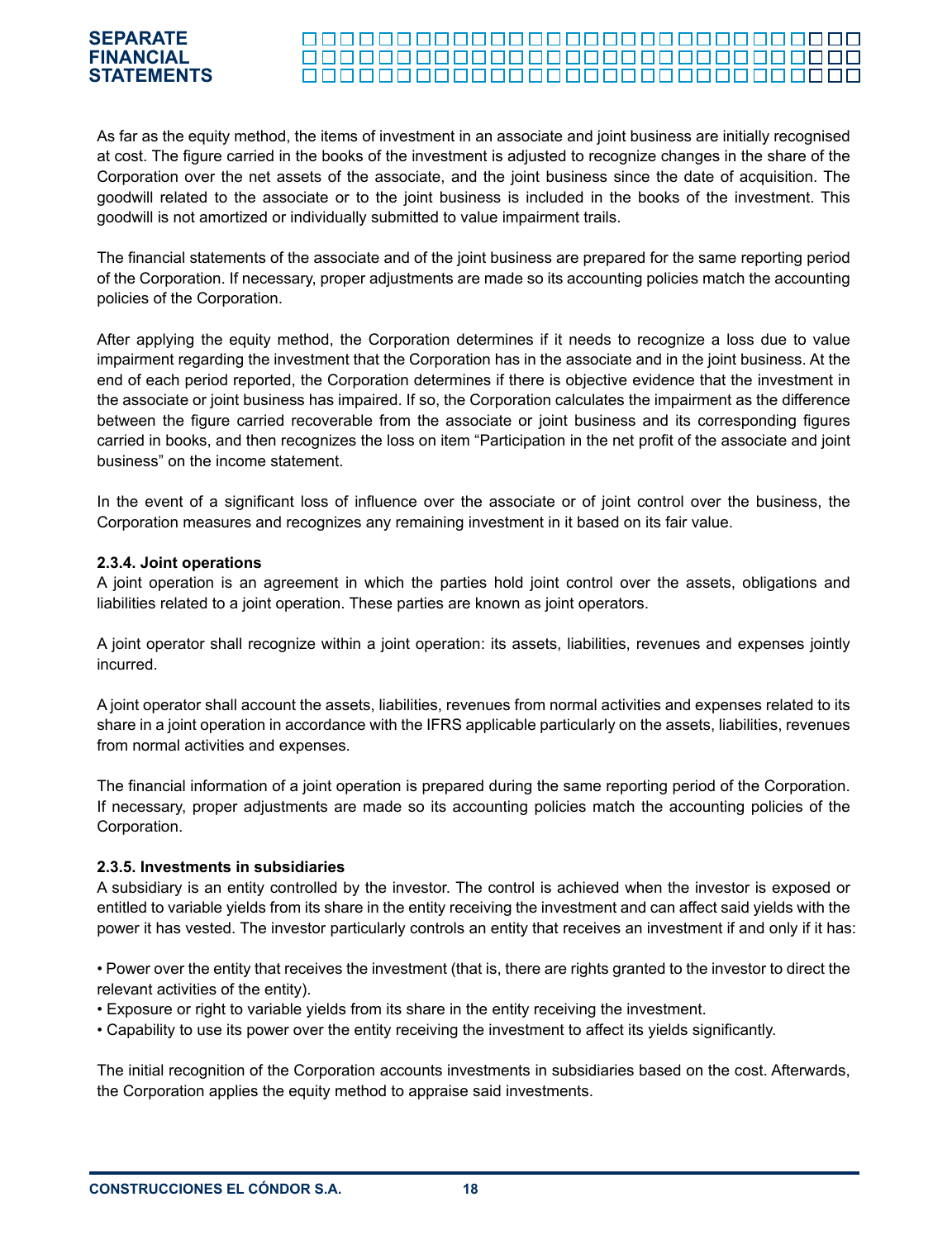As far as the equity method, the items of investment in an associate and joint business are initially recognised at cost. The figure carried in the books of the investment is adjusted to recognize changes in the share of the Corporation over the net assets of the associate, and the joint business since the date of acquisition. The goodwill related to the associate or to the joint business is included in the books of the investment. This goodwill is not amortized or individually submitted to value impairment trails.

The financial statements of the associate and of the joint business are prepared for the same reporting period of the Corporation. If necessary, proper adjustments are made so its accounting policies match the accounting policies of the Corporation.

After applying the equity method, the Corporation determines if it needs to recognize a loss due to value impairment regarding the investment that the Corporation has in the associate and in the joint business. At the end of each period reported, the Corporation determines if there is objective evidence that the investment in the associate or joint business has impaired. If so, the Corporation calculates the impairment as the difference between the figure carried recoverable from the associate or joint business and its corresponding figures carried in books, and then recognizes the loss on item "Participation in the net profit of the associate and joint business" on the income statement.

In the event of a significant loss of influence over the associate or of joint control over the business, the Corporation measures and recognizes any remaining investment in it based on its fair value.

#### 2.3.4. Joint operations

A joint operation is an agreement in which the parties hold joint control over the assets, obligations and liabilities related to a joint operation. These parties are known as joint operators.

A joint operator shall recognize within a joint operation: its assets, liabilities, revenues and expenses jointly incurred.

A joint operator shall account the assets, liabilities, revenues from normal activities and expenses related to its share in a joint operation in accordance with the IFRS applicable particularly on the assets, liabilities, revenues from normal activities and expenses.

The financial information of a joint operation is prepared during the same reporting period of the Corporation. If necessary, proper adjustments are made so its accounting policies match the accounting policies of the Corporation.

#### 2.3.5. Investments in subsidiaries

A subsidiary is an entity controlled by the investor. The control is achieved when the investor is exposed or entitled to variable yields from its share in the entity receiving the investment and can affect said yields with the power it has vested. The investor particularly controls an entity that receives an investment if and only if it has:

- Power over the entity that receives the investment (that is, there are rights granted to the investor to direct the relevant activities of the entity).
- Exposure or right to variable yields from its share in the entity receiving the investment.
- Capability to use its power over the entity receiving the investment to affect its yields significantly.

The initial recognition of the Corporation accounts investments in subsidiaries based on the cost. Afterwards, the Corporation applies the equity method to appraise said investments.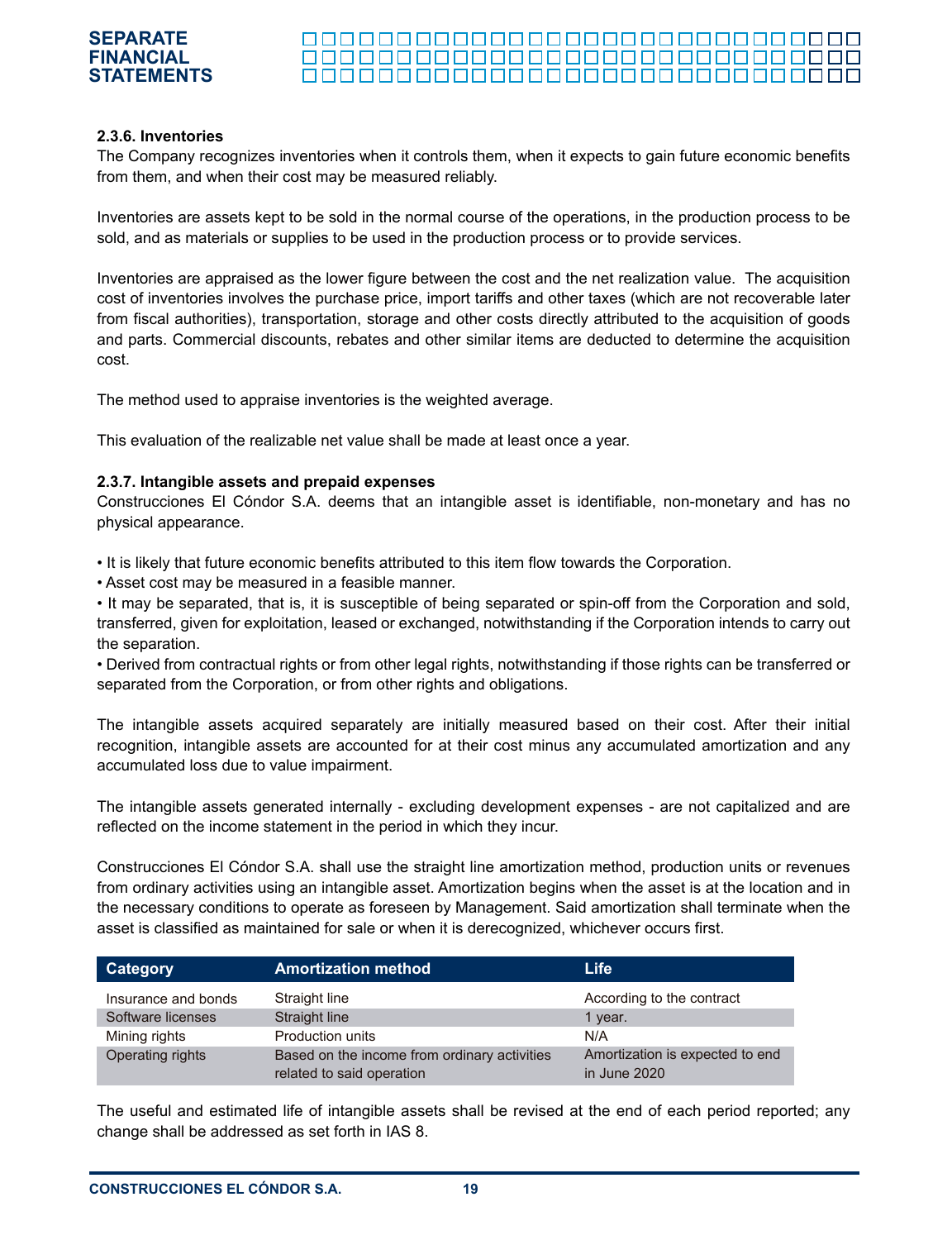#### 2.3.6. Inventories

The Company recognizes inventories when it controls them, when it expects to gain future economic benefits from them, and when their cost may be measured reliably.

Inventories are assets kept to be sold in the normal course of the operations, in the production process to be sold, and as materials or supplies to be used in the production process or to provide services.

Inventories are appraised as the lower figure between the cost and the net realization value. The acquisition cost of inventories involves the purchase price, import tariffs and other taxes (which are not recoverable later from fiscal authorities), transportation, storage and other costs directly attributed to the acquisition of goods and parts. Commercial discounts, rebates and other similar items are deducted to determine the acquisition cost.

The method used to appraise inventories is the weighted average.

This evaluation of the realizable net value shall be made at least once a year.

#### 2.3.7. Intangible assets and prepaid expenses

Construcciones El Cóndor S.A. deems that an intangible asset is identifiable, non-monetary and has no physical appearance.

• It is likely that future economic benefits attributed to this item flow towards the Corporation.
• Asset cost may be measured in a feasible manner.
• It may be separated, that is, it is susceptible of being separated or spin-off from the Corporation and sold, transferred, given for exploitation, leased or exchanged, notwithstanding if the Corporation intends to carry out the separation.
• Derived from contractual rights or from other legal rights, notwithstanding if those rights can be transferred or separated from the Corporation, or from other rights and obligations.

The intangible assets acquired separately are initially measured based on their cost. After their initial recognition, intangible assets are accounted for at their cost minus any accumulated amortization and any accumulated loss due to value impairment.

The intangible assets generated internally - excluding development expenses - are not capitalized and are reflected on the income statement in the period in which they incur.

Construcciones El Cóndor S.A. shall use the straight line amortization method, production units or revenues from ordinary activities using an intangible asset. Amortization begins when the asset is at the location and in the necessary conditions to operate as foreseen by Management. Said amortization shall terminate when the asset is classified as maintained for sale or when it is derecognized, whichever occurs first.

| Category | Amortization method | Life |
|---|---|---|
| Insurance and bonds | Straight line | According to the contract |
| Software licenses | Straight line | 1 year. |
| Mining rights | Production units | N/A |
| Operating rights | Based on the income from ordinary activities related to said operation | Amortization is expected to end in June 2020 |

The useful and estimated life of intangible assets shall be revised at the end of each period reported; any change shall be addressed as set forth in IAS 8.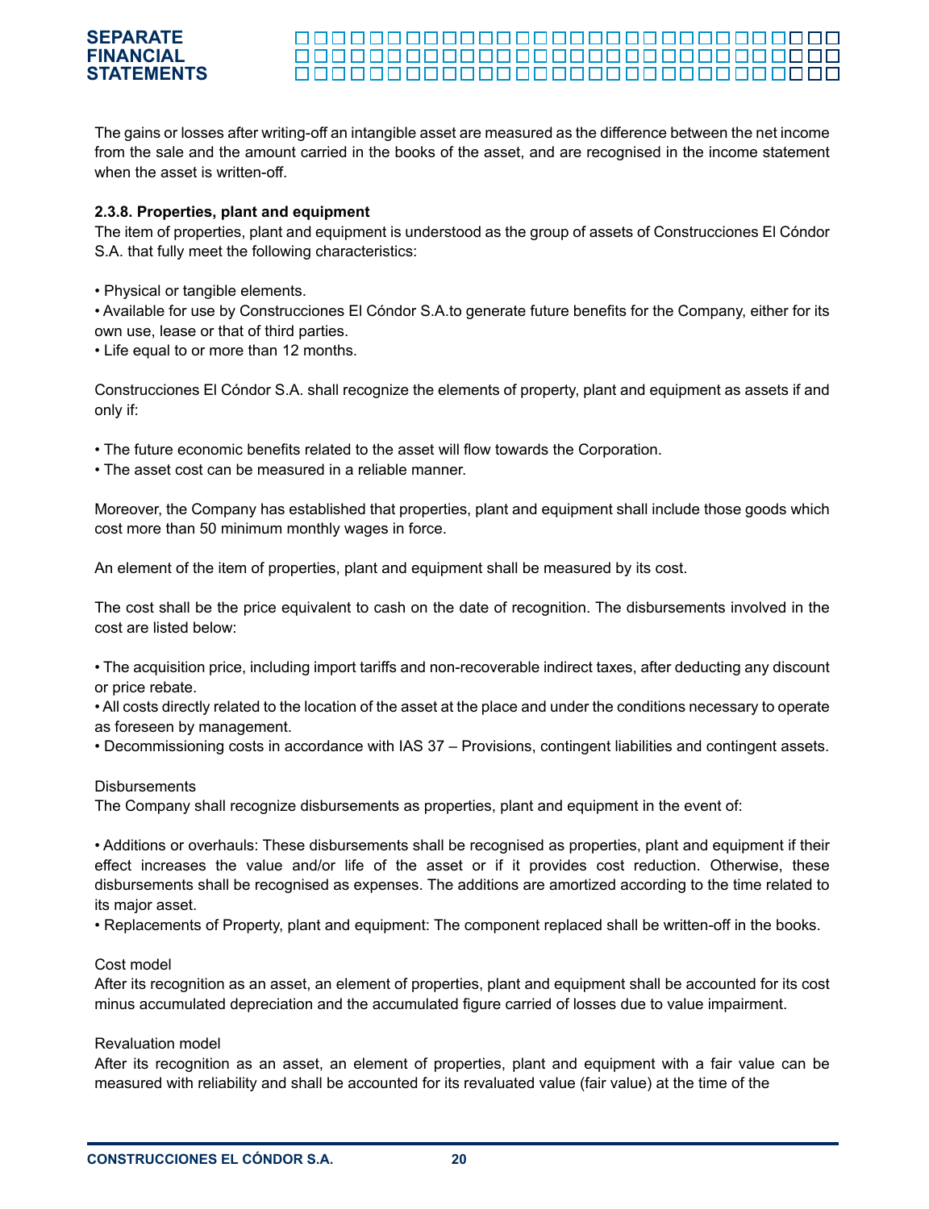The gains or losses after writing-off an intangible asset are measured as the difference between the net income from the sale and the amount carried in the books of the asset, and are recognised in the income statement when the asset is written-off.

### 2.3.8. Properties, plant and equipment

The item of properties, plant and equipment is understood as the group of assets of Construcciones El Cóndor S.A. that fully meet the following characteristics:

• Physical or tangible elements.
• Available for use by Construcciones El Cóndor S.A.to generate future benefits for the Company, either for its own use, lease or that of third parties.
• Life equal to or more than 12 months.

Construcciones El Cóndor S.A. shall recognize the elements of property, plant and equipment as assets if and only if:

• The future economic benefits related to the asset will flow towards the Corporation.
• The asset cost can be measured in a reliable manner.

Moreover, the Company has established that properties, plant and equipment shall include those goods which cost more than 50 minimum monthly wages in force.

An element of the item of properties, plant and equipment shall be measured by its cost.

The cost shall be the price equivalent to cash on the date of recognition. The disbursements involved in the cost are listed below:

• The acquisition price, including import tariffs and non-recoverable indirect taxes, after deducting any discount or price rebate.
• All costs directly related to the location of the asset at the place and under the conditions necessary to operate as foreseen by management.
• Decommissioning costs in accordance with IAS 37 – Provisions, contingent liabilities and contingent assets.

Disbursements
The Company shall recognize disbursements as properties, plant and equipment in the event of:

• Additions or overhauls: These disbursements shall be recognised as properties, plant and equipment if their effect increases the value and/or life of the asset or if it provides cost reduction. Otherwise, these disbursements shall be recognised as expenses. The additions are amortized according to the time related to its major asset.
• Replacements of Property, plant and equipment: The component replaced shall be written-off in the books.

Cost model
After its recognition as an asset, an element of properties, plant and equipment shall be accounted for its cost minus accumulated depreciation and the accumulated figure carried of losses due to value impairment.

Revaluation model
After its recognition as an asset, an element of properties, plant and equipment with a fair value can be measured with reliability and shall be accounted for its revaluated value (fair value) at the time of the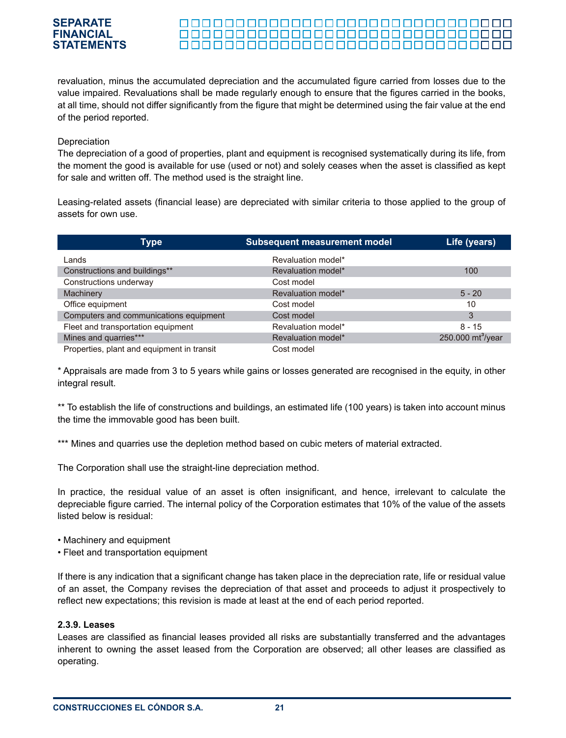revaluation, minus the accumulated depreciation and the accumulated figure carried from losses due to the value impaired. Revaluations shall be made regularly enough to ensure that the figures carried in the books, at all time, should not differ significantly from the figure that might be determined using the fair value at the end of the period reported.

Depreciation

The depreciation of a good of properties, plant and equipment is recognised systematically during its life, from the moment the good is available for use (used or not) and solely ceases when the asset is classified as kept for sale and written off. The method used is the straight line.

Leasing-related assets (financial lease) are depreciated with similar criteria to those applied to the group of assets for own use.

| Type | Subsequent measurement model | Life (years) |
|---|---|---|
| Lands | Revaluation model* | |
| Constructions and buildings** | Revaluation model* | 100 |
| Constructions underway | Cost model | |
| Machinery | Revaluation model* | 5 - 20 |
| Office equipment | Cost model | 10 |
| Computers and communications equipment | Cost model | 3 |
| Fleet and transportation equipment | Revaluation model* | 8 - 15 |
| Mines and quarries*** | Revaluation model* | 250.000 $mt^3$/year |
| Properties, plant and equipment in transit | Cost model | |

* Appraisals are made from 3 to 5 years while gains or losses generated are recognised in the equity, in other integral result.

** To establish the life of constructions and buildings, an estimated life (100 years) is taken into account minus the time the immovable good has been built.

*** Mines and quarries use the depletion method based on cubic meters of material extracted.

The Corporation shall use the straight-line depreciation method.

In practice, the residual value of an asset is often insignificant, and hence, irrelevant to calculate the depreciable figure carried. The internal policy of the Corporation estimates that 10% of the value of the assets listed below is residual:

- Machinery and equipment
- Fleet and transportation equipment

If there is any indication that a significant change has taken place in the depreciation rate, life or residual value of an asset, the Company revises the depreciation of that asset and proceeds to adjust it prospectively to reflect new expectations; this revision is made at least at the end of each period reported.

**2.3.9. Leases**

Leases are classified as financial leases provided all risks are substantially transferred and the advantages inherent to owning the asset leased from the Corporation are observed; all other leases are classified as operating.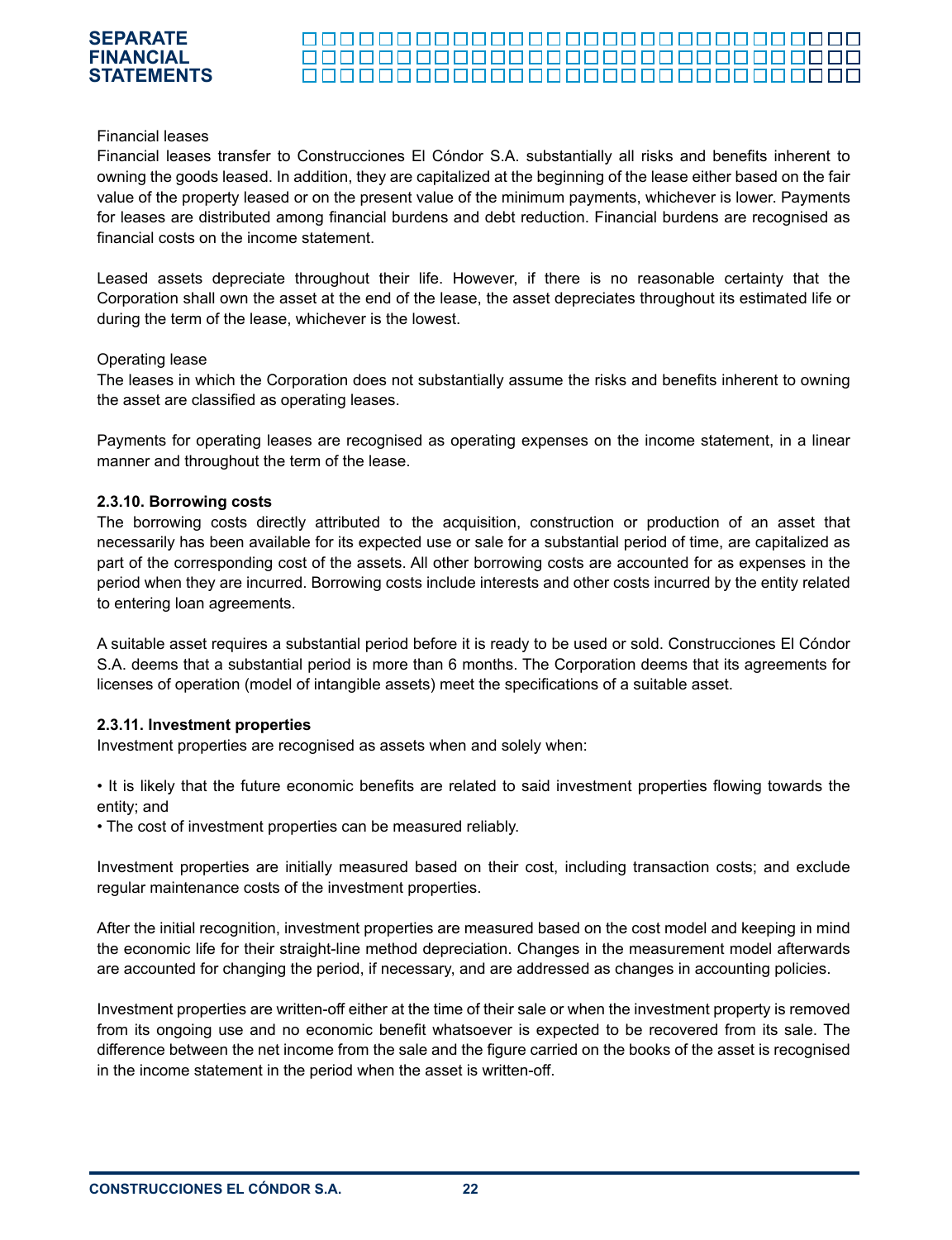Financial leases

Financial leases transfer to Construcciones El Cóndor S.A. substantially all risks and benefits inherent to owning the goods leased. In addition, they are capitalized at the beginning of the lease either based on the fair value of the property leased or on the present value of the minimum payments, whichever is lower. Payments for leases are distributed among financial burdens and debt reduction. Financial burdens are recognised as financial costs on the income statement.

Leased assets depreciate throughout their life. However, if there is no reasonable certainty that the Corporation shall own the asset at the end of the lease, the asset depreciates throughout its estimated life or during the term of the lease, whichever is the lowest.

Operating lease

The leases in which the Corporation does not substantially assume the risks and benefits inherent to owning the asset are classified as operating leases.

Payments for operating leases are recognised as operating expenses on the income statement, in a linear manner and throughout the term of the lease.

**2.3.10. Borrowing costs**

The borrowing costs directly attributed to the acquisition, construction or production of an asset that necessarily has been available for its expected use or sale for a substantial period of time, are capitalized as part of the corresponding cost of the assets. All other borrowing costs are accounted for as expenses in the period when they are incurred. Borrowing costs include interests and other costs incurred by the entity related to entering loan agreements.

A suitable asset requires a substantial period before it is ready to be used or sold. Construcciones El Cóndor S.A. deems that a substantial period is more than 6 months. The Corporation deems that its agreements for licenses of operation (model of intangible assets) meet the specifications of a suitable asset.

**2.3.11. Investment properties**

Investment properties are recognised as assets when and solely when:

- It is likely that the future economic benefits are related to said investment properties flowing towards the entity; and
- The cost of investment properties can be measured reliably.

Investment properties are initially measured based on their cost, including transaction costs; and exclude regular maintenance costs of the investment properties.

After the initial recognition, investment properties are measured based on the cost model and keeping in mind the economic life for their straight-line method depreciation. Changes in the measurement model afterwards are accounted for changing the period, if necessary, and are addressed as changes in accounting policies.

Investment properties are written-off either at the time of their sale or when the investment property is removed from its ongoing use and no economic benefit whatsoever is expected to be recovered from its sale. The difference between the net income from the sale and the figure carried on the books of the asset is recognised in the income statement in the period when the asset is written-off.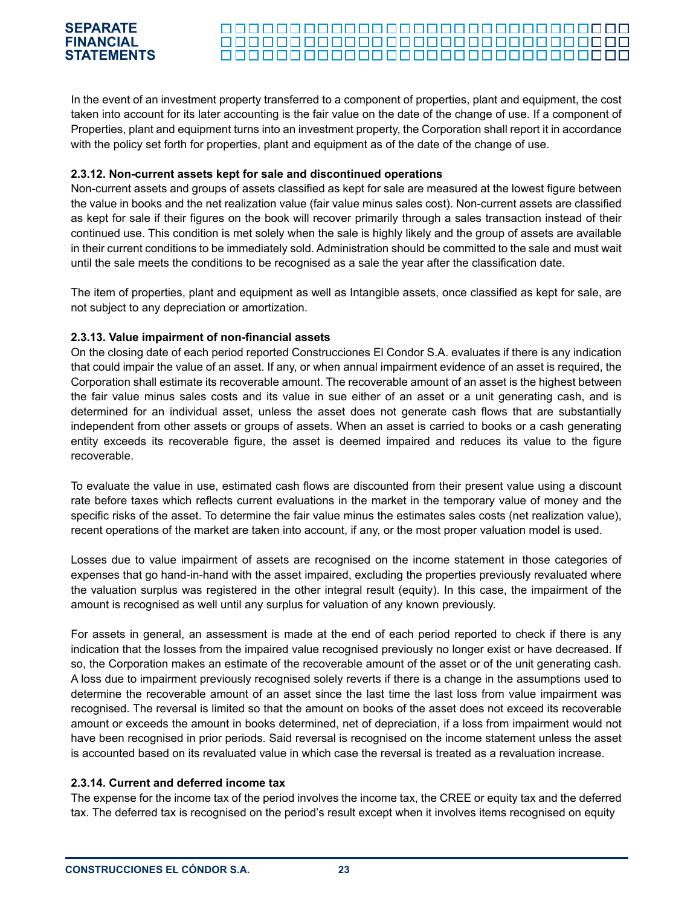In the event of an investment property transferred to a component of properties, plant and equipment, the cost taken into account for its later accounting is the fair value on the date of the change of use. If a component of Properties, plant and equipment turns into an investment property, the Corporation shall report it in accordance with the policy set forth for properties, plant and equipment as of the date of the change of use.

**2.3.12. Non-current assets kept for sale and discontinued operations**

Non-current assets and groups of assets classified as kept for sale are measured at the lowest figure between the value in books and the net realization value (fair value minus sales cost). Non-current assets are classified as kept for sale if their figures on the book will recover primarily through a sales transaction instead of their continued use. This condition is met solely when the sale is highly likely and the group of assets are available in their current conditions to be immediately sold. Administration should be committed to the sale and must wait until the sale meets the conditions to be recognised as a sale the year after the classification date.

The item of properties, plant and equipment as well as Intangible assets, once classified as kept for sale, are not subject to any depreciation or amortization.

**2.3.13. Value impairment of non-financial assets**

On the closing date of each period reported Construcciones El Condor S.A. evaluates if there is any indication that could impair the value of an asset. If any, or when annual impairment evidence of an asset is required, the Corporation shall estimate its recoverable amount. The recoverable amount of an asset is the highest between the fair value minus sales costs and its value in sue either of an asset or a unit generating cash, and is determined for an individual asset, unless the asset does not generate cash flows that are substantially independent from other assets or groups of assets. When an asset is carried to books or a cash generating entity exceeds its recoverable figure, the asset is deemed impaired and reduces its value to the figure recoverable.

To evaluate the value in use, estimated cash flows are discounted from their present value using a discount rate before taxes which reflects current evaluations in the market in the temporary value of money and the specific risks of the asset. To determine the fair value minus the estimates sales costs (net realization value), recent operations of the market are taken into account, if any, or the most proper valuation model is used.

Losses due to value impairment of assets are recognised on the income statement in those categories of expenses that go hand-in-hand with the asset impaired, excluding the properties previously revaluated where the valuation surplus was registered in the other integral result (equity). In this case, the impairment of the amount is recognised as well until any surplus for valuation of any known previously.

For assets in general, an assessment is made at the end of each period reported to check if there is any indication that the losses from the impaired value recognised previously no longer exist or have decreased. If so, the Corporation makes an estimate of the recoverable amount of the asset or of the unit generating cash. A loss due to impairment previously recognised solely reverts if there is a change in the assumptions used to determine the recoverable amount of an asset since the last time the last loss from value impairment was recognised. The reversal is limited so that the amount on books of the asset does not exceed its recoverable amount or exceeds the amount in books determined, net of depreciation, if a loss from impairment would not have been recognised in prior periods. Said reversal is recognised on the income statement unless the asset is accounted based on its revaluated value in which case the reversal is treated as a revaluation increase.

**2.3.14. Current and deferred income tax**

The expense for the income tax of the period involves the income tax, the CREE or equity tax and the deferred tax. The deferred tax is recognised on the period's result except when it involves items recognised on equity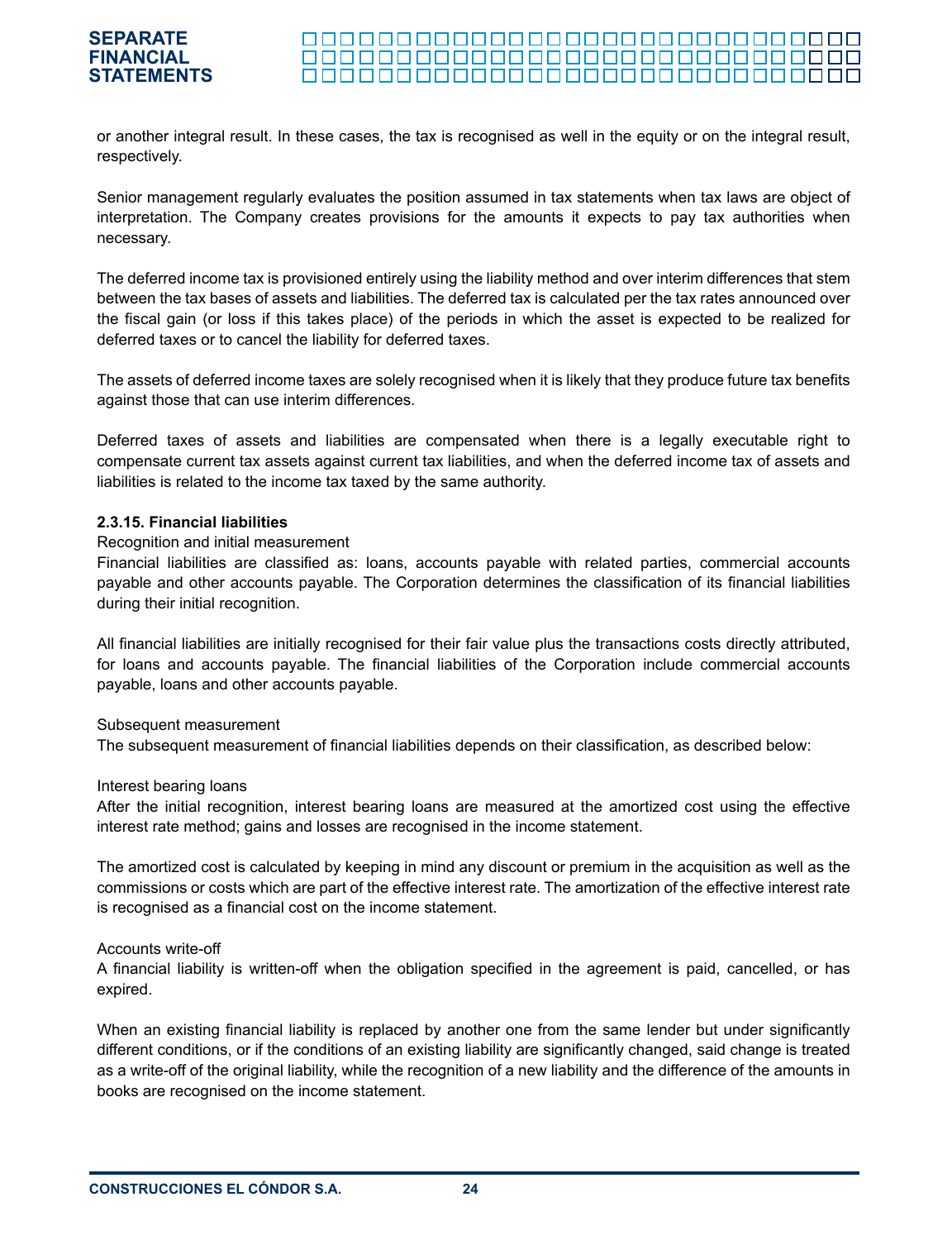or another integral result. In these cases, the tax is recognised as well in the equity or on the integral result, respectively.

Senior management regularly evaluates the position assumed in tax statements when tax laws are object of interpretation. The Company creates provisions for the amounts it expects to pay tax authorities when necessary.

The deferred income tax is provisioned entirely using the liability method and over interim differences that stem between the tax bases of assets and liabilities. The deferred tax is calculated per the tax rates announced over the fiscal gain (or loss if this takes place) of the periods in which the asset is expected to be realized for deferred taxes or to cancel the liability for deferred taxes.

The assets of deferred income taxes are solely recognised when it is likely that they produce future tax benefits against those that can use interim differences.

Deferred taxes of assets and liabilities are compensated when there is a legally executable right to compensate current tax assets against current tax liabilities, and when the deferred income tax of assets and liabilities is related to the income tax taxed by the same authority.

#### 2.3.15. Financial liabilities

Recognition and initial measurement

Financial liabilities are classified as: loans, accounts payable with related parties, commercial accounts payable and other accounts payable. The Corporation determines the classification of its financial liabilities during their initial recognition.

All financial liabilities are initially recognised for their fair value plus the transactions costs directly attributed, for loans and accounts payable. The financial liabilities of the Corporation include commercial accounts payable, loans and other accounts payable.

Subsequent measurement

The subsequent measurement of financial liabilities depends on their classification, as described below:

Interest bearing loans

After the initial recognition, interest bearing loans are measured at the amortized cost using the effective interest rate method; gains and losses are recognised in the income statement.

The amortized cost is calculated by keeping in mind any discount or premium in the acquisition as well as the commissions or costs which are part of the effective interest rate. The amortization of the effective interest rate is recognised as a financial cost on the income statement.

Accounts write-off

A financial liability is written-off when the obligation specified in the agreement is paid, cancelled, or has expired.

When an existing financial liability is replaced by another one from the same lender but under significantly different conditions, or if the conditions of an existing liability are significantly changed, said change is treated as a write-off of the original liability, while the recognition of a new liability and the difference of the amounts in books are recognised on the income statement.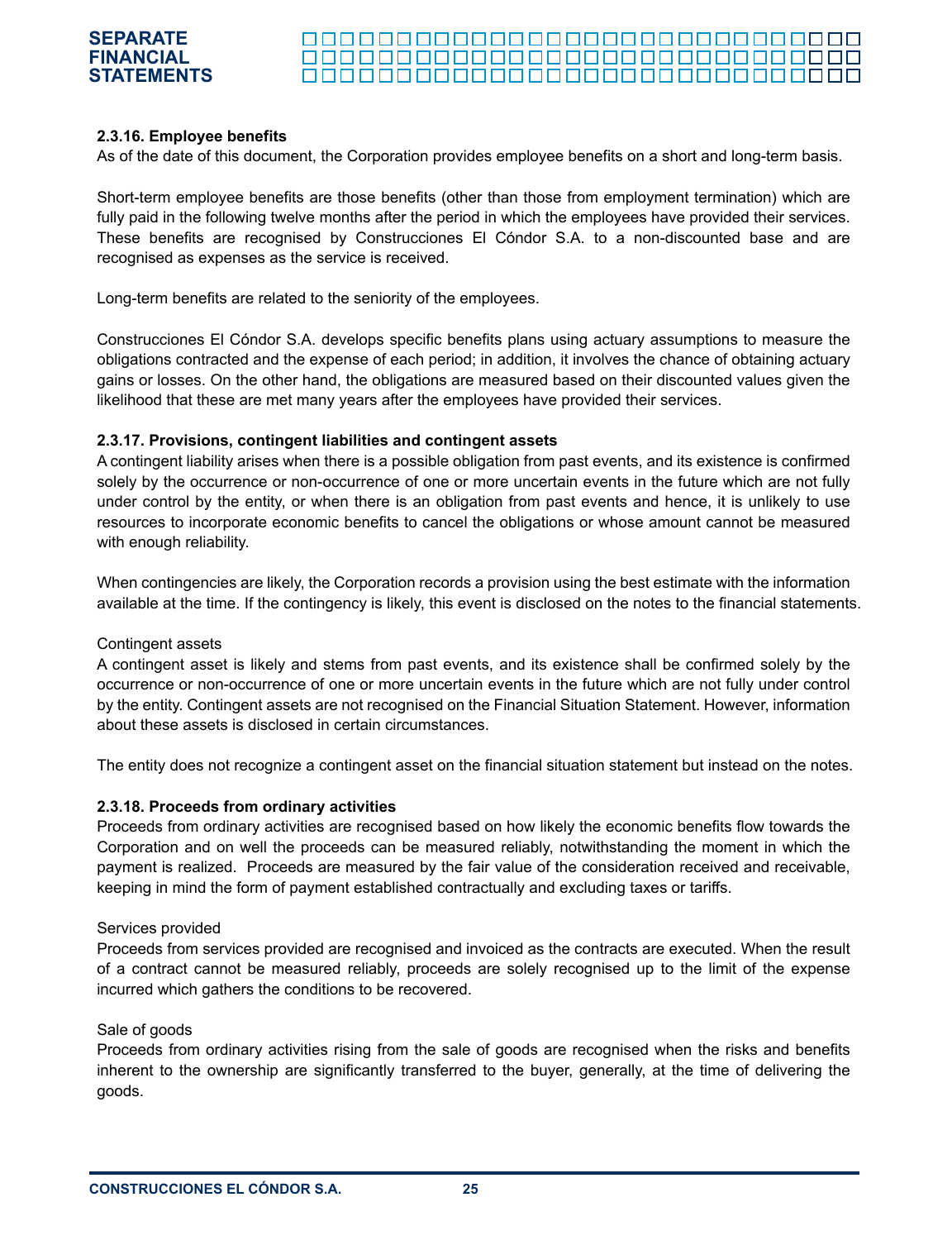### 2.3.16. Employee benefits

As of the date of this document, the Corporation provides employee benefits on a short and long-term basis.

Short-term employee benefits are those benefits (other than those from employment termination) which are fully paid in the following twelve months after the period in which the employees have provided their services. These benefits are recognised by Construcciones El Cóndor S.A. to a non-discounted base and are recognised as expenses as the service is received.

Long-term benefits are related to the seniority of the employees.

Construcciones El Cóndor S.A. develops specific benefits plans using actuary assumptions to measure the obligations contracted and the expense of each period; in addition, it involves the chance of obtaining actuary gains or losses. On the other hand, the obligations are measured based on their discounted values given the likelihood that these are met many years after the employees have provided their services.

### 2.3.17. Provisions, contingent liabilities and contingent assets

A contingent liability arises when there is a possible obligation from past events, and its existence is confirmed solely by the occurrence or non-occurrence of one or more uncertain events in the future which are not fully under control by the entity, or when there is an obligation from past events and hence, it is unlikely to use resources to incorporate economic benefits to cancel the obligations or whose amount cannot be measured with enough reliability.

When contingencies are likely, the Corporation records a provision using the best estimate with the information available at the time. If the contingency is likely, this event is disclosed on the notes to the financial statements.

Contingent assets

A contingent asset is likely and stems from past events, and its existence shall be confirmed solely by the occurrence or non-occurrence of one or more uncertain events in the future which are not fully under control by the entity. Contingent assets are not recognised on the Financial Situation Statement. However, information about these assets is disclosed in certain circumstances.

The entity does not recognize a contingent asset on the financial situation statement but instead on the notes.

### 2.3.18. Proceeds from ordinary activities

Proceeds from ordinary activities are recognised based on how likely the economic benefits flow towards the Corporation and on well the proceeds can be measured reliably, notwithstanding the moment in which the payment is realized. Proceeds are measured by the fair value of the consideration received and receivable, keeping in mind the form of payment established contractually and excluding taxes or tariffs.

Services provided

Proceeds from services provided are recognised and invoiced as the contracts are executed. When the result of a contract cannot be measured reliably, proceeds are solely recognised up to the limit of the expense incurred which gathers the conditions to be recovered.

Sale of goods

Proceeds from ordinary activities rising from the sale of goods are recognised when the risks and benefits inherent to the ownership are significantly transferred to the buyer, generally, at the time of delivering the goods.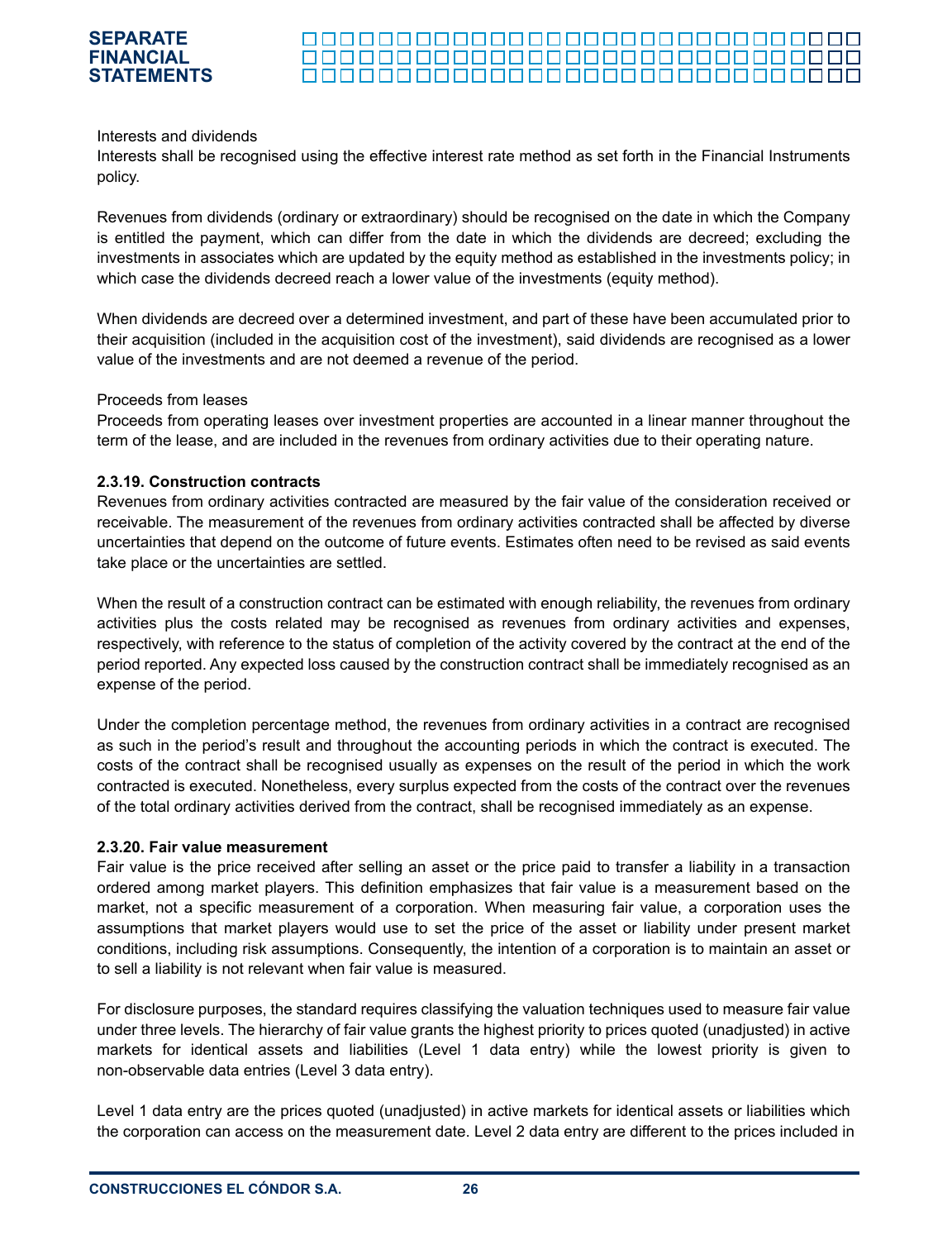Interests and dividends

Interests shall be recognised using the effective interest rate method as set forth in the Financial Instruments policy.

Revenues from dividends (ordinary or extraordinary) should be recognised on the date in which the Company is entitled the payment, which can differ from the date in which the dividends are decreed; excluding the investments in associates which are updated by the equity method as established in the investments policy; in which case the dividends decreed reach a lower value of the investments (equity method).

When dividends are decreed over a determined investment, and part of these have been accumulated prior to their acquisition (included in the acquisition cost of the investment), said dividends are recognised as a lower value of the investments and are not deemed a revenue of the period.

Proceeds from leases

Proceeds from operating leases over investment properties are accounted in a linear manner throughout the term of the lease, and are included in the revenues from ordinary activities due to their operating nature.

**2.3.19. Construction contracts**

Revenues from ordinary activities contracted are measured by the fair value of the consideration received or receivable. The measurement of the revenues from ordinary activities contracted shall be affected by diverse uncertainties that depend on the outcome of future events. Estimates often need to be revised as said events take place or the uncertainties are settled.

When the result of a construction contract can be estimated with enough reliability, the revenues from ordinary activities plus the costs related may be recognised as revenues from ordinary activities and expenses, respectively, with reference to the status of completion of the activity covered by the contract at the end of the period reported. Any expected loss caused by the construction contract shall be immediately recognised as an expense of the period.

Under the completion percentage method, the revenues from ordinary activities in a contract are recognised as such in the period's result and throughout the accounting periods in which the contract is executed. The costs of the contract shall be recognised usually as expenses on the result of the period in which the work contracted is executed. Nonetheless, every surplus expected from the costs of the contract over the revenues of the total ordinary activities derived from the contract, shall be recognised immediately as an expense.

**2.3.20. Fair value measurement**

Fair value is the price received after selling an asset or the price paid to transfer a liability in a transaction ordered among market players. This definition emphasizes that fair value is a measurement based on the market, not a specific measurement of a corporation. When measuring fair value, a corporation uses the assumptions that market players would use to set the price of the asset or liability under present market conditions, including risk assumptions. Consequently, the intention of a corporation is to maintain an asset or to sell a liability is not relevant when fair value is measured.

For disclosure purposes, the standard requires classifying the valuation techniques used to measure fair value under three levels. The hierarchy of fair value grants the highest priority to prices quoted (unadjusted) in active markets for identical assets and liabilities (Level 1 data entry) while the lowest priority is given to non-observable data entries (Level 3 data entry).

Level 1 data entry are the prices quoted (unadjusted) in active markets for identical assets or liabilities which the corporation can access on the measurement date. Level 2 data entry are different to the prices included in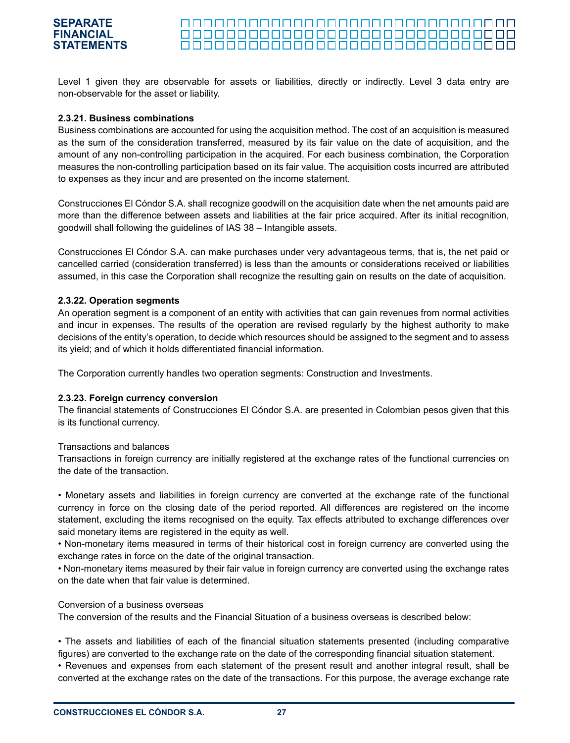Level 1 given they are observable for assets or liabilities, directly or indirectly. Level 3 data entry are non-observable for the asset or liability.

**2.3.21. Business combinations**

Business combinations are accounted for using the acquisition method. The cost of an acquisition is measured as the sum of the consideration transferred, measured by its fair value on the date of acquisition, and the amount of any non-controlling participation in the acquired. For each business combination, the Corporation measures the non-controlling participation based on its fair value. The acquisition costs incurred are attributed to expenses as they incur and are presented on the income statement.

Construcciones El Cóndor S.A. shall recognize goodwill on the acquisition date when the net amounts paid are more than the difference between assets and liabilities at the fair price acquired. After its initial recognition, goodwill shall following the guidelines of IAS 38 – Intangible assets.

Construcciones El Cóndor S.A. can make purchases under very advantageous terms, that is, the net paid or cancelled carried (consideration transferred) is less than the amounts or considerations received or liabilities assumed, in this case the Corporation shall recognize the resulting gain on results on the date of acquisition.

**2.3.22. Operation segments**

An operation segment is a component of an entity with activities that can gain revenues from normal activities and incur in expenses. The results of the operation are revised regularly by the highest authority to make decisions of the entity's operation, to decide which resources should be assigned to the segment and to assess its yield; and of which it holds differentiated financial information.

The Corporation currently handles two operation segments: Construction and Investments.

**2.3.23. Foreign currency conversion**

The financial statements of Construcciones El Cóndor S.A. are presented in Colombian pesos given that this is its functional currency.

Transactions and balances

Transactions in foreign currency are initially registered at the exchange rates of the functional currencies on the date of the transaction.

- Monetary assets and liabilities in foreign currency are converted at the exchange rate of the functional currency in force on the closing date of the period reported. All differences are registered on the income statement, excluding the items recognised on the equity. Tax effects attributed to exchange differences over said monetary items are registered in the equity as well.
- Non-monetary items measured in terms of their historical cost in foreign currency are converted using the exchange rates in force on the date of the original transaction.
- Non-monetary items measured by their fair value in foreign currency are converted using the exchange rates on the date when that fair value is determined.

Conversion of a business overseas

The conversion of the results and the Financial Situation of a business overseas is described below:

- The assets and liabilities of each of the financial situation statements presented (including comparative figures) are converted to the exchange rate on the date of the corresponding financial situation statement.
- Revenues and expenses from each statement of the present result and another integral result, shall be converted at the exchange rates on the date of the transactions. For this purpose, the average exchange rate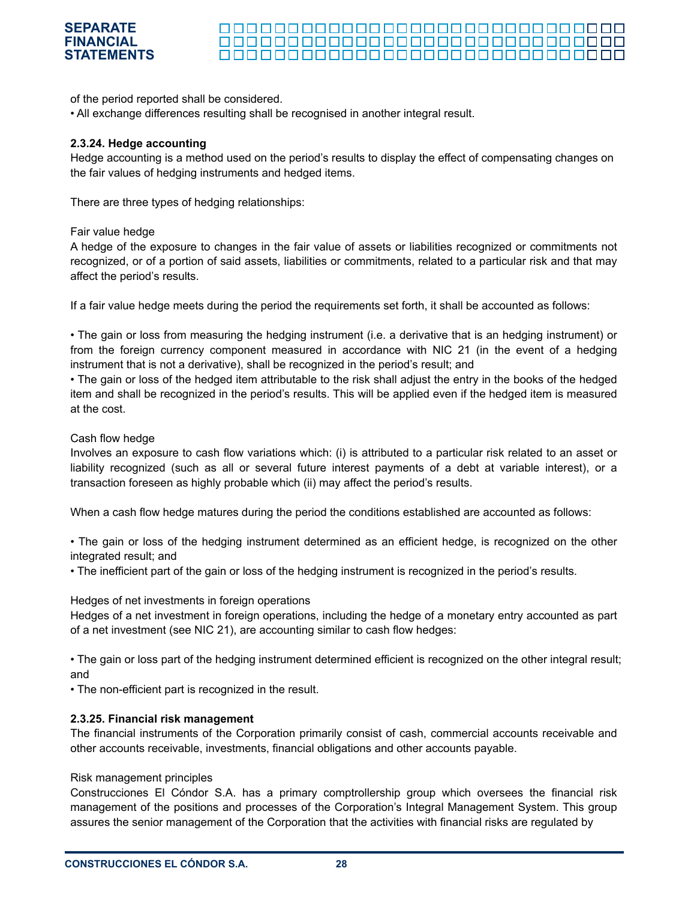of the period reported shall be considered.

• All exchange differences resulting shall be recognised in another integral result.

**2.3.24. Hedge accounting**

Hedge accounting is a method used on the period's results to display the effect of compensating changes on the fair values of hedging instruments and hedged items.

There are three types of hedging relationships:

Fair value hedge

A hedge of the exposure to changes in the fair value of assets or liabilities recognized or commitments not recognized, or of a portion of said assets, liabilities or commitments, related to a particular risk and that may affect the period's results.

If a fair value hedge meets during the period the requirements set forth, it shall be accounted as follows:

• The gain or loss from measuring the hedging instrument (i.e. a derivative that is an hedging instrument) or from the foreign currency component measured in accordance with NIC 21 (in the event of a hedging instrument that is not a derivative), shall be recognized in the period's result; and

• The gain or loss of the hedged item attributable to the risk shall adjust the entry in the books of the hedged item and shall be recognized in the period's results. This will be applied even if the hedged item is measured at the cost.

Cash flow hedge

Involves an exposure to cash flow variations which: (i) is attributed to a particular risk related to an asset or liability recognized (such as all or several future interest payments of a debt at variable interest), or a transaction foreseen as highly probable which (ii) may affect the period's results.

When a cash flow hedge matures during the period the conditions established are accounted as follows:

• The gain or loss of the hedging instrument determined as an efficient hedge, is recognized on the other integrated result; and

• The inefficient part of the gain or loss of the hedging instrument is recognized in the period's results.

Hedges of net investments in foreign operations

Hedges of a net investment in foreign operations, including the hedge of a monetary entry accounted as part of a net investment (see NIC 21), are accounting similar to cash flow hedges:

• The gain or loss part of the hedging instrument determined efficient is recognized on the other integral result; and

• The non-efficient part is recognized in the result.

**2.3.25. Financial risk management**

The financial instruments of the Corporation primarily consist of cash, commercial accounts receivable and other accounts receivable, investments, financial obligations and other accounts payable.

Risk management principles

Construcciones El Cóndor S.A. has a primary comptrollership group which oversees the financial risk management of the positions and processes of the Corporation's Integral Management System. This group assures the senior management of the Corporation that the activities with financial risks are regulated by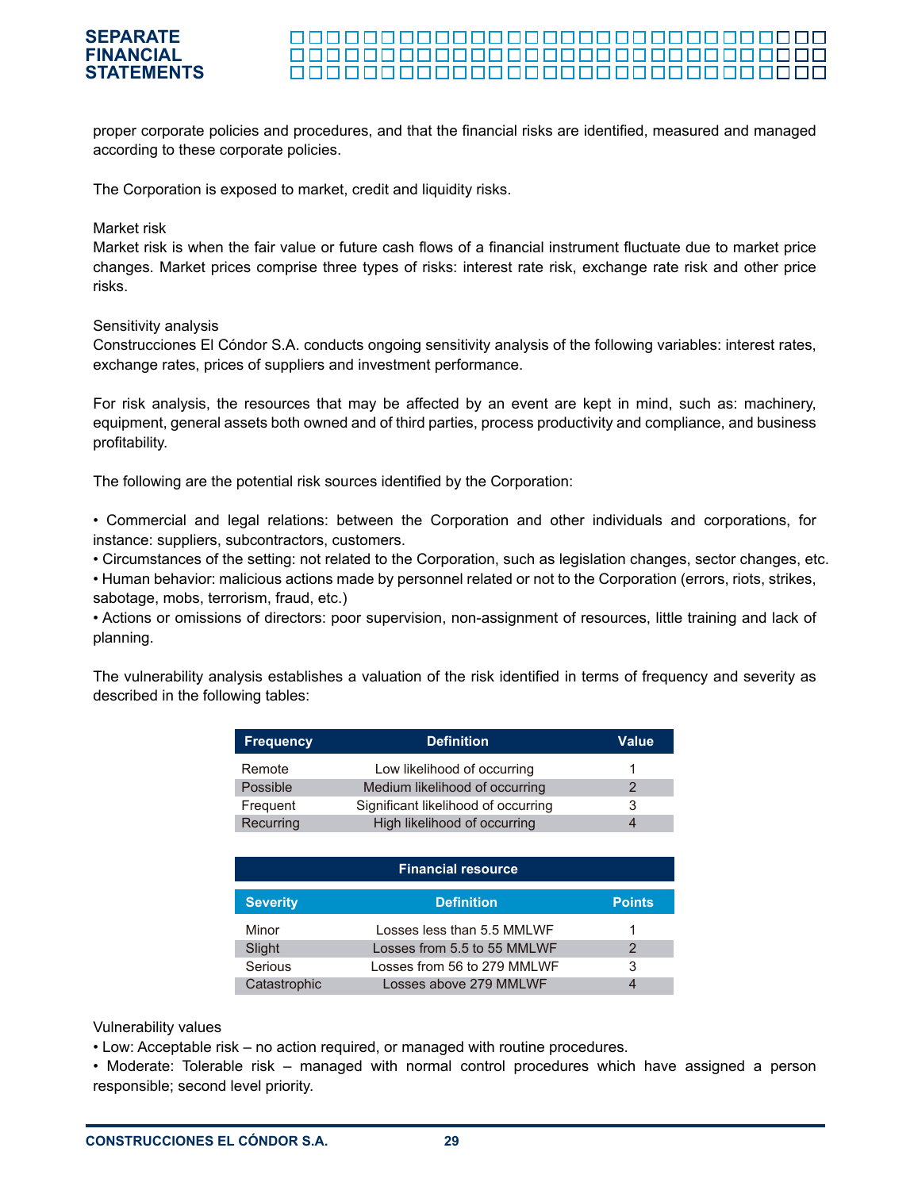proper corporate policies and procedures, and that the financial risks are identified, measured and managed according to these corporate policies.

The Corporation is exposed to market, credit and liquidity risks.

Market risk

Market risk is when the fair value or future cash flows of a financial instrument fluctuate due to market price changes. Market prices comprise three types of risks: interest rate risk, exchange rate risk and other price risks.

Sensitivity analysis

Construcciones El Cóndor S.A. conducts ongoing sensitivity analysis of the following variables: interest rates, exchange rates, prices of suppliers and investment performance.

For risk analysis, the resources that may be affected by an event are kept in mind, such as: machinery, equipment, general assets both owned and of third parties, process productivity and compliance, and business profitability.

The following are the potential risk sources identified by the Corporation:

• Commercial and legal relations: between the Corporation and other individuals and corporations, for instance: suppliers, subcontractors, customers.
• Circumstances of the setting: not related to the Corporation, such as legislation changes, sector changes, etc.
• Human behavior: malicious actions made by personnel related or not to the Corporation (errors, riots, strikes, sabotage, mobs, terrorism, fraud, etc.)
• Actions or omissions of directors: poor supervision, non-assignment of resources, little training and lack of planning.

The vulnerability analysis establishes a valuation of the risk identified in terms of frequency and severity as described in the following tables:

| Frequency | Definition | Value |
|---|---|---|
| Remote | Low likelihood of occurring | 1 |
| Possible | Medium likelihood of occurring | 2 |
| Frequent | Significant likelihood of occurring | 3 |
| Recurring | High likelihood of occurring | 4 |

| Financial resource | | |
|---|---|---|
| **Severity** | **Definition** | **Points** |
| Minor | Losses less than 5.5 MMLWF | 1 |
| Slight | Losses from 5.5 to 55 MMLWF | 2 |
| Serious | Losses from 56 to 279 MMLWF | 3 |
| Catastrophic | Losses above 279 MMLWF | 4 |

Vulnerability values

• Low: Acceptable risk – no action required, or managed with routine procedures.
• Moderate: Tolerable risk – managed with normal control procedures which have assigned a person responsible; second level priority.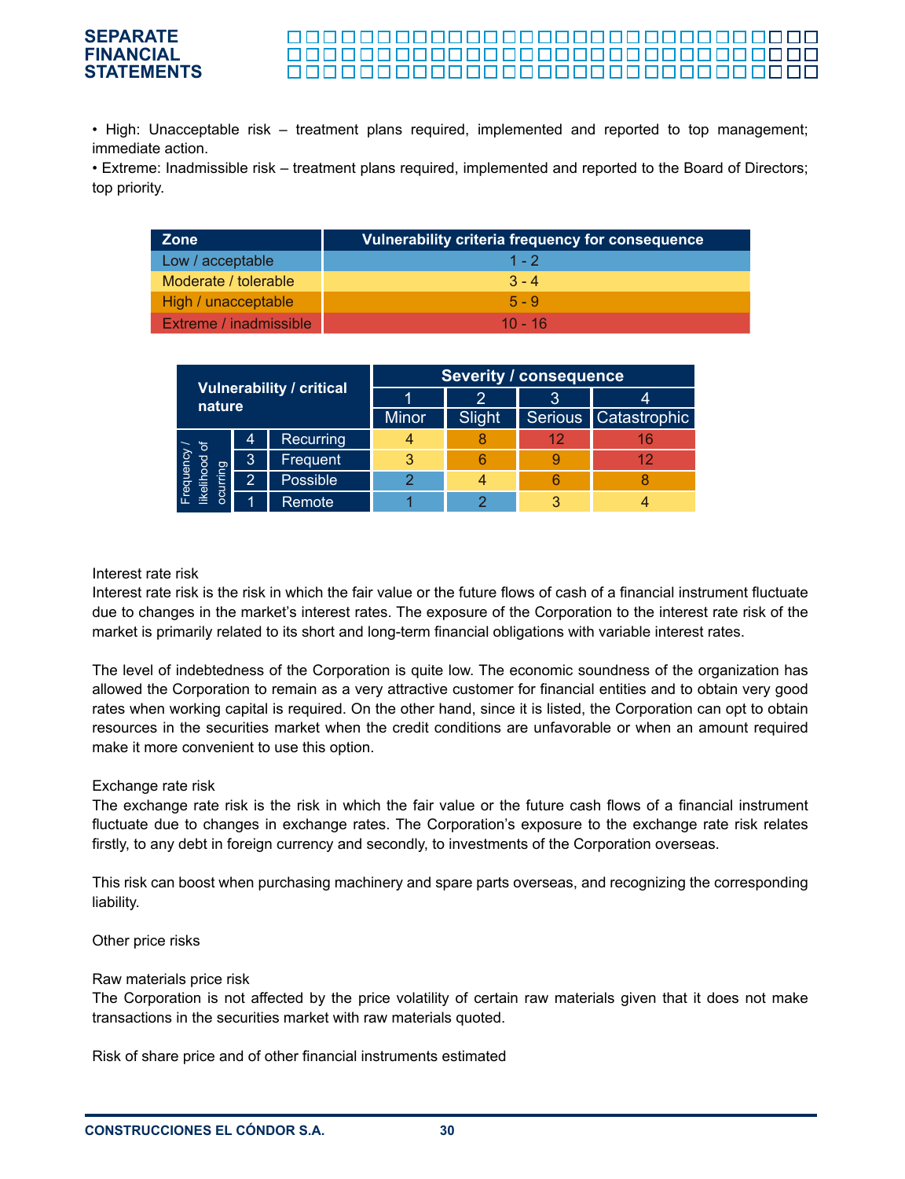• High: Unacceptable risk – treatment plans required, implemented and reported to top management; immediate action.

• Extreme: Inadmissible risk – treatment plans required, implemented and reported to the Board of Directors; top priority.

| Zone | Vulnerability criteria frequency for consequence |
|---|---|
| Low / acceptable | 1 - 2 |
| Moderate / tolerable | 3 - 4 |
| High / unacceptable | 5 - 9 |
| Extreme / inadmissible | 10 - 16 |

| Vulnerability / critical nature | | | Severity / consequence | | | |
|---|---|---|---|---|---|---|
| | | | 1 | 2 | 3 | 4 |
| | | | Minor | Slight | Serious | Catastrophic |
| Frequency / likelihood of ocurring | 4 | Recurring | 4 | 8 | 12 | 16 |
| | 3 | Frequent | 3 | 6 | 9 | 12 |
| | 2 | Possible | 2 | 4 | 6 | 8 |
| | 1 | Remote | 1 | 2 | 3 | 4 |

Interest rate risk

Interest rate risk is the risk in which the fair value or the future flows of cash of a financial instrument fluctuate due to changes in the market's interest rates. The exposure of the Corporation to the interest rate risk of the market is primarily related to its short and long-term financial obligations with variable interest rates.

The level of indebtedness of the Corporation is quite low. The economic soundness of the organization has allowed the Corporation to remain as a very attractive customer for financial entities and to obtain very good rates when working capital is required. On the other hand, since it is listed, the Corporation can opt to obtain resources in the securities market when the credit conditions are unfavorable or when an amount required make it more convenient to use this option.

Exchange rate risk

The exchange rate risk is the risk in which the fair value or the future cash flows of a financial instrument fluctuate due to changes in exchange rates. The Corporation's exposure to the exchange rate risk relates firstly, to any debt in foreign currency and secondly, to investments of the Corporation overseas.

This risk can boost when purchasing machinery and spare parts overseas, and recognizing the corresponding liability.

Other price risks

Raw materials price risk

The Corporation is not affected by the price volatility of certain raw materials given that it does not make transactions in the securities market with raw materials quoted.

Risk of share price and of other financial instruments estimated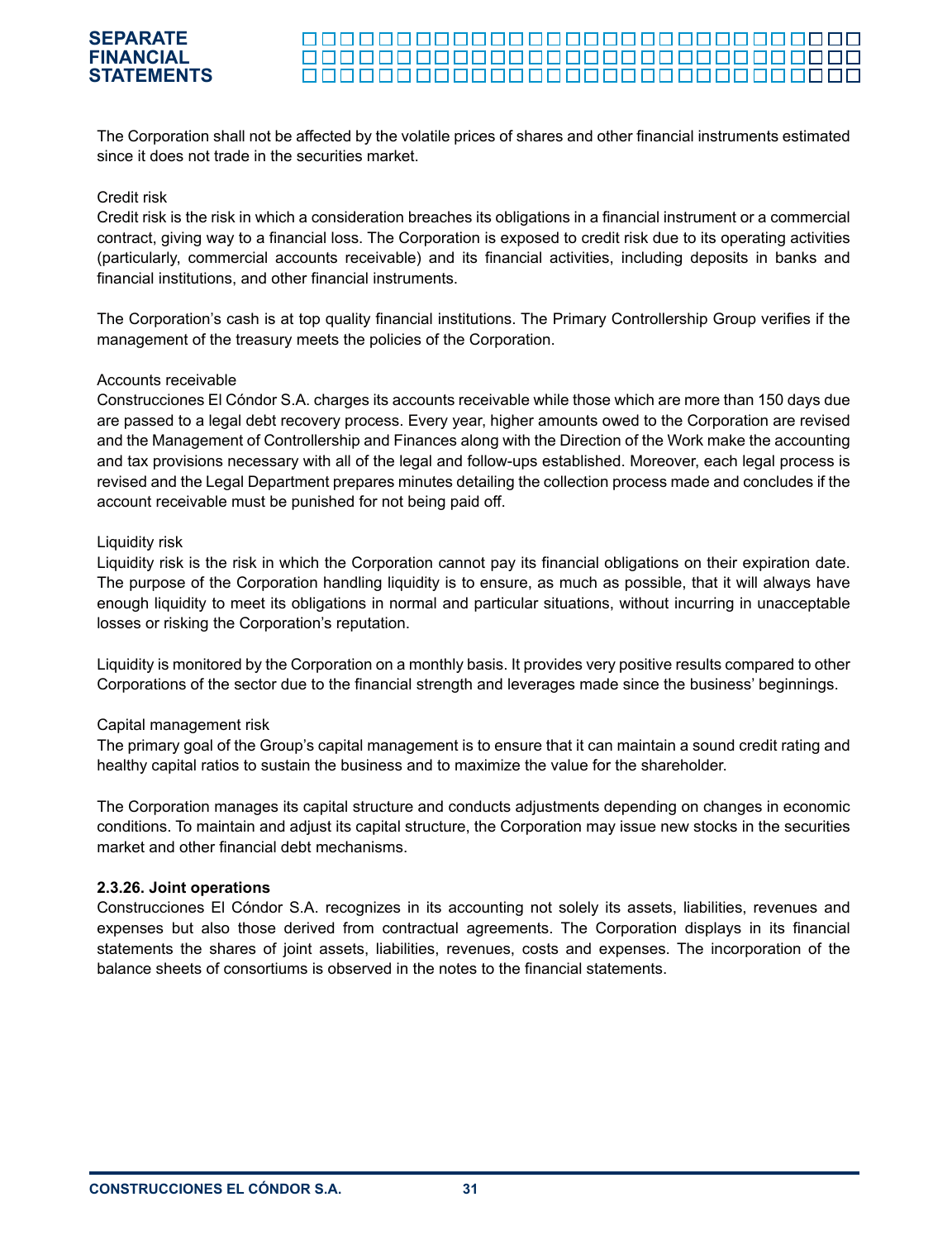The Corporation shall not be affected by the volatile prices of shares and other financial instruments estimated since it does not trade in the securities market.

Credit risk

Credit risk is the risk in which a consideration breaches its obligations in a financial instrument or a commercial contract, giving way to a financial loss. The Corporation is exposed to credit risk due to its operating activities (particularly, commercial accounts receivable) and its financial activities, including deposits in banks and financial institutions, and other financial instruments.

The Corporation's cash is at top quality financial institutions. The Primary Controllership Group verifies if the management of the treasury meets the policies of the Corporation.

Accounts receivable

Construcciones El Cóndor S.A. charges its accounts receivable while those which are more than 150 days due are passed to a legal debt recovery process. Every year, higher amounts owed to the Corporation are revised and the Management of Controllership and Finances along with the Direction of the Work make the accounting and tax provisions necessary with all of the legal and follow-ups established. Moreover, each legal process is revised and the Legal Department prepares minutes detailing the collection process made and concludes if the account receivable must be punished for not being paid off.

Liquidity risk

Liquidity risk is the risk in which the Corporation cannot pay its financial obligations on their expiration date. The purpose of the Corporation handling liquidity is to ensure, as much as possible, that it will always have enough liquidity to meet its obligations in normal and particular situations, without incurring in unacceptable losses or risking the Corporation's reputation.

Liquidity is monitored by the Corporation on a monthly basis. It provides very positive results compared to other Corporations of the sector due to the financial strength and leverages made since the business' beginnings.

Capital management risk

The primary goal of the Group's capital management is to ensure that it can maintain a sound credit rating and healthy capital ratios to sustain the business and to maximize the value for the shareholder.

The Corporation manages its capital structure and conducts adjustments depending on changes in economic conditions. To maintain and adjust its capital structure, the Corporation may issue new stocks in the securities market and other financial debt mechanisms.

**2.3.26. Joint operations**

Construcciones El Cóndor S.A. recognizes in its accounting not solely its assets, liabilities, revenues and expenses but also those derived from contractual agreements. The Corporation displays in its financial statements the shares of joint assets, liabilities, revenues, costs and expenses. The incorporation of the balance sheets of consortiums is observed in the notes to the financial statements.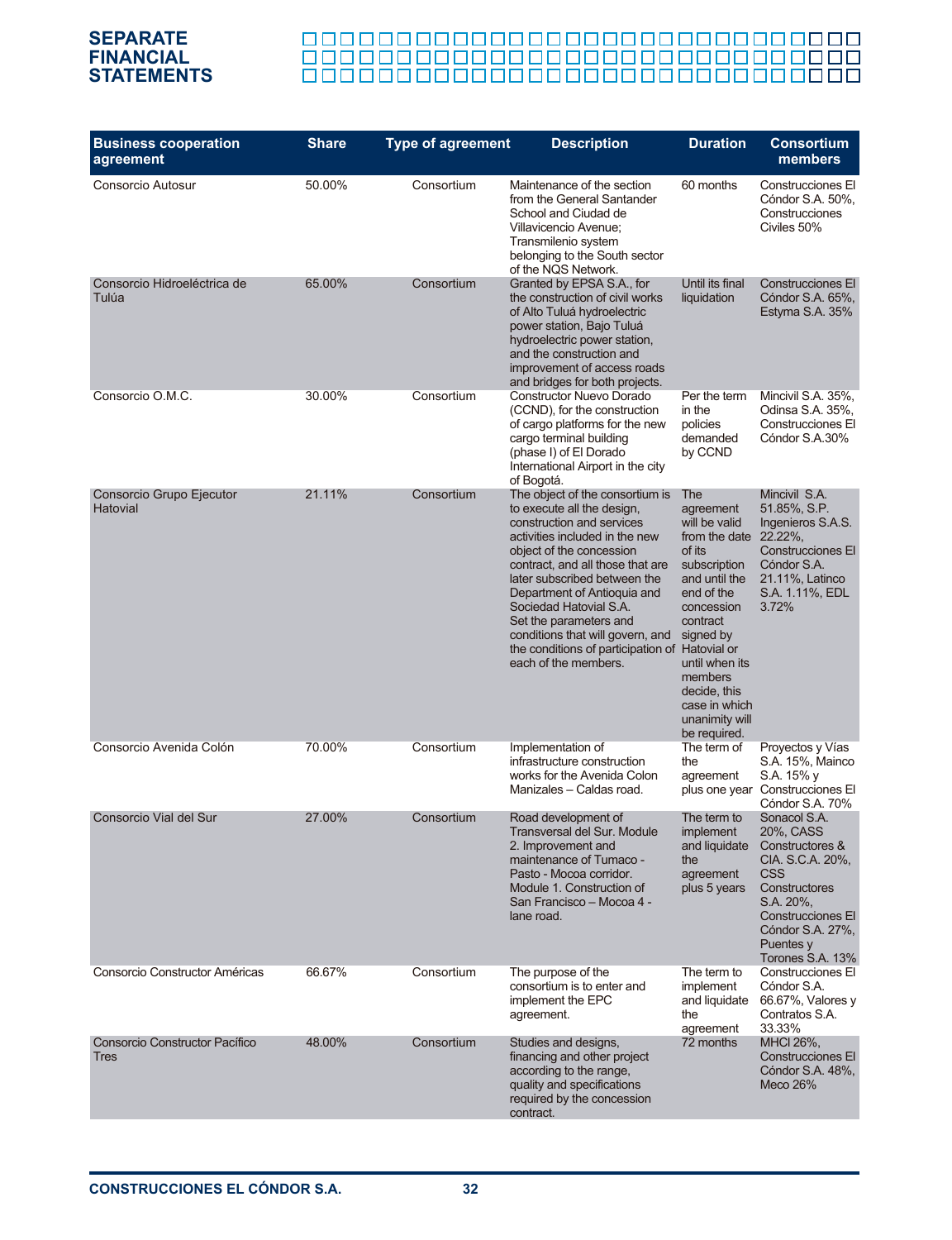| Business cooperation agreement | Share | Type of agreement | Description | Duration | Consortium members |
|---|---|---|---|---|---|
| Consorcio Autosur | 50.00% | Consortium | Maintenance of the section from the General Santander School and Ciudad de Villavicencio Avenue; Transmilenio system belonging to the South sector of the NQS Network. | 60 months | Construcciones El Cóndor S.A. 50%, Construcciones Civiles 50% |
| Consorcio Hidroeléctrica de Tulúa | 65.00% | Consortium | Granted by EPSA S.A., for the construction of civil works of Alto Tuluá hydroelectric power station, Bajo Tuluá hydroelectric power station, and the construction and improvement of access roads and bridges for both projects. | Until its final liquidation | Construcciones El Cóndor S.A. 65%, Estyma S.A. 35% |
| Consorcio O.M.C. | 30.00% | Consortium | Constructor Nuevo Dorado (CCND), for the construction of cargo platforms for the new cargo terminal building (phase I) of El Dorado International Airport in the city of Bogotá. | Per the term in the policies demanded by CCND | Mincivil S.A. 35%, Odinsa S.A. 35%, Construcciones El Cóndor S.A.30% |
| Consorcio Grupo Ejecutor Hatovial | 21.11% | Consortium | The object of the consortium is to execute all the design, construction and services activities included in the new object of the concession contract, and all those that are later subscribed between the Department of Antioquia and Sociedad Hatovial S.A. Set the parameters and conditions that will govern, and the conditions of participation of each of the members. | The agreement will be valid from the date of its subscription and until the end of the concession contract signed by Hatovial or until when its members decide, this case in which unanimity will be required. | Mincivil S.A. 51.85%, S.P. Ingenieros S.A.S. 22.22%, Construcciones El Cóndor S.A. 21.11%, Latinco S.A. 1.11%, EDL 3.72% |
| Consorcio Avenida Colón | 70.00% | Consortium | Implementation of infrastructure construction works for the Avenida Colon Manizales – Caldas road. | The term of the agreement plus one year | Proyectos y Vías S.A. 15%, Mainco S.A. 15% y Construcciones El Cóndor S.A. 70% |
| Consorcio Vial del Sur | 27.00% | Consortium | Road development of Transversal del Sur. Module 2. Improvement and maintenance of Tumaco - Pasto - Mocoa corridor. Module 1. Construction of San Francisco – Mocoa 4 - lane road. | The term to implement and liquidate the agreement plus 5 years | Sonacol S.A. 20%, CASS Constructores & CIA. S.C.A. 20%, CSS Constructores S.A. 20%, Construcciones El Cóndor S.A. 27%, Puentes y Torones S.A. 13% |
| Consorcio Constructor Américas | 66.67% | Consortium | The purpose of the consortium is to enter and implement the EPC agreement. | The term to implement and liquidate the agreement | Construcciones El Cóndor S.A. 66.67%, Valores y Contratos S.A. 33.33% |
| Consorcio Constructor Pacífico Tres | 48.00% | Consortium | Studies and designs, financing and other project according to the range, quality and specifications required by the concession contract. | 72 months | MHCI 26%, Construcciones El Cóndor S.A. 48%, Meco 26% |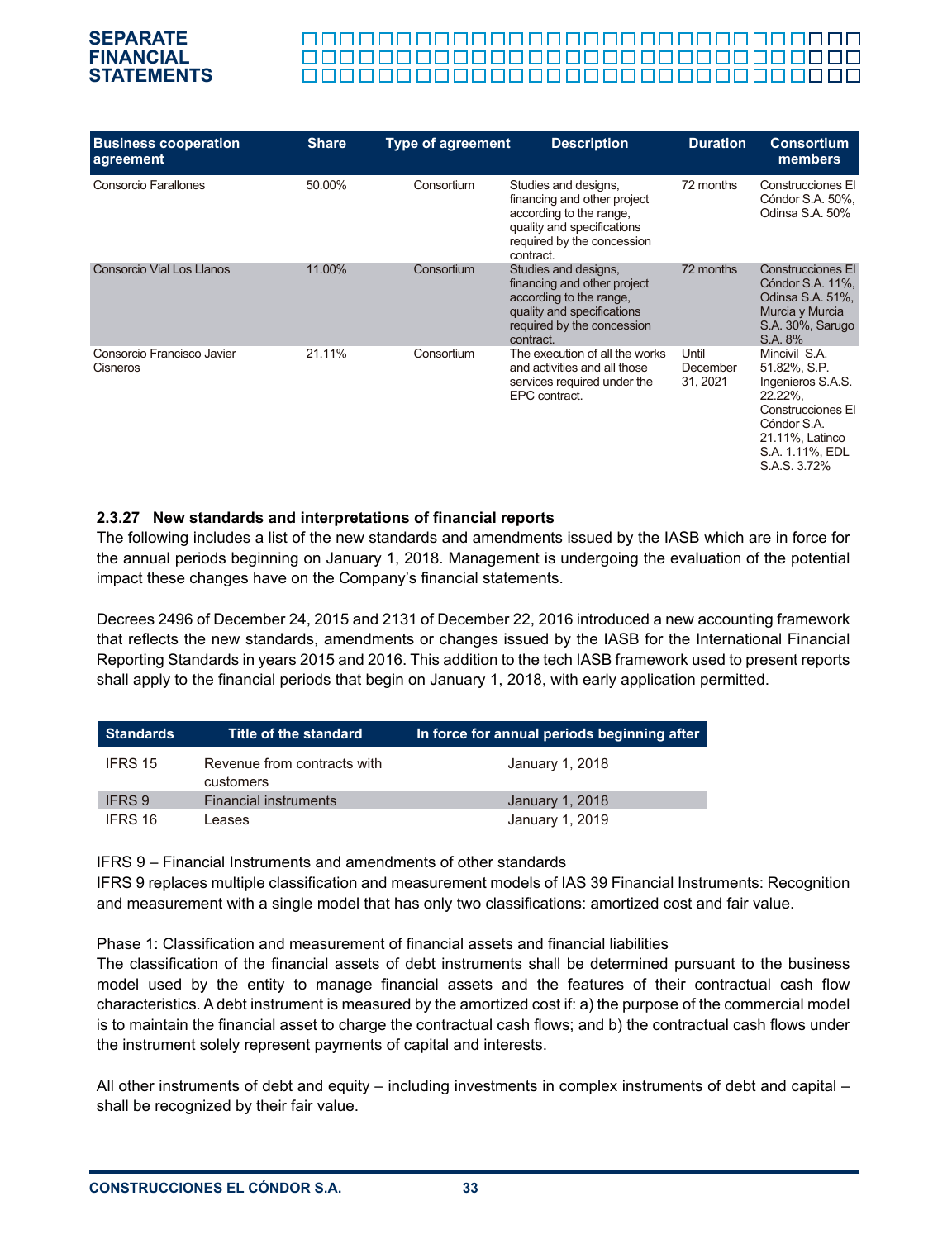| Business cooperation agreement | Share | Type of agreement | Description | Duration | Consortium members |
|---|---|---|---|---|---|
| Consorcio Farallones | 50.00% | Consortium | Studies and designs, financing and other project according to the range, quality and specifications required by the concession contract. | 72 months | Construcciones El Cóndor S.A. 50%, Odinsa S.A. 50% |
| Consorcio Vial Los Llanos | 11.00% | Consortium | Studies and designs, financing and other project according to the range, quality and specifications required by the concession contract. | 72 months | Construcciones El Cóndor S.A. 11%, Odinsa S.A. 51%, Murcia y Murcia S.A. 30%, Sarugo S.A. 8% |
| Consorcio Francisco Javier Cisneros | 21.11% | Consortium | The execution of all the works and activities and all those services required under the EPC contract. | Until December 31, 2021 | Mincivil S.A. 51.82%, S.P. Ingenieros S.A.S. 22.22%, Construcciones El Cóndor S.A. 21.11%, Latinco S.A. 1.11%, EDL S.A.S. 3.72% |

### 2.3.27 New standards and interpretations of financial reports

The following includes a list of the new standards and amendments issued by the IASB which are in force for the annual periods beginning on January 1, 2018. Management is undergoing the evaluation of the potential impact these changes have on the Company's financial statements.

Decrees 2496 of December 24, 2015 and 2131 of December 22, 2016 introduced a new accounting framework that reflects the new standards, amendments or changes issued by the IASB for the International Financial Reporting Standards in years 2015 and 2016. This addition to the tech IASB framework used to present reports shall apply to the financial periods that begin on January 1, 2018, with early application permitted.

| Standards | Title of the standard | In force for annual periods beginning after |
|---|---|---|
| IFRS 15 | Revenue from contracts with customers | January 1, 2018 |
| IFRS 9 | Financial instruments | January 1, 2018 |
| IFRS 16 | Leases | January 1, 2019 |

IFRS 9 – Financial Instruments and amendments of other standards

IFRS 9 replaces multiple classification and measurement models of IAS 39 Financial Instruments: Recognition and measurement with a single model that has only two classifications: amortized cost and fair value.

Phase 1: Classification and measurement of financial assets and financial liabilities

The classification of the financial assets of debt instruments shall be determined pursuant to the business model used by the entity to manage financial assets and the features of their contractual cash flow characteristics. A debt instrument is measured by the amortized cost if: a) the purpose of the commercial model is to maintain the financial asset to charge the contractual cash flows; and b) the contractual cash flows under the instrument solely represent payments of capital and interests.

All other instruments of debt and equity – including investments in complex instruments of debt and capital – shall be recognized by their fair value.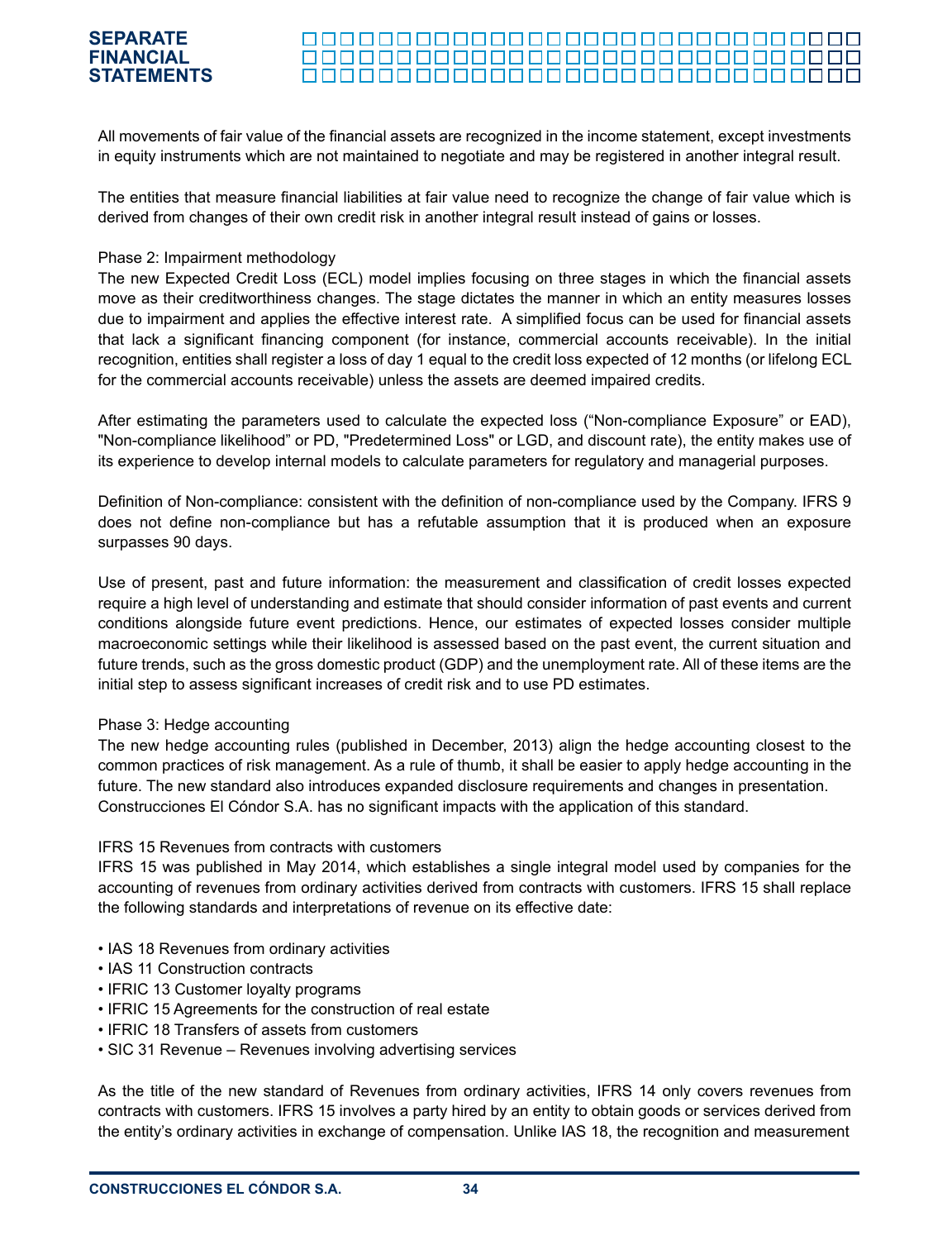All movements of fair value of the financial assets are recognized in the income statement, except investments in equity instruments which are not maintained to negotiate and may be registered in another integral result.

The entities that measure financial liabilities at fair value need to recognize the change of fair value which is derived from changes of their own credit risk in another integral result instead of gains or losses.

Phase 2: Impairment methodology

The new Expected Credit Loss (ECL) model implies focusing on three stages in which the financial assets move as their creditworthiness changes. The stage dictates the manner in which an entity measures losses due to impairment and applies the effective interest rate. A simplified focus can be used for financial assets that lack a significant financing component (for instance, commercial accounts receivable). In the initial recognition, entities shall register a loss of day 1 equal to the credit loss expected of 12 months (or lifelong ECL for the commercial accounts receivable) unless the assets are deemed impaired credits.

After estimating the parameters used to calculate the expected loss ("Non-compliance Exposure" or EAD), "Non-compliance likelihood" or PD, "Predetermined Loss" or LGD, and discount rate), the entity makes use of its experience to develop internal models to calculate parameters for regulatory and managerial purposes.

Definition of Non-compliance: consistent with the definition of non-compliance used by the Company. IFRS 9 does not define non-compliance but has a refutable assumption that it is produced when an exposure surpasses 90 days.

Use of present, past and future information: the measurement and classification of credit losses expected require a high level of understanding and estimate that should consider information of past events and current conditions alongside future event predictions. Hence, our estimates of expected losses consider multiple macroeconomic settings while their likelihood is assessed based on the past event, the current situation and future trends, such as the gross domestic product (GDP) and the unemployment rate. All of these items are the initial step to assess significant increases of credit risk and to use PD estimates.

Phase 3: Hedge accounting

The new hedge accounting rules (published in December, 2013) align the hedge accounting closest to the common practices of risk management. As a rule of thumb, it shall be easier to apply hedge accounting in the future. The new standard also introduces expanded disclosure requirements and changes in presentation. Construcciones El Cóndor S.A. has no significant impacts with the application of this standard.

IFRS 15 Revenues from contracts with customers

IFRS 15 was published in May 2014, which establishes a single integral model used by companies for the accounting of revenues from ordinary activities derived from contracts with customers. IFRS 15 shall replace the following standards and interpretations of revenue on its effective date:

- IAS 18 Revenues from ordinary activities
- IAS 11 Construction contracts
- IFRIC 13 Customer loyalty programs
- IFRIC 15 Agreements for the construction of real estate
- IFRIC 18 Transfers of assets from customers
- SIC 31 Revenue – Revenues involving advertising services

As the title of the new standard of Revenues from ordinary activities, IFRS 14 only covers revenues from contracts with customers. IFRS 15 involves a party hired by an entity to obtain goods or services derived from the entity's ordinary activities in exchange of compensation. Unlike IAS 18, the recognition and measurement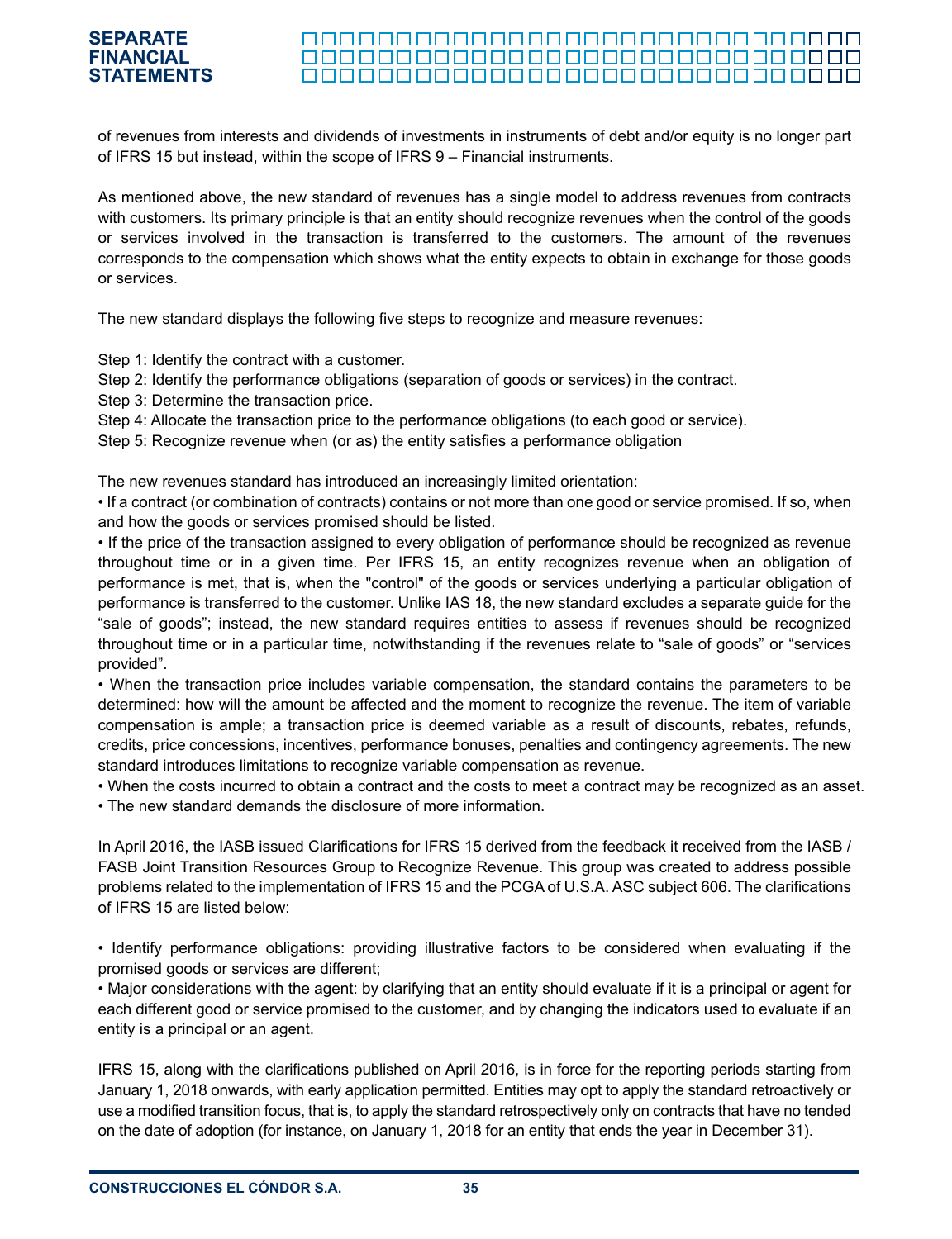of revenues from interests and dividends of investments in instruments of debt and/or equity is no longer part of IFRS 15 but instead, within the scope of IFRS 9 – Financial instruments.

As mentioned above, the new standard of revenues has a single model to address revenues from contracts with customers. Its primary principle is that an entity should recognize revenues when the control of the goods or services involved in the transaction is transferred to the customers. The amount of the revenues corresponds to the compensation which shows what the entity expects to obtain in exchange for those goods or services.

The new standard displays the following five steps to recognize and measure revenues:

Step 1: Identify the contract with a customer.
Step 2: Identify the performance obligations (separation of goods or services) in the contract.
Step 3: Determine the transaction price.
Step 4: Allocate the transaction price to the performance obligations (to each good or service).
Step 5: Recognize revenue when (or as) the entity satisfies a performance obligation

The new revenues standard has introduced an increasingly limited orientation:

- If a contract (or combination of contracts) contains or not more than one good or service promised. If so, when and how the goods or services promised should be listed.
- If the price of the transaction assigned to every obligation of performance should be recognized as revenue throughout time or in a given time. Per IFRS 15, an entity recognizes revenue when an obligation of performance is met, that is, when the "control" of the goods or services underlying a particular obligation of performance is transferred to the customer. Unlike IAS 18, the new standard excludes a separate guide for the "sale of goods"; instead, the new standard requires entities to assess if revenues should be recognized throughout time or in a particular time, notwithstanding if the revenues relate to "sale of goods" or "services provided".
- When the transaction price includes variable compensation, the standard contains the parameters to be determined: how will the amount be affected and the moment to recognize the revenue. The item of variable compensation is ample; a transaction price is deemed variable as a result of discounts, rebates, refunds, credits, price concessions, incentives, performance bonuses, penalties and contingency agreements. The new standard introduces limitations to recognize variable compensation as revenue.
- When the costs incurred to obtain a contract and the costs to meet a contract may be recognized as an asset.
- The new standard demands the disclosure of more information.

In April 2016, the IASB issued Clarifications for IFRS 15 derived from the feedback it received from the IASB / FASB Joint Transition Resources Group to Recognize Revenue. This group was created to address possible problems related to the implementation of IFRS 15 and the PCGA of U.S.A. ASC subject 606. The clarifications of IFRS 15 are listed below:

- Identify performance obligations: providing illustrative factors to be considered when evaluating if the promised goods or services are different;
- Major considerations with the agent: by clarifying that an entity should evaluate if it is a principal or agent for each different good or service promised to the customer, and by changing the indicators used to evaluate if an entity is a principal or an agent.

IFRS 15, along with the clarifications published on April 2016, is in force for the reporting periods starting from January 1, 2018 onwards, with early application permitted. Entities may opt to apply the standard retroactively or use a modified transition focus, that is, to apply the standard retrospectively only on contracts that have no tended on the date of adoption (for instance, on January 1, 2018 for an entity that ends the year in December 31).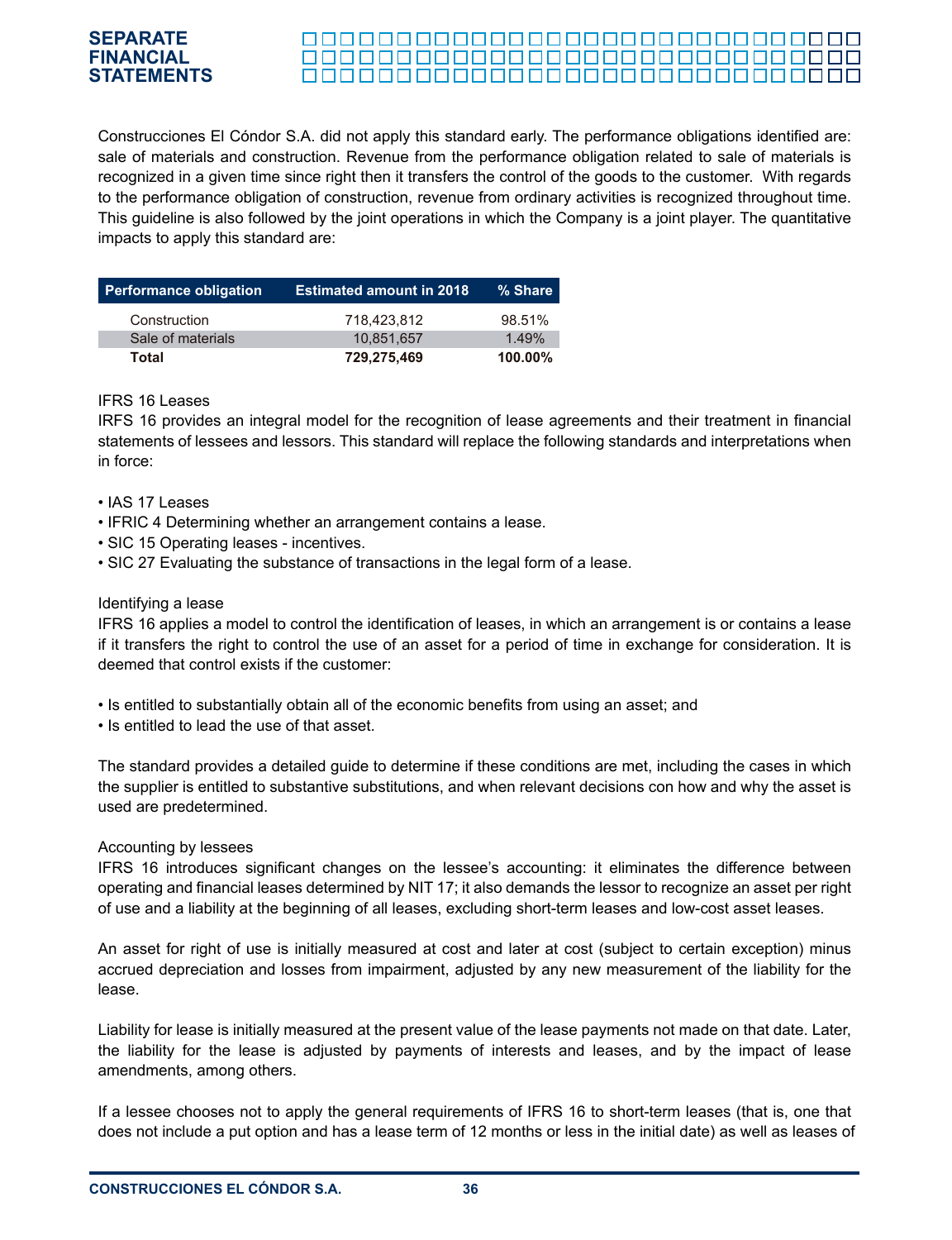Construcciones El Cóndor S.A. did not apply this standard early. The performance obligations identified are: sale of materials and construction. Revenue from the performance obligation related to sale of materials is recognized in a given time since right then it transfers the control of the goods to the customer. With regards to the performance obligation of construction, revenue from ordinary activities is recognized throughout time. This guideline is also followed by the joint operations in which the Company is a joint player. The quantitative impacts to apply this standard are:

| Performance obligation | Estimated amount in 2018 | % Share |
|---|---|---|
| Construction | 718,423,812 | 98.51% |
| Sale of materials | 10,851,657 | 1.49% |
| **Total** | **729,275,469** | **100.00%** |

IFRS 16 Leases

IRFS 16 provides an integral model for the recognition of lease agreements and their treatment in financial statements of lessees and lessors. This standard will replace the following standards and interpretations when in force:

- IAS 17 Leases
- IFRIC 4 Determining whether an arrangement contains a lease.
- SIC 15 Operating leases - incentives.
- SIC 27 Evaluating the substance of transactions in the legal form of a lease.

Identifying a lease

IFRS 16 applies a model to control the identification of leases, in which an arrangement is or contains a lease if it transfers the right to control the use of an asset for a period of time in exchange for consideration. It is deemed that control exists if the customer:

- Is entitled to substantially obtain all of the economic benefits from using an asset; and
- Is entitled to lead the use of that asset.

The standard provides a detailed guide to determine if these conditions are met, including the cases in which the supplier is entitled to substantive substitutions, and when relevant decisions con how and why the asset is used are predetermined.

Accounting by lessees

IFRS 16 introduces significant changes on the lessee's accounting: it eliminates the difference between operating and financial leases determined by NIT 17; it also demands the lessor to recognize an asset per right of use and a liability at the beginning of all leases, excluding short-term leases and low-cost asset leases.

An asset for right of use is initially measured at cost and later at cost (subject to certain exception) minus accrued depreciation and losses from impairment, adjusted by any new measurement of the liability for the lease.

Liability for lease is initially measured at the present value of the lease payments not made on that date. Later, the liability for the lease is adjusted by payments of interests and leases, and by the impact of lease amendments, among others.

If a lessee chooses not to apply the general requirements of IFRS 16 to short-term leases (that is, one that does not include a put option and has a lease term of 12 months or less in the initial date) as well as leases of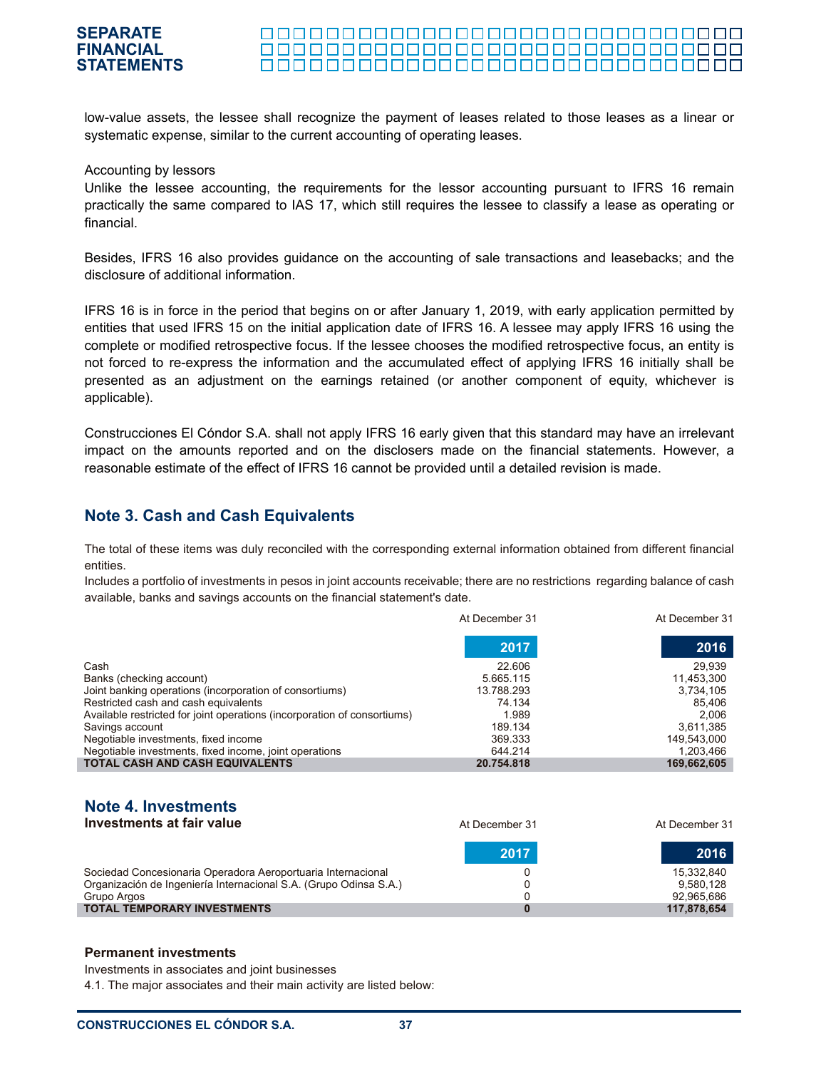low-value assets, the lessee shall recognize the payment of leases related to those leases as a linear or systematic expense, similar to the current accounting of operating leases.

Accounting by lessors

Unlike the lessee accounting, the requirements for the lessor accounting pursuant to IFRS 16 remain practically the same compared to IAS 17, which still requires the lessee to classify a lease as operating or financial.

Besides, IFRS 16 also provides guidance on the accounting of sale transactions and leasebacks; and the disclosure of additional information.

IFRS 16 is in force in the period that begins on or after January 1, 2019, with early application permitted by entities that used IFRS 15 on the initial application date of IFRS 16. A lessee may apply IFRS 16 using the complete or modified retrospective focus. If the lessee chooses the modified retrospective focus, an entity is not forced to re-express the information and the accumulated effect of applying IFRS 16 initially shall be presented as an adjustment on the earnings retained (or another component of equity, whichever is applicable).

Construcciones El Cóndor S.A. shall not apply IFRS 16 early given that this standard may have an irrelevant impact on the amounts reported and on the disclosers made on the financial statements. However, a reasonable estimate of the effect of IFRS 16 cannot be provided until a detailed revision is made.

## Note 3. Cash and Cash Equivalents

The total of these items was duly reconciled with the corresponding external information obtained from different financial entities.

Includes a portfolio of investments in pesos in joint accounts receivable; there are no restrictions regarding balance of cash available, banks and savings accounts on the financial statement's date.

| | At December 31 2017 | At December 31 2016 |
|---|---|---|
| Cash | 22.606 | 29,939 |
| Banks (checking account) | 5.665.115 | 11,453,300 |
| Joint banking operations (incorporation of consortiums) | 13.788.293 | 3,734,105 |
| Restricted cash and cash equivalents | 74.134 | 85,406 |
| Available restricted for joint operations (incorporation of consortiums) | 1.989 | 2,006 |
| Savings account | 189.134 | 3,611,385 |
| Negotiable investments, fixed income | 369.333 | 149,543,000 |
| Negotiable investments, fixed income, joint operations | 644.214 | 1,203,466 |
| **TOTAL CASH AND CASH EQUIVALENTS** | **20.754.818** | **169,662,605** |

## Note 4. Investments

### Investments at fair value

| | At December 31 2017 | At December 31 2016 |
|---|---|---|
| Sociedad Concesionaria Operadora Aeroportuaria Internacional | 0 | 15,332,840 |
| Organización de Ingeniería Internacional S.A. (Grupo Odinsa S.A.) | 0 | 9,580,128 |
| Grupo Argos | 0 | 92,965,686 |
| **TOTAL TEMPORARY INVESTMENTS** | **0** | **117,878,654** |

### Permanent investments

Investments in associates and joint businesses

4.1. The major associates and their main activity are listed below: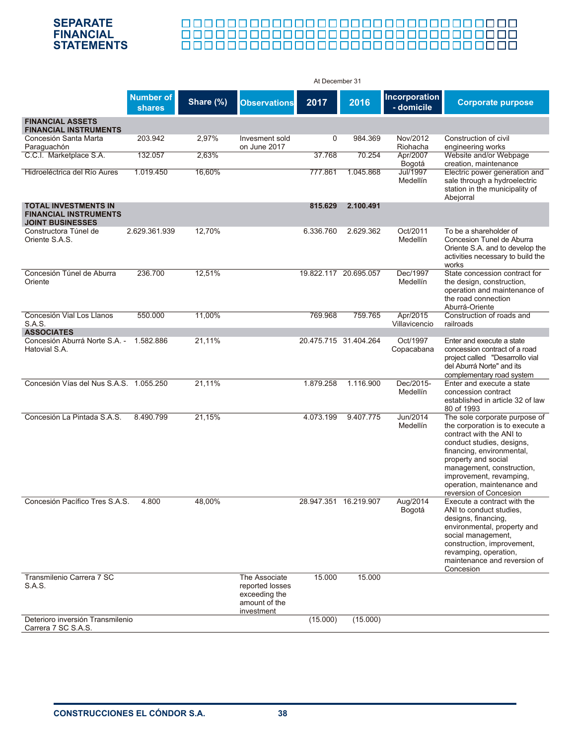# SEPARATE FINANCIAL STATEMENTS

| | Number of shares | Share (%) | Observations | 2017 | 2016 | Incorporation - domicile | Corporate purpose |
|---|---|---|---|---|---|---|---|
| | | | | At December 31 | | | |
| **FINANCIAL ASSETS FINANCIAL INSTRUMENTS** | | | | | | | |
| Concesión Santa Marta Paraguachón | 203.942 | 2,97% | Invesment sold on June 2017 | 0 | 984.369 | Nov/2012 Riohacha | Construction of civil engineering works |
| C.C.I. Marketplace S.A. | 132.057 | 2,63% | | 37.768 | 70.254 | Apr/2007 Bogotá | Website and/or Webpage creation, maintenance |
| Hidroeléctrica del Río Aures | 1.019.450 | 16,60% | | 777.861 | 1.045.868 | Jul/1997 Medellín | Electric power generation and sale through a hydroelectric station in the municipality of Abejorral |
| **TOTAL INVESTMENTS IN FINANCIAL INSTRUMENTS** | | | | **815.629** | **2.100.491** | | |
| **JOINT BUSINESSES** | | | | | | | |
| Constructora Túnel de Oriente S.A.S. | 2.629.361.939 | 12,70% | | 6.336.760 | 2.629.362 | Oct/2011 Medellín | To be a shareholder of Concesion Tunel de Aburra Oriente S.A. and to develop the activities necessary to build the works |
| Concesión Túnel de Aburra Oriente | 236.700 | 12,51% | | 19.822.117 | 20.695.057 | Dec/1997 Medellín | State concession contract for the design, construction, operation and maintenance of the road connection Aburrá-Oriente |
| Concesión Vial Los Llanos S.A.S. | 550.000 | 11,00% | | 769.968 | 759.765 | Apr/2015 Villavicencio | Construction of roads and railroads |
| **ASSOCIATES** | | | | | | | |
| Concesión Aburrá Norte S.A. - Hatovial S.A. | 1.582.886 | 21,11% | | 20.475.715 | 31.404.264 | Oct/1997 Copacabana | Enter and execute a state concession contract of a road project called "Desarrollo vial del Aburrá Norte" and its complementary road system |
| Concesión Vías del Nus S.A.S. | 1.055.250 | 21,11% | | 1.879.258 | 1.116.900 | Dec/2015- Medellín | Enter and execute a state concession contract established in article 32 of law 80 of 1993 |
| Concesión La Pintada S.A.S. | 8.490.799 | 21,15% | | 4.073.199 | 9.407.775 | Jun/2014 Medellín | The sole corporate purpose of the corporation is to execute a contract with the ANI to conduct studies, designs, financing, environmental, property and social management, construction, improvement, revamping, operation, maintenance and reversion of Concesion |
| Concesión Pacífico Tres S.A.S. | 4.800 | 48,00% | | 28.947.351 | 16.219.907 | Aug/2014 Bogotá | Execute a contract with the ANI to conduct studies, designs, financing, environmental, property and social management, construction, improvement, revamping, operation, maintenance and reversion of Concesion |
| Transmilenio Carrera 7 SC S.A.S. | | | The Associate reported losses exceeding the amount of the investment | 15.000 | 15.000 | | |
| Deterioro inversión Transmilenio Carrera 7 SC S.A.S. | | | | (15.000) | (15.000) | | |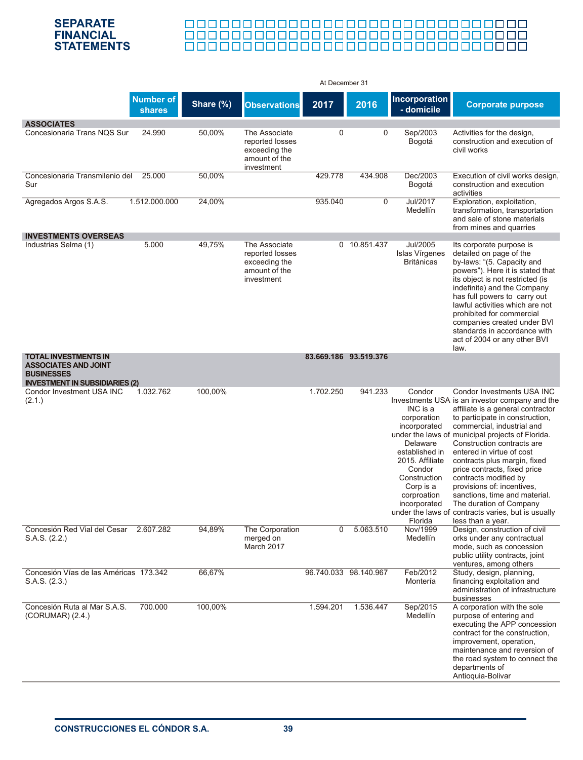# SEPARATE FINANCIAL STATEMENTS

| | Number of shares | Share (%) | Observations | At December 31 2017 | 2016 | Incorporation - domicile | Corporate purpose |
|---|---|---|---|---|---|---|---|
| **ASSOCIATES** | | | | | | | |
| Concesionaria Trans NQS Sur | 24.990 | 50,00% | The Associate reported losses exceeding the amount of the investment | 0 | 0 | Sep/2003 Bogotá | Activities for the design, construction and execution of civil works |
| Concesionaria Transmilenio del Sur | 25.000 | 50,00% | | 429.778 | 434.908 | Dec/2003 Bogotá | Execution of civil works design, construction and execution activities |
| Agregados Argos S.A.S. | 1.512.000.000 | 24,00% | | 935.040 | 0 | Jul/2017 Medellín | Exploration, exploitation, transformation, transportation and sale of stone materials from mines and quarries |
| **INVESTMENTS OVERSEAS** | | | | | | | |
| Industrias Selma (1) | 5.000 | 49,75% | The Associate reported losses exceeding the amount of the investment | 0 | 10.851.437 | Jul/2005 Islas Vírgenes Británicas | Its corporate purpose is detailed on page of the by-laws: "(5. Capacity and powers"). Here it is stated that its object is not restricted (is indefinite) and the Company has full powers to carry out lawful activities which are not prohibited for commercial companies created under BVI standards in accordance with act of 2004 or any other BVI law. |
| **TOTAL INVESTMENTS IN ASSOCIATES AND JOINT BUSINESSES** | | | | **83.669.186** | **93.519.376** | | |
| **INVESTMENT IN SUBSIDIARIES (2)** | | | | | | | |
| Condor Investment USA INC (2.1.) | 1.032.762 | 100,00% | | 1.702.250 | 941.233 | Condor Investments USA INC is a corporation incorporated under the laws of Delaware established in 2015. Affiliate Condor Construction Corp is a corproation incorporated under the laws of Florida | Condor Investments USA INC is an investor company and the affiliate is a general contractor to participate in construction, commercial, industrial and municipal projects of Florida. Construction contracts are entered in virtue of cost contracts plus margin, fixed price contracts, fixed price contracts modified by provisions of: incentives, sanctions, time and material. The duration of Company contracts varies, but is usually less than a year. |
| Concesión Red Vial del Cesar S.A.S. (2.2.) | 2.607.282 | 94,89% | The Corporation merged on March 2017 | 0 | 5.063.510 | Nov/1999 Medellín | Design, construction of civil orks under any contractual mode, such as concession public utility contracts, joint ventures, among others |
| Concesión Vías de las Américas S.A.S. (2.3.) | 173.342 | 66,67% | | 96.740.033 | 98.140.967 | Feb/2012 Montería | Study, design, planning, financing exploitation and administration of infrastructure businesses |
| Concesión Ruta al Mar S.A.S. (CORUMAR) (2.4.) | 700.000 | 100,00% | | 1.594.201 | 1.536.447 | Sep/2015 Medellín | A corporation with the sole purpose of entering and executing the APP concession contract for the construction, improvement, operation, maintenance and reversion of the road system to connect the departments of Antioquia-Bolivar |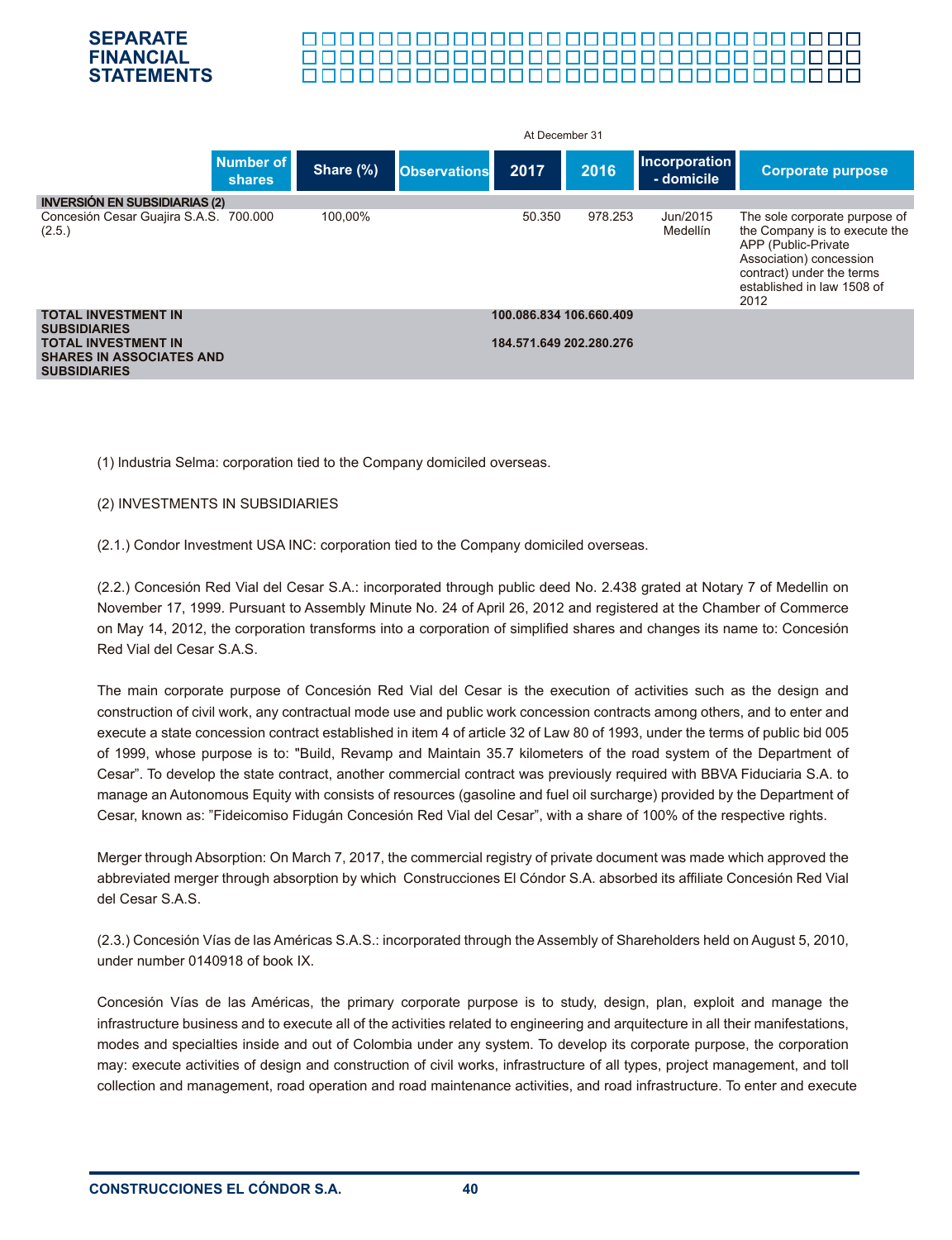| | Number of shares | Share (%) | Observations | 2017 | 2016 | Incorporation - domicile | Corporate purpose |
|---|---|---|---|---|---|---|---|
| | | | | At December 31 | | | |
| **INVERSIÓN EN SUBSIDIARIAS (2)** | | | | | | | |
| Concesión Cesar Guajira S.A.S. (2.5.) | 700.000 | 100,00% | | 50.350 | 978.253 | Jun/2015 Medellín | The sole corporate purpose of the Company is to execute the APP (Public-Private Association) concession contract) under the terms established in law 1508 of 2012 |
| **TOTAL INVESTMENT IN SUBSIDIARIES** | | | | **100.086.834** | **106.660.409** | | |
| **TOTAL INVESTMENT IN SHARES IN ASSOCIATES AND SUBSIDIARIES** | | | | **184.571.649** | **202.280.276** | | |

(1) Industria Selma: corporation tied to the Company domiciled overseas.

(2) INVESTMENTS IN SUBSIDIARIES

(2.1.) Condor Investment USA INC: corporation tied to the Company domiciled overseas.

(2.2.) Concesión Red Vial del Cesar S.A.: incorporated through public deed No. 2.438 grated at Notary 7 of Medellin on November 17, 1999. Pursuant to Assembly Minute No. 24 of April 26, 2012 and registered at the Chamber of Commerce on May 14, 2012, the corporation transforms into a corporation of simplified shares and changes its name to: Concesión Red Vial del Cesar S.A.S.

The main corporate purpose of Concesión Red Vial del Cesar is the execution of activities such as the design and construction of civil work, any contractual mode use and public work concession contracts among others, and to enter and execute a state concession contract established in item 4 of article 32 of Law 80 of 1993, under the terms of public bid 005 of 1999, whose purpose is to: "Build, Revamp and Maintain 35.7 kilometers of the road system of the Department of Cesar". To develop the state contract, another commercial contract was previously required with BBVA Fiduciaria S.A. to manage an Autonomous Equity with consists of resources (gasoline and fuel oil surcharge) provided by the Department of Cesar, known as: "Fideicomiso Fidugán Concesión Red Vial del Cesar", with a share of 100% of the respective rights.

Merger through Absorption: On March 7, 2017, the commercial registry of private document was made which approved the abbreviated merger through absorption by which Construcciones El Cóndor S.A. absorbed its affiliate Concesión Red Vial del Cesar S.A.S.

(2.3.) Concesión Vías de las Américas S.A.S.: incorporated through the Assembly of Shareholders held on August 5, 2010, under number 0140918 of book IX.

Concesión Vías de las Américas, the primary corporate purpose is to study, design, plan, exploit and manage the infrastructure business and to execute all of the activities related to engineering and arquitecture in all their manifestations, modes and specialties inside and out of Colombia under any system. To develop its corporate purpose, the corporation may: execute activities of design and construction of civil works, infrastructure of all types, project management, and toll collection and management, road operation and road maintenance activities, and road infrastructure. To enter and execute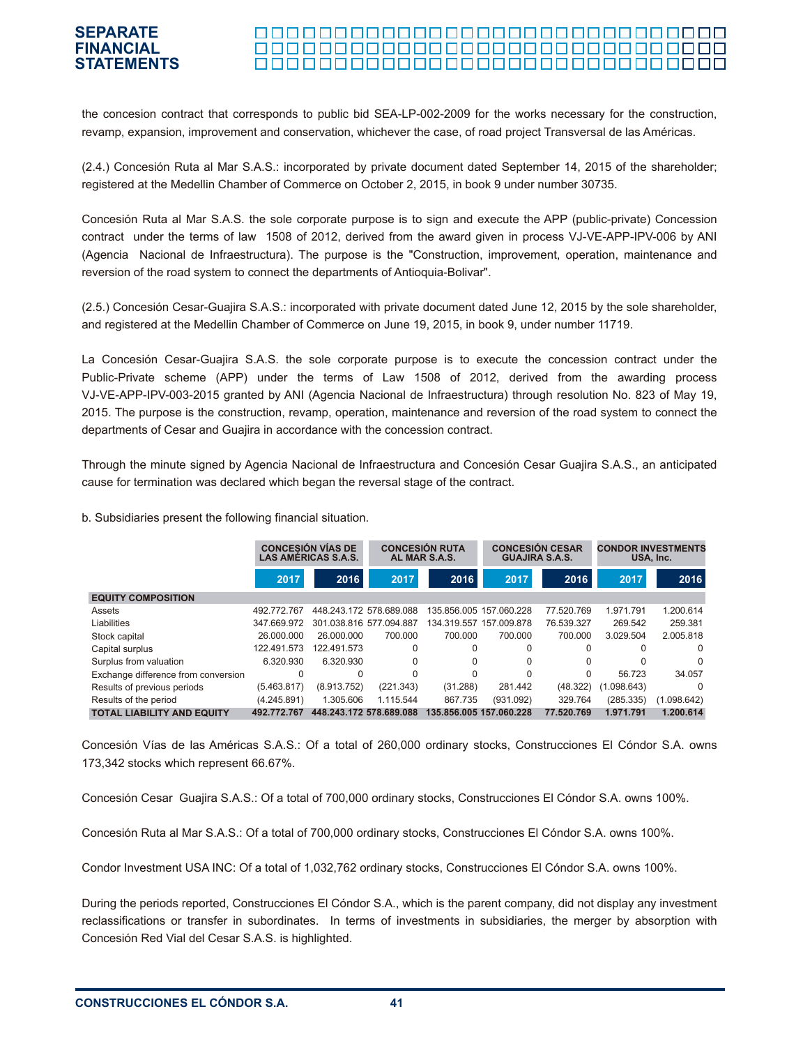the concesion contract that corresponds to public bid SEA-LP-002-2009 for the works necessary for the construction, revamp, expansion, improvement and conservation, whichever the case, of road project Transversal de las Américas.

(2.4.) Concesión Ruta al Mar S.A.S.: incorporated by private document dated September 14, 2015 of the shareholder; registered at the Medellin Chamber of Commerce on October 2, 2015, in book 9 under number 30735.

Concesión Ruta al Mar S.A.S. the sole corporate purpose is to sign and execute the APP (public-private) Concession contract under the terms of law 1508 of 2012, derived from the award given in process VJ-VE-APP-IPV-006 by ANI (Agencia Nacional de Infraestructura). The purpose is the "Construction, improvement, operation, maintenance and reversion of the road system to connect the departments of Antioquia-Bolivar".

(2.5.) Concesión Cesar-Guajira S.A.S.: incorporated with private document dated June 12, 2015 by the sole shareholder, and registered at the Medellin Chamber of Commerce on June 19, 2015, in book 9, under number 11719.

La Concesión Cesar-Guajira S.A.S. the sole corporate purpose is to execute the concession contract under the Public-Private scheme (APP) under the terms of Law 1508 of 2012, derived from the awarding process VJ-VE-APP-IPV-003-2015 granted by ANI (Agencia Nacional de Infraestructura) through resolution No. 823 of May 19, 2015. The purpose is the construction, revamp, operation, maintenance and reversion of the road system to connect the departments of Cesar and Guajira in accordance with the concession contract.

Through the minute signed by Agencia Nacional de Infraestructura and Concesión Cesar Guajira S.A.S., an anticipated cause for termination was declared which began the reversal stage of the contract.

b. Subsidiaries present the following financial situation.

| | CONCESIÓN VÍAS DE LAS AMÉRICAS S.A.S. | | CONCESIÓN RUTA AL MAR S.A.S. | | CONCESIÓN CESAR GUAJIRA S.A.S. | | CONDOR INVESTMENTS USA, Inc. | |
|---|---|---|---|---|---|---|---|---|
| | 2017 | 2016 | 2017 | 2016 | 2017 | 2016 | 2017 | 2016 |
| **EQUITY COMPOSITION** | | | | | | | | |
| Assets | 492.772.767 | 448.243.172 | 578.689.088 | 135.856.005 | 157.060.228 | 77.520.769 | 1.971.791 | 1.200.614 |
| Liabilities | 347.669.972 | 301.038.816 | 577.094.887 | 134.319.557 | 157.009.878 | 76.539.327 | 269.542 | 259.381 |
| Stock capital | 26.000.000 | 26.000.000 | 700.000 | 700.000 | 700.000 | 700.000 | 3.029.504 | 2.005.818 |
| Capital surplus | 122.491.573 | 122.491.573 | 0 | 0 | 0 | 0 | 0 | 0 |
| Surplus from valuation | 6.320.930 | 6.320.930 | 0 | 0 | 0 | 0 | 0 | 0 |
| Exchange difference from conversion | 0 | 0 | 0 | 0 | 0 | 0 | 56.723 | 34.057 |
| Results of previous periods | (5.463.817) | (8.913.752) | (221.343) | (31.288) | 281.442 | (48.322) | (1.098.643) | 0 |
| Results of the period | (4.245.891) | 1.305.606 | 1.115.544 | 867.735 | (931.092) | 329.764 | (285.335) | (1.098.642) |
| **TOTAL LIABILITY AND EQUITY** | **492.772.767** | **448.243.172** | **578.689.088** | **135.856.005** | **157.060.228** | **77.520.769** | **1.971.791** | **1.200.614** |

Concesión Vías de las Américas S.A.S.: Of a total of 260,000 ordinary stocks, Construcciones El Cóndor S.A. owns 173,342 stocks which represent 66.67%.

Concesión Cesar Guajira S.A.S.: Of a total of 700,000 ordinary stocks, Construcciones El Cóndor S.A. owns 100%.

Concesión Ruta al Mar S.A.S.: Of a total of 700,000 ordinary stocks, Construcciones El Cóndor S.A. owns 100%.

Condor Investment USA INC: Of a total of 1,032,762 ordinary stocks, Construcciones El Cóndor S.A. owns 100%.

During the periods reported, Construcciones El Cóndor S.A., which is the parent company, did not display any investment reclassifications or transfer in subordinates. In terms of investments in subsidiaries, the merger by absorption with Concesión Red Vial del Cesar S.A.S. is highlighted.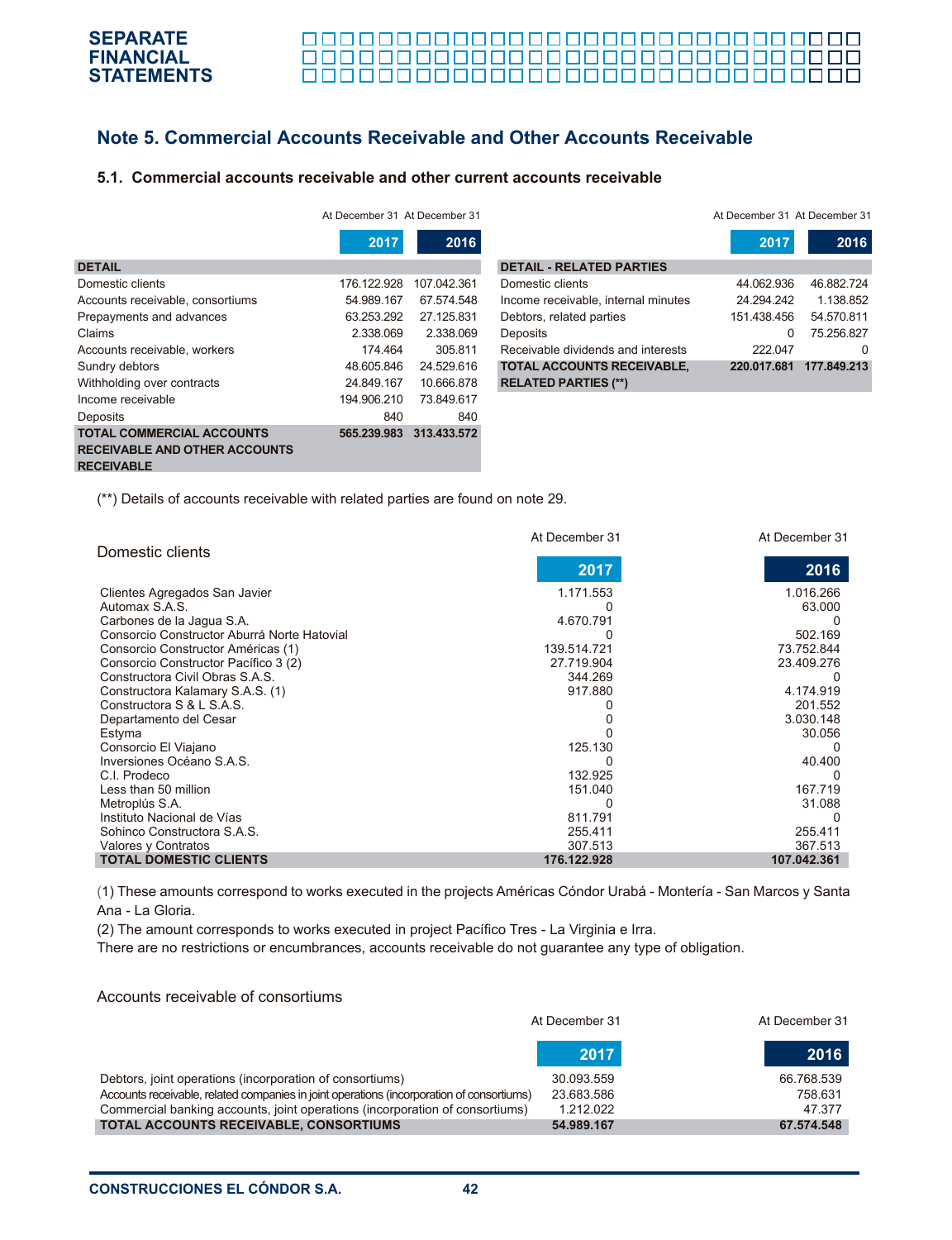## Note 5. Commercial Accounts Receivable and Other Accounts Receivable

### 5.1. Commercial accounts receivable and other current accounts receivable

| DETAIL | At December 31 2017 | At December 31 2016 |
|---|---|---|
| Domestic clients | 176.122.928 | 107.042.361 |
| Accounts receivable, consortiums | 54.989.167 | 67.574.548 |
| Prepayments and advances | 63.253.292 | 27.125.831 |
| Claims | 2.338.069 | 2.338.069 |
| Accounts receivable, workers | 174.464 | 305.811 |
| Sundry debtors | 48.605.846 | 24.529.616 |
| Withholding over contracts | 24.849.167 | 10.666.878 |
| Income receivable | 194.906.210 | 73.849.617 |
| Deposits | 840 | 840 |
| **TOTAL COMMERCIAL ACCOUNTS RECEIVABLE AND OTHER ACCOUNTS RECEIVABLE** | **565.239.983** | **313.433.572** |

| DETAIL - RELATED PARTIES | At December 31 2017 | At December 31 2016 |
|---|---|---|
| Domestic clients | 44.062.936 | 46.882.724 |
| Income receivable, internal minutes | 24.294.242 | 1.138.852 |
| Debtors, related parties | 151.438.456 | 54.570.811 |
| Deposits | 0 | 75.256.827 |
| Receivable dividends and interests | 222.047 | 0 |
| **TOTAL ACCOUNTS RECEIVABLE, RELATED PARTIES (**)** | **220.017.681** | **177.849.213** |

(**) Details of accounts receivable with related parties are found on note 29.

| Domestic clients | At December 31 2017 | At December 31 2016 |
|---|---|---|
| Clientes Agregados San Javier | 1.171.553 | 1.016.266 |
| Automax S.A.S. | 0 | 63.000 |
| Carbones de la Jagua S.A. | 4.670.791 | 0 |
| Consorcio Constructor Aburrá Norte Hatovial | 0 | 502.169 |
| Consorcio Constructor Américas (1) | 139.514.721 | 73.752.844 |
| Consorcio Constructor Pacífico 3 (2) | 27.719.904 | 23.409.276 |
| Constructora Civil Obras S.A.S. | 344.269 | 0 |
| Constructora Kalamary S.A.S. (1) | 917.880 | 4.174.919 |
| Constructora S & L S.A.S. | 0 | 201.552 |
| Departamento del Cesar | 0 | 3.030.148 |
| Estyma | 0 | 30.056 |
| Consorcio El Viajano | 125.130 | 0 |
| Inversiones Océano S.A.S. | 0 | 40.400 |
| C.I. Prodeco | 132.925 | 0 |
| Less than 50 million | 151.040 | 167.719 |
| Metroplús S.A. | 0 | 31.088 |
| Instituto Nacional de Vías | 811.791 | 0 |
| Sohinco Constructora S.A.S. | 255.411 | 255.411 |
| Valores y Contratos | 307.513 | 367.513 |
| **TOTAL DOMESTIC CLIENTS** | **176.122.928** | **107.042.361** |

(1) These amounts correspond to works executed in the projects Américas Cóndor Urabá - Montería - San Marcos y Santa Ana - La Gloria.

(2) The amount corresponds to works executed in project Pacífico Tres - La Virginia e Irra.

There are no restrictions or encumbrances, accounts receivable do not guarantee any type of obligation.

Accounts receivable of consortiums

| | At December 31 2017 | At December 31 2016 |
|---|---|---|
| Debtors, joint operations (incorporation of consortiums) | 30.093.559 | 66.768.539 |
| Accounts receivable, related companies in joint operations (incorporation of consortiums) | 23.683.586 | 758.631 |
| Commercial banking accounts, joint operations (incorporation of consortiums) | 1.212.022 | 47.377 |
| **TOTAL ACCOUNTS RECEIVABLE, CONSORTIUMS** | **54.989.167** | **67.574.548** |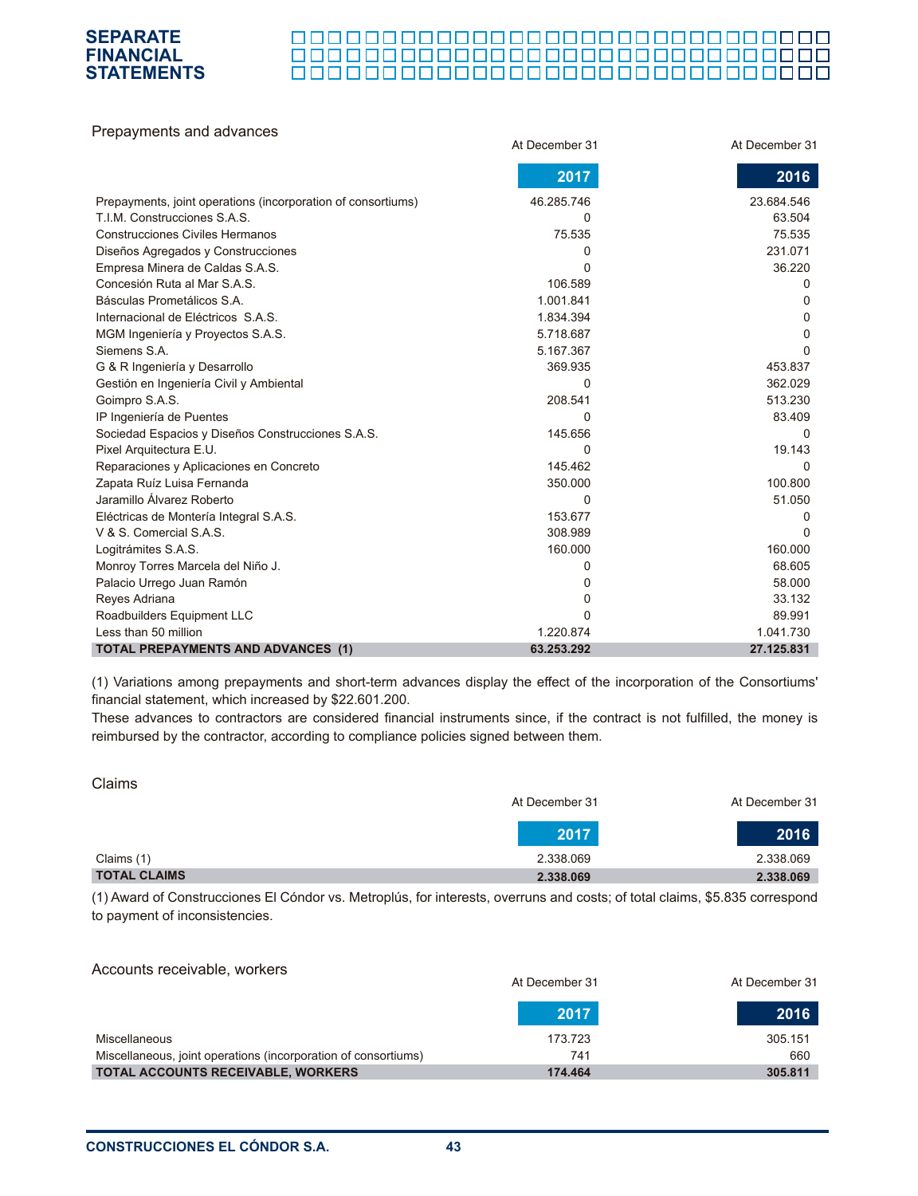## Prepayments and advances

| | At December 31 2017 | At December 31 2016 |
|---|---|---|
| Prepayments, joint operations (incorporation of consortiums) | 46.285.746 | 23.684.546 |
| T.I.M. Construcciones S.A.S. | 0 | 63.504 |
| Construcciones Civiles Hermanos | 75.535 | 75.535 |
| Diseños Agregados y Construcciones | 0 | 231.071 |
| Empresa Minera de Caldas S.A.S. | 0 | 36.220 |
| Concesión Ruta al Mar S.A.S. | 106.589 | 0 |
| Básculas Prometálicos S.A. | 1.001.841 | 0 |
| Internacional de Eléctricos S.A.S. | 1.834.394 | 0 |
| MGM Ingeniería y Proyectos S.A.S. | 5.718.687 | 0 |
| Siemens S.A. | 5.167.367 | 0 |
| G & R Ingeniería y Desarrollo | 369.935 | 453.837 |
| Gestión en Ingeniería Civil y Ambiental | 0 | 362.029 |
| Goimpro S.A.S. | 208.541 | 513.230 |
| IP Ingeniería de Puentes | 0 | 83.409 |
| Sociedad Espacios y Diseños Construcciones S.A.S. | 145.656 | 0 |
| Pixel Arquitectura E.U. | 0 | 19.143 |
| Reparaciones y Aplicaciones en Concreto | 145.462 | 0 |
| Zapata Ruíz Luisa Fernanda | 350.000 | 100.800 |
| Jaramillo Álvarez Roberto | 0 | 51.050 |
| Eléctricas de Montería Integral S.A.S. | 153.677 | 0 |
| V & S. Comercial S.A.S. | 308.989 | 0 |
| Logitrámites S.A.S. | 160.000 | 160.000 |
| Monroy Torres Marcela del Niño J. | 0 | 68.605 |
| Palacio Urrego Juan Ramón | 0 | 58.000 |
| Reyes Adriana | 0 | 33.132 |
| Roadbuilders Equipment LLC | 0 | 89.991 |
| Less than 50 million | 1.220.874 | 1.041.730 |
| **TOTAL PREPAYMENTS AND ADVANCES (1)** | **63.253.292** | **27.125.831** |

(1) Variations among prepayments and short-term advances display the effect of the incorporation of the Consortiums' financial statement, which increased by $22.601.200.

These advances to contractors are considered financial instruments since, if the contract is not fulfilled, the money is reimbursed by the contractor, according to compliance policies signed between them.

## Claims

| | At December 31 2017 | At December 31 2016 |
|---|---|---|
| Claims (1) | 2.338.069 | 2.338.069 |
| **TOTAL CLAIMS** | **2.338.069** | **2.338.069** |

(1) Award of Construcciones El Cóndor vs. Metroplús, for interests, overruns and costs; of total claims, $5.835 correspond to payment of inconsistencies.

## Accounts receivable, workers

| | At December 31 2017 | At December 31 2016 |
|---|---|---|
| Miscellaneous | 173.723 | 305.151 |
| Miscellaneous, joint operations (incorporation of consortiums) | 741 | 660 |
| **TOTAL ACCOUNTS RECEIVABLE, WORKERS** | **174.464** | **305.811** |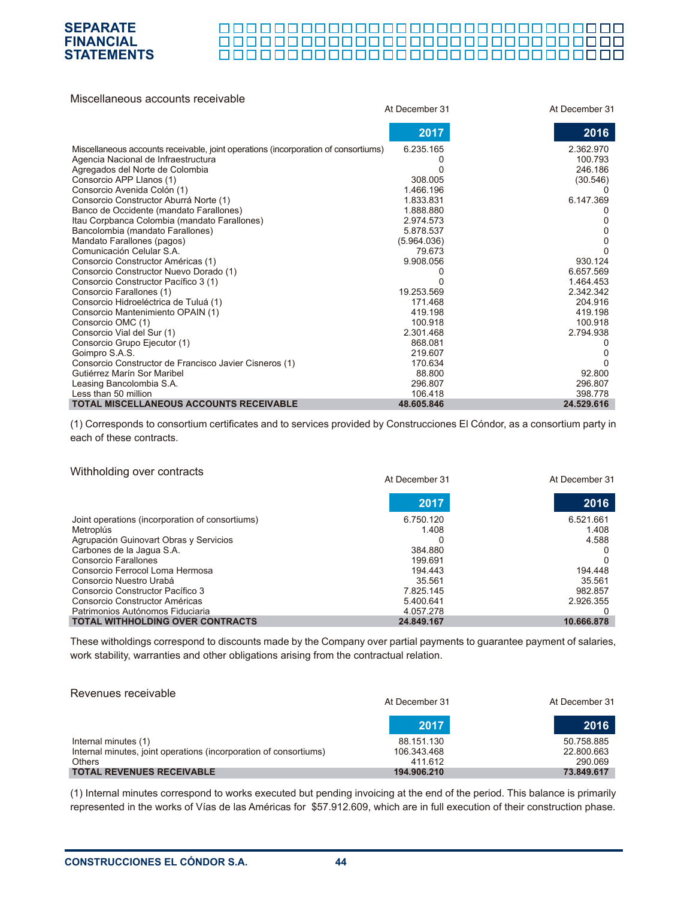## Miscellaneous accounts receivable

| | At December 31 2017 | At December 31 2016 |
|---|---|---|
| Miscellaneous accounts receivable, joint operations (incorporation of consortiums) | 6.235.165 | 2.362.970 |
| Agencia Nacional de Infraestructura | 0 | 100.793 |
| Agregados del Norte de Colombia | 0 | 246.186 |
| Consorcio APP Llanos (1) | 308.005 | (30.546) |
| Consorcio Avenida Colón (1) | 1.466.196 | 0 |
| Consorcio Constructor Aburrá Norte (1) | 1.833.831 | 6.147.369 |
| Banco de Occidente (mandato Farallones) | 1.888.880 | 0 |
| Itau Corpbanca Colombia (mandato Farallones) | 2.974.573 | 0 |
| Bancolombia (mandato Farallones) | 5.878.537 | 0 |
| Mandato Farallones (pagos) | (5.964.036) | 0 |
| Comunicación Celular S.A. | 79.673 | 0 |
| Consorcio Constructor Américas (1) | 9.908.056 | 930.124 |
| Consorcio Constructor Nuevo Dorado (1) | 0 | 6.657.569 |
| Consorcio Constructor Pacífico 3 (1) | 0 | 1.464.453 |
| Consorcio Farallones (1) | 19.253.569 | 2.342.342 |
| Consorcio Hidroeléctrica de Tuluá (1) | 171.468 | 204.916 |
| Consorcio Mantenimiento OPAIN (1) | 419.198 | 419.198 |
| Consorcio OMC (1) | 100.918 | 100.918 |
| Consorcio Vial del Sur (1) | 2.301.468 | 2.794.938 |
| Consorcio Grupo Ejecutor (1) | 868.081 | 0 |
| Goimpro S.A.S. | 219.607 | 0 |
| Consorcio Constructor de Francisco Javier Cisneros (1) | 170.634 | 0 |
| Gutiérrez Marín Sor Maribel | 88.800 | 92.800 |
| Leasing Bancolombia S.A. | 296.807 | 296.807 |
| Less than 50 million | 106.418 | 398.778 |
| **TOTAL MISCELLANEOUS ACCOUNTS RECEIVABLE** | **48.605.846** | **24.529.616** |

(1) Corresponds to consortium certificates and to services provided by Construcciones El Cóndor, as a consortium party in each of these contracts.

## Withholding over contracts

| | At December 31 2017 | At December 31 2016 |
|---|---|---|
| Joint operations (incorporation of consortiums) | 6.750.120 | 6.521.661 |
| Metroplús | 1.408 | 1.408 |
| Agrupación Guinovart Obras y Servicios | 0 | 4.588 |
| Carbones de la Jagua S.A. | 384.880 | 0 |
| Consorcio Farallones | 199.691 | 0 |
| Consorcio Ferrocol Loma Hermosa | 194.443 | 194.448 |
| Consorcio Nuestro Urabá | 35.561 | 35.561 |
| Consorcio Constructor Pacífico 3 | 7.825.145 | 982.857 |
| Consorcio Constructor Américas | 5.400.641 | 2.926.355 |
| Patrimonios Autónomos Fiduciaria | 4.057.278 | 0 |
| **TOTAL WITHHOLDING OVER CONTRACTS** | **24.849.167** | **10.666.878** |

These witholdings correspond to discounts made by the Company over partial payments to guarantee payment of salaries, work stability, warranties and other obligations arising from the contractual relation.

## Revenues receivable

| | At December 31 2017 | At December 31 2016 |
|---|---|---|
| Internal minutes (1) | 88.151.130 | 50.758.885 |
| Internal minutes, joint operations (incorporation of consortiums) | 106.343.468 | 22.800.663 |
| Others | 411.612 | 290.069 |
| **TOTAL REVENUES RECEIVABLE** | **194.906.210** | **73.849.617** |

(1) Internal minutes correspond to works executed but pending invoicing at the end of the period. This balance is primarily represented in the works of Vías de las Américas for $57.912.609, which are in full execution of their construction phase.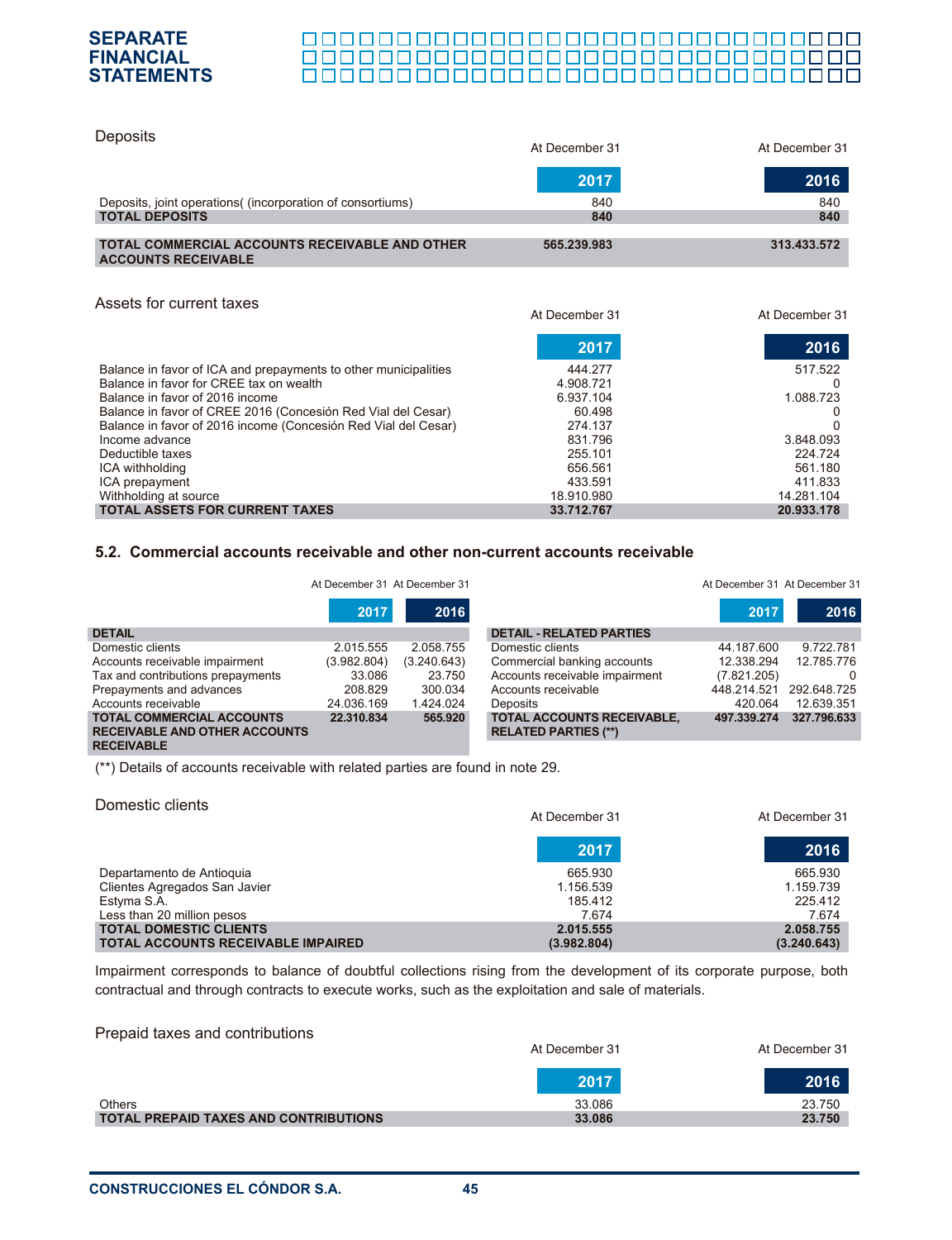### Deposits

| | At December 31 2017 | At December 31 2016 |
|---|---|---|
| Deposits, joint operations( (incorporation of consortiums) | 840 | 840 |
| **TOTAL DEPOSITS** | **840** | **840** |
| **TOTAL COMMERCIAL ACCOUNTS RECEIVABLE AND OTHER ACCOUNTS RECEIVABLE** | **565.239.983** | **313.433.572** |

### Assets for current taxes

| | At December 31 2017 | At December 31 2016 |
|---|---|---|
| Balance in favor of ICA and prepayments to other municipalities | 444.277 | 517.522 |
| Balance in favor for CREE tax on wealth | 4.908.721 | 0 |
| Balance in favor of 2016 income | 6.937.104 | 1.088.723 |
| Balance in favor of CREE 2016 (Concesión Red Vial del Cesar) | 60.498 | 0 |
| Balance in favor of 2016 income (Concesión Red Vial del Cesar) | 274.137 | 0 |
| Income advance | 831.796 | 3.848.093 |
| Deductible taxes | 255.101 | 224.724 |
| ICA withholding | 656.561 | 561.180 |
| ICA prepayment | 433.591 | 411.833 |
| Withholding at source | 18.910.980 | 14.281.104 |
| **TOTAL ASSETS FOR CURRENT TAXES** | **33.712.767** | **20.933.178** |

## 5.2. Commercial accounts receivable and other non-current accounts receivable

| DETAIL | At December 31 2017 | At December 31 2016 |
|---|---|---|
| Domestic clients | 2.015.555 | 2.058.755 |
| Accounts receivable impairment | (3.982.804) | (3.240.643) |
| Tax and contributions prepayments | 33.086 | 23.750 |
| Prepayments and advances | 208.829 | 300.034 |
| Accounts receivable | 24.036.169 | 1.424.024 |
| **TOTAL COMMERCIAL ACCOUNTS RECEIVABLE AND OTHER ACCOUNTS RECEIVABLE** | **22.310.834** | **565.920** |

| DETAIL - RELATED PARTIES | At December 31 2017 | At December 31 2016 |
|---|---|---|
| Domestic clients | 44.187.600 | 9.722.781 |
| Commercial banking accounts | 12.338.294 | 12.785.776 |
| Accounts receivable impairment | (7.821.205) | 0 |
| Accounts receivable | 448.214.521 | 292.648.725 |
| Deposits | 420.064 | 12.639.351 |
| **TOTAL ACCOUNTS RECEIVABLE, RELATED PARTIES (**)** | **497.339.274** | **327.796.633** |

(**) Details of accounts receivable with related parties are found in note 29.

### Domestic clients

| | At December 31 2017 | At December 31 2016 |
|---|---|---|
| Departamento de Antioquia | 665.930 | 665.930 |
| Clientes Agregados San Javier | 1.156.539 | 1.159.739 |
| Estyma S.A. | 185.412 | 225.412 |
| Less than 20 million pesos | 7.674 | 7.674 |
| **TOTAL DOMESTIC CLIENTS** | **2.015.555** | **2.058.755** |
| **TOTAL ACCOUNTS RECEIVABLE IMPAIRED** | **(3.982.804)** | **(3.240.643)** |

Impairment corresponds to balance of doubtful collections rising from the development of its corporate purpose, both contractual and through contracts to execute works, such as the exploitation and sale of materials.

### Prepaid taxes and contributions

| | At December 31 2017 | At December 31 2016 |
|---|---|---|
| Others | 33.086 | 23.750 |
| **TOTAL PREPAID TAXES AND CONTRIBUTIONS** | **33.086** | **23.750** |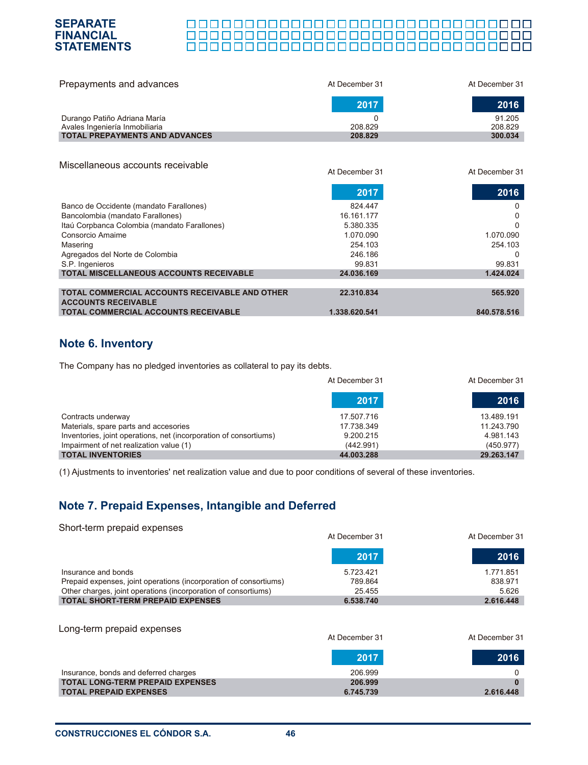| Prepayments and advances | At December 31 2017 | At December 31 2016 |
|---|---|---|
| Durango Patiño Adriana María | 0 | 91.205 |
| Avales Ingeniería Inmobiliaria | 208.829 | 208.829 |
| **TOTAL PREPAYMENTS AND ADVANCES** | **208.829** | **300.034** |

| Miscellaneous accounts receivable | At December 31 2017 | At December 31 2016 |
|---|---|---|
| Banco de Occidente (mandato Farallones) | 824.447 | 0 |
| Bancolombia (mandato Farallones) | 16.161.177 | 0 |
| Itaú Corpbanca Colombia (mandato Farallones) | 5.380.335 | 0 |
| Consorcio Amaime | 1.070.090 | 1.070.090 |
| Masering | 254.103 | 254.103 |
| Agregados del Norte de Colombia | 246.186 | 0 |
| S.P. Ingenieros | 99.831 | 99.831 |
| **TOTAL MISCELLANEOUS ACCOUNTS RECEIVABLE** | **24.036.169** | **1.424.024** |
| **TOTAL COMMERCIAL ACCOUNTS RECEIVABLE AND OTHER ACCOUNTS RECEIVABLE** | **22.310.834** | **565.920** |
| **TOTAL COMMERCIAL ACCOUNTS RECEIVABLE** | **1.338.620.541** | **840.578.516** |

## Note 6. Inventory

The Company has no pledged inventories as collateral to pay its debts.

| | At December 31 2017 | At December 31 2016 |
|---|---|---|
| Contracts underway | 17.507.716 | 13.489.191 |
| Materials, spare parts and accesories | 17.738.349 | 11.243.790 |
| Inventories, joint operations, net (incorporation of consortiums) | 9.200.215 | 4.981.143 |
| Impairment of net realization value (1) | (442.991) | (450.977) |
| **TOTAL INVENTORIES** | **44.003.288** | **29.263.147** |

(1) Ajustments to inventories' net realization value and due to poor conditions of several of these inventories.

## Note 7. Prepaid Expenses, Intangible and Deferred

| Short-term prepaid expenses | At December 31 2017 | At December 31 2016 |
|---|---|---|
| Insurance and bonds | 5.723.421 | 1.771.851 |
| Prepaid expenses, joint operations (incorporation of consortiums) | 789.864 | 838.971 |
| Other charges, joint operations (incorporation of consortiums) | 25.455 | 5.626 |
| **TOTAL SHORT-TERM PREPAID EXPENSES** | **6.538.740** | **2.616.448** |

| Long-term prepaid expenses | At December 31 2017 | At December 31 2016 |
|---|---|---|
| Insurance, bonds and deferred charges | 206.999 | 0 |
| **TOTAL LONG-TERM PREPAID EXPENSES** | **206.999** | **0** |
| **TOTAL PREPAID EXPENSES** | **6.745.739** | **2.616.448** |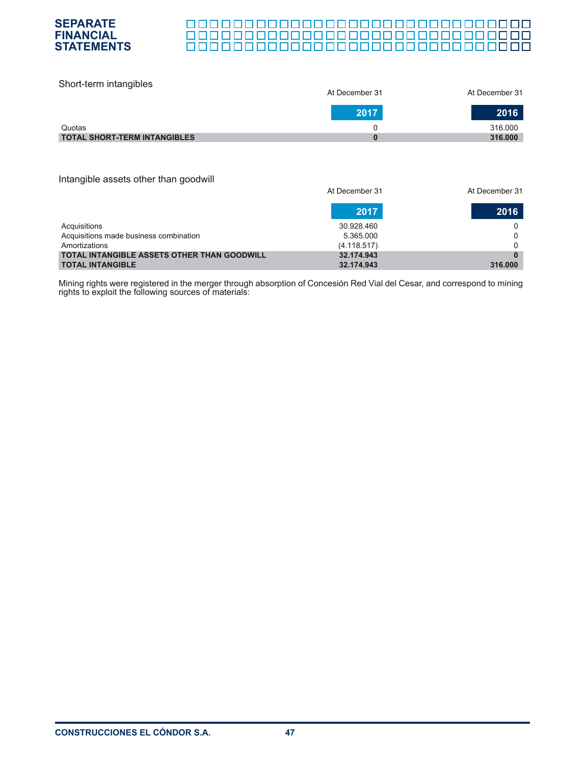Short-term intangibles

| | At December 31 2017 | At December 31 2016 |
|---|---|---|
| Quotas | 0 | 316.000 |
| **TOTAL SHORT-TERM INTANGIBLES** | **0** | **316.000** |

Intangible assets other than goodwill

| | At December 31 2017 | At December 31 2016 |
|---|---|---|
| Acquisitions | 30.928.460 | 0 |
| Acquisitions made business combination | 5.365.000 | 0 |
| Amortizations | (4.118.517) | 0 |
| **TOTAL INTANGIBLE ASSETS OTHER THAN GOODWILL** | **32.174.943** | **0** |
| **TOTAL INTANGIBLE** | **32.174.943** | **316.000** |

Mining rights were registered in the merger through absorption of Concesión Red Vial del Cesar, and correspond to mining rights to exploit the following sources of materials: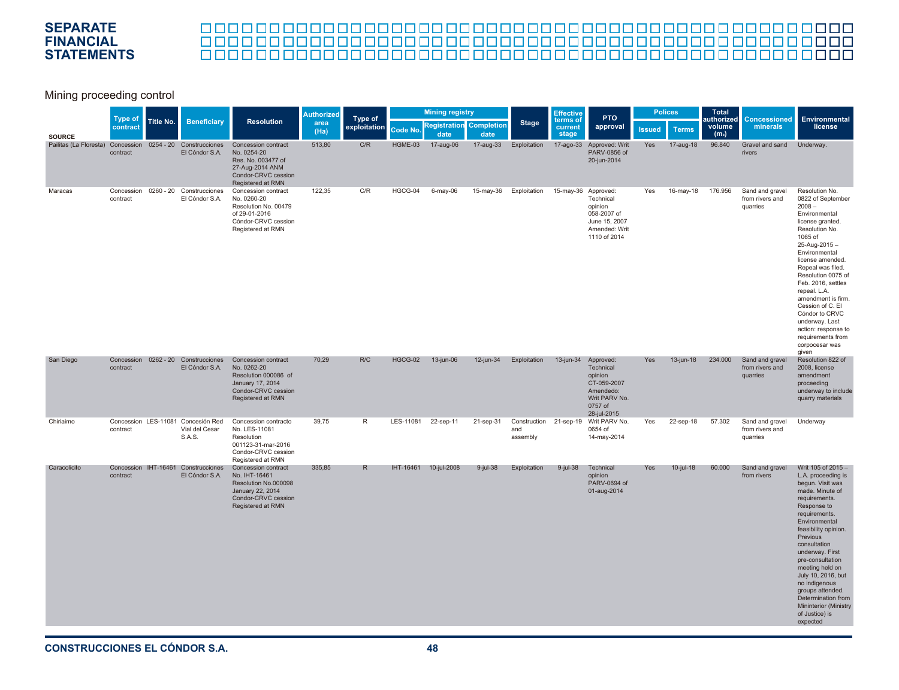## Mining proceeding control

| SOURCE | Type of contract | Title No. | Beneficiary | Resolution | Authorized area (Ha) | Type of exploitation | Mining registry | | | Stage | Effective terms of current stage | PTO approval | Polices | | Total authorized volume ($m_3$) | Concessioned minerals | Environmental license |
|---|---|---|---|---|---|---|---|---|---|---|---|---|---|---|---|---|---|
| | | | | | | | Code No. | Registration date | Completion date | | | | Issued | Terms | | | |
| Pailitas (La Floresta) | Concession contract | 0254 - 20 | Construcciones El Cóndor S.A. | Concession contract No. 0254-20 Res. No. 003477 of 27-Aug-2014 ANM Cóndor-CRVC cession Registered at RMN | 513,80 | C/R | HGME-03 | 17-aug-06 | 17-aug-33 | Exploitation | 17-ago-33 | Approved: Writ PARV-0856 of 20-jun-2014 | Yes | 17-aug-18 | 96.840 | Gravel and sand rivers | Underway. |
| Maracas | Concession contract | 0260 - 20 | Construcciones El Cóndor S.A. | Concession contract No. 0260-20 Resolution No. 00479 of 29-01-2016 Cóndor-CRVC cession Registered at RMN | 122,35 | C/R | HGCG-04 | 6-may-06 | 15-may-36 | Exploitation | 15-may-36 | Approved: Technical opinion 058-2007 of June 15, 2007 Amended: Writ 1110 of 2014 | Yes | 16-may-18 | 176.956 | Sand and gravel from rivers and quarries | Resolution No. 0822 of September 2008 – Environmental license granted. Resolution No. 1065 of 25-Aug-2015 – Environmental license amended. Repeal was filed. Resolution 0075 of Feb. 2016, settles repeal. L.A. amendment is firm. Cession of C. El Cóndor to CRVC underway. Last action: response to requirements from corpocesar was given |
| San Diego | Concession contract | 0262 - 20 | Construcciones El Cóndor S.A. | Concession contract No. 0262-20 Resolution 000086 of January 17, 2014 Condor-CRVC cession Registered at RMN | 70,29 | R/C | HGCG-02 | 13-jun-06 | 12-jun-34 | Exploitation | 13-jun-34 | Approved: Technical opinion CT-059-2007 Amendedo: Writ PARV No. 0757 of 28-jul-2015 | Yes | 13-jun-18 | 234.000 | Sand and gravel from rivers and quarries | Resolution 822 of 2008, license amendment proceeding underway to include quarry materials |
| Chiriaimo | Concession contract | LES-11081 | Concesión Red Vial del Cesar S.A.S. | Concession contracto No. LES-11081 Resolution 001123-31-mar-2016 Condor-CRVC cession Registered at RMN | 39,75 | R | LES-11081 | 22-sep-11 | 21-sep-31 | Construction and assembly | 21-sep-19 | Writ PARV No. 0654 of 14-may-2014 | Yes | 22-sep-18 | 57.302 | Sand and gravel from rivers and quarries | Underway |
| Caracolicito | Concession contract | IHT-16461 | Construcciones El Cóndor S.A. | Concession contract No. IHT-16461 Resolution No.000098 January 22, 2014 Condor-CRVC cession Registered at RMN | 335,85 | R | IHT-16461 | 10-jul-2008 | 9-jul-38 | Exploitation | 9-jul-38 | Technical opinion PARV-0694 of 01-aug-2014 | Yes | 10-jul-18 | 60.000 | Sand and gravel from rivers | Writ 105 of 2015 – L.A. proceeding is begun. Visit was made. Minute of requirements. Response to requirements. Environmental feasibility opinion. Previous consultation underway. First pre-consultation meeting held on July 10, 2016, but no indigenous groups attended. Determination from Mininterior (Ministry of Justice) is expected |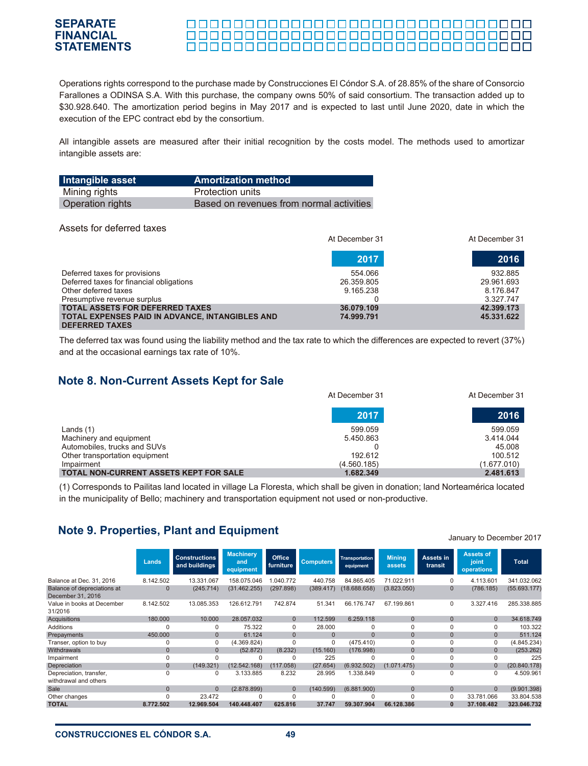Operations rights correspond to the purchase made by Construcciones El Cóndor S.A. of 28.85% of the share of Consorcio Farallones a ODINSA S.A. With this purchase, the company owns 50% of said consortium. The transaction added up to $30.928.640. The amortization period begins in May 2017 and is expected to last until June 2020, date in which the execution of the EPC contract ebd by the consortium.

All intangible assets are measured after their initial recognition by the costs model. The methods used to amortizar intangible assets are:

| Intangible asset | Amortization method |
|---|---|
| Mining rights | Protection units |
| Operation rights | Based on revenues from normal activities |

Assets for deferred taxes

| | At December 31 2017 | At December 31 2016 |
|---|---|---|
| Deferred taxes for provisions | 554.066 | 932.885 |
| Deferred taxes for financial obligations | 26.359.805 | 29.961.693 |
| Other deferred taxes | 9.165.238 | 8.176.847 |
| Presumptive revenue surplus | 0 | 3.327.747 |
| **TOTAL ASSETS FOR DEFERRED TAXES** | **36.079.109** | **42.399.173** |
| **TOTAL EXPENSES PAID IN ADVANCE, INTANGIBLES AND DEFERRED TAXES** | **74.999.791** | **45.331.622** |

The deferred tax was found using the liability method and the tax rate to which the differences are expected to revert (37%) and at the occasional earnings tax rate of 10%.

## Note 8. Non-Current Assets Kept for Sale

| | At December 31 2017 | At December 31 2016 |
|---|---|---|
| Lands (1) | 599.059 | 599.059 |
| Machinery and equipment | 5.450.863 | 3.414.044 |
| Automobiles, trucks and SUVs | 0 | 45.008 |
| Other transportation equipment | 192.612 | 100.512 |
| Impairment | (4.560.185) | (1.677.010) |
| **TOTAL NON-CURRENT ASSETS KEPT FOR SALE** | **1.682.349** | **2.481.613** |

(1) Corresponds to Pailitas land located in village La Floresta, which shall be given in donation; land Norteamérica located in the municipality of Bello; machinery and transportation equipment not used or non-productive.

## Note 9. Properties, Plant and Equipment

January to December 2017

| | Lands | Constructions and buildings | Machinery and equipment | Office furniture | Computers | Transportation equipment | Mining assets | Assets in transit | Assets of joint operations | Total |
|---|---|---|---|---|---|---|---|---|---|---|
| Balance at Dec. 31, 2016 | 8.142.502 | 13.331.067 | 158.075.046 | 1.040.772 | 440.758 | 84.865.405 | 71.022.911 | 0 | 4.113.601 | 341.032.062 |
| Balance of depreciations at December 31, 2016 | 0 | (245.714) | (31.462.255) | (297.898) | (389.417) | (18.688.658) | (3.823.050) | 0 | (786.185) | (55.693.177) |
| Value in books at December 31/2016 | 8.142.502 | 13.085.353 | 126.612.791 | 742.874 | 51.341 | 66.176.747 | 67.199.861 | 0 | 3.327.416 | 285.338.885 |
| Acquisitions | 180.000 | 10.000 | 28.057.032 | 0 | 112.599 | 6.259.118 | 0 | 0 | 0 | 34.618.749 |
| Additions | 0 | 0 | 75.322 | 0 | 28.000 | 0 | 0 | 0 | 0 | 103.322 |
| Prepayments | 450.000 | 0 | 61.124 | 0 | 0 | 0 | 0 | 0 | 0 | 511.124 |
| Transer, option to buy | 0 | 0 | (4.369.824) | 0 | 0 | (475.410) | 0 | 0 | 0 | (4.845.234) |
| Withdrawals | 0 | 0 | (52.872) | (8.232) | (15.160) | (176.998) | 0 | 0 | 0 | (253.262) |
| Impairment | 0 | 0 | 0 | 0 | 225 | 0 | 0 | 0 | 0 | 225 |
| Depreciation | 0 | (149.321) | (12.542.168) | (117.058) | (27.654) | (6.932.502) | (1.071.475) | 0 | 0 | (20.840.178) |
| Depreciation, transfer, withdrawal and others | 0 | 0 | 3.133.885 | 8.232 | 28.995 | 1.338.849 | 0 | 0 | 0 | 4.509.961 |
| Sale | 0 | 0 | (2.878.899) | 0 | (140.599) | (6.881.900) | 0 | 0 | 0 | (9.901.398) |
| Other changes | 0 | 23.472 | 0 | 0 | 0 | 0 | 0 | 0 | 33.781.066 | 33.804.538 |
| **TOTAL** | **8.772.502** | **12.969.504** | **140.448.407** | **625.816** | **37.747** | **59.307.904** | **66.128.386** | **0** | **37.108.482** | **323.046.732** |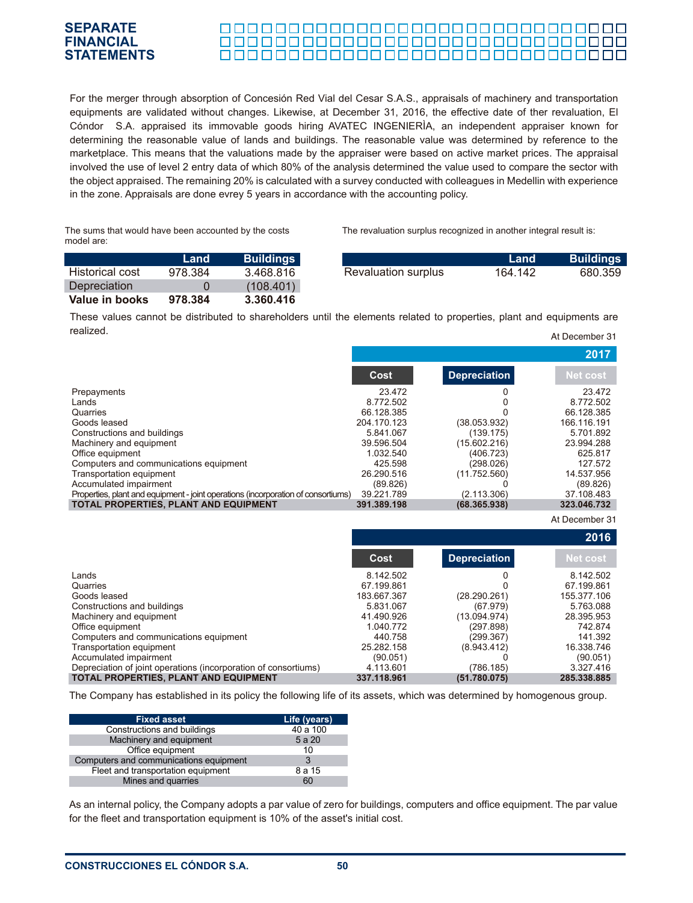For the merger through absorption of Concesión Red Vial del Cesar S.A.S., appraisals of machinery and transportation equipments are validated without changes. Likewise, at December 31, 2016, the effective date of ther revaluation, El Cóndor S.A. appraised its immovable goods hiring AVATEC INGENIERÌA, an independent appraiser known for determining the reasonable value of lands and buildings. The reasonable value was determined by reference to the marketplace. This means that the valuations made by the appraiser were based on active market prices. The appraisal involved the use of level 2 entry data of which 80% of the analysis determined the value used to compare the sector with the object appraised. The remaining 20% is calculated with a survey conducted with colleagues in Medellin with experience in the zone. Appraisals are done evrey 5 years in accordance with the accounting policy.

The sums that would have been accounted by the costs model are:

| | Land | Buildings |
|---|---|---|
| Historical cost | 978.384 | 3.468.816 |
| Depreciation | 0 | (108.401) |
| **Value in books** | **978.384** | **3.360.416** |

The revaluation surplus recognized in another integral result is:

| | Land | Buildings |
|---|---|---|
| Revaluation surplus | 164.142 | 680.359 |

These values cannot be distributed to shareholders until the elements related to properties, plant and equipments are realized.

At December 31

| | 2017 | | |
|---|---|---|---|
| | Cost | Depreciation | Net cost |
| Prepayments | 23.472 | 0 | 23.472 |
| Lands | 8.772.502 | 0 | 8.772.502 |
| Quarries | 66.128.385 | 0 | 66.128.385 |
| Goods leased | 204.170.123 | (38.053.932) | 166.116.191 |
| Constructions and buildings | 5.841.067 | (139.175) | 5.701.892 |
| Machinery and equipment | 39.596.504 | (15.602.216) | 23.994.288 |
| Office equipment | 1.032.540 | (406.723) | 625.817 |
| Computers and communications equipment | 425.598 | (298.026) | 127.572 |
| Transportation equipment | 26.290.516 | (11.752.560) | 14.537.956 |
| Accumulated impairment | (89.826) | 0 | (89.826) |
| Properties, plant and equipment - joint operations (incorporation of consortiums) | 39.221.789 | (2.113.306) | 37.108.483 |
| **TOTAL PROPERTIES, PLANT AND EQUIPMENT** | **391.389.198** | **(68.365.938)** | **323.046.732** |

At December 31

| | 2016 | | |
|---|---|---|---|
| | Cost | Depreciation | Net cost |
| Lands | 8.142.502 | 0 | 8.142.502 |
| Quarries | 67.199.861 | 0 | 67.199.861 |
| Goods leased | 183.667.367 | (28.290.261) | 155.377.106 |
| Constructions and buildings | 5.831.067 | (67.979) | 5.763.088 |
| Machinery and equipment | 41.490.926 | (13.094.974) | 28.395.953 |
| Office equipment | 1.040.772 | (297.898) | 742.874 |
| Computers and communications equipment | 440.758 | (299.367) | 141.392 |
| Transportation equipment | 25.282.158 | (8.943.412) | 16.338.746 |
| Accumulated impairment | (90.051) | 0 | (90.051) |
| Depreciation of joint operations (incorporation of consortiums) | 4.113.601 | (786.185) | 3.327.416 |
| **TOTAL PROPERTIES, PLANT AND EQUIPMENT** | **337.118.961** | **(51.780.075)** | **285.338.885** |

The Company has established in its policy the following life of its assets, which was determined by homogenous group.

| Fixed asset | Life (years) |
|---|---|
| Constructions and buildings | 40 a 100 |
| Machinery and equipment | 5 a 20 |
| Office equipment | 10 |
| Computers and communications equipment | 3 |
| Fleet and transportation equipment | 8 a 15 |
| Mines and quarries | 60 |

As an internal policy, the Company adopts a par value of zero for buildings, computers and office equipment. The par value for the fleet and transportation equipment is 10% of the asset's initial cost.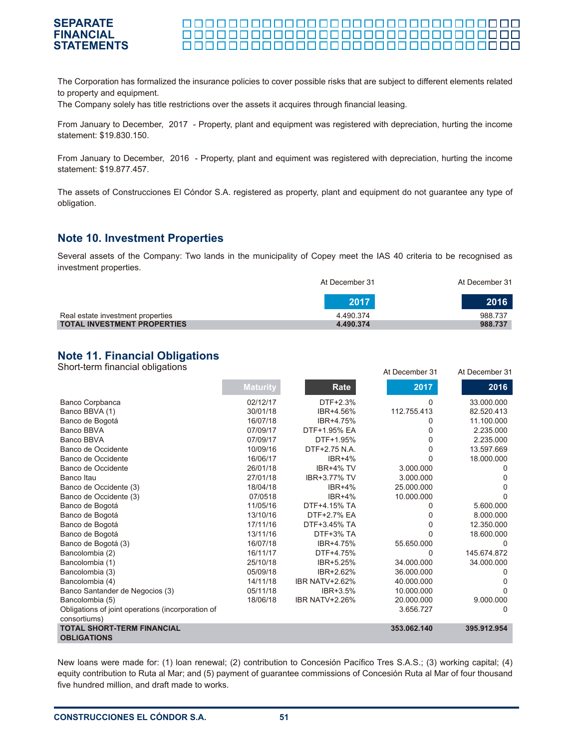The Corporation has formalized the insurance policies to cover possible risks that are subject to different elements related to property and equipment.
The Company solely has title restrictions over the assets it acquires through financial leasing.

From January to December, 2017 - Property, plant and equipment was registered with depreciation, hurting the income statement: $19.830.150.

From January to December, 2016 - Property, plant and equiment was registered with depreciation, hurting the income statement: $19.877.457.

The assets of Construcciones El Cóndor S.A. registered as property, plant and equipment do not guarantee any type of obligation.

## Note 10. Investment Properties

Several assets of the Company: Two lands in the municipality of Copey meet the IAS 40 criteria to be recognised as investment properties.

| | At December 31 2017 | At December 31 2016 |
|---|---|---|
| Real estate investment properties | 4.490.374 | 988.737 |
| **TOTAL INVESTMENT PROPERTIES** | **4.490.374** | **988.737** |

## Note 11. Financial Obligations

Short-term financial obligations

| | Maturity | Rate | At December 31 2017 | At December 31 2016 |
|---|---|---|---|---|
| Banco Corpbanca | 02/12/17 | DTF+2.3% | 0 | 33.000.000 |
| Banco BBVA (1) | 30/01/18 | IBR+4.56% | 112.755.413 | 82.520.413 |
| Banco de Bogotá | 16/07/18 | IBR+4.75% | 0 | 11.100.000 |
| Banco BBVA | 07/09/17 | DTF+1.95% EA | 0 | 2.235.000 |
| Banco BBVA | 07/09/17 | DTF+1.95% | 0 | 2.235.000 |
| Banco de Occidente | 10/09/16 | DTF+2.75 N.A. | 0 | 13.597.669 |
| Banco de Occidente | 16/06/17 | IBR+4% | 0 | 18.000.000 |
| Banco de Occidente | 26/01/18 | IBR+4% TV | 3.000.000 | 0 |
| Banco Itau | 27/01/18 | IBR+3.77% TV | 3.000.000 | 0 |
| Banco de Occidente (3) | 18/04/18 | IBR+4% | 25.000.000 | 0 |
| Banco de Occidente (3) | 07/0518 | IBR+4% | 10.000.000 | 0 |
| Banco de Bogotá | 11/05/16 | DTF+4.15% TA | 0 | 5.600.000 |
| Banco de Bogotá | 13/10/16 | DTF+2.7% EA | 0 | 8.000.000 |
| Banco de Bogotá | 17/11/16 | DTF+3.45% TA | 0 | 12.350.000 |
| Banco de Bogotá | 13/11/16 | DTF+3% TA | 0 | 18.600.000 |
| Banco de Bogotá (3) | 16/07/18 | IBR+4.75% | 55.650.000 | 0 |
| Bancolombia (2) | 16/11/17 | DTF+4.75% | 0 | 145.674.872 |
| Bancolombia (1) | 25/10/18 | IBR+5.25% | 34.000.000 | 34.000.000 |
| Bancolombia (3) | 05/09/18 | IBR+2.62% | 36.000.000 | 0 |
| Bancolombia (4) | 14/11/18 | IBR NATV+2.62% | 40.000.000 | 0 |
| Banco Santander de Negocios (3) | 05/11/18 | IBR+3.5% | 10.000.000 | 0 |
| Bancolombia (5) | 18/06/18 | IBR NATV+2.26% | 20.000.000 | 9.000.000 |
| Obligations of joint operations (incorporation of consortiums) | | | 3.656.727 | 0 |
| **TOTAL SHORT-TERM FINANCIAL OBLIGATIONS** | | | **353.062.140** | **395.912.954** |

New loans were made for: (1) loan renewal; (2) contribution to Concesión Pacífico Tres S.A.S.; (3) working capital; (4) equity contribution to Ruta al Mar; and (5) payment of guarantee commissions of Concesión Ruta al Mar of four thousand five hundred million, and draft made to works.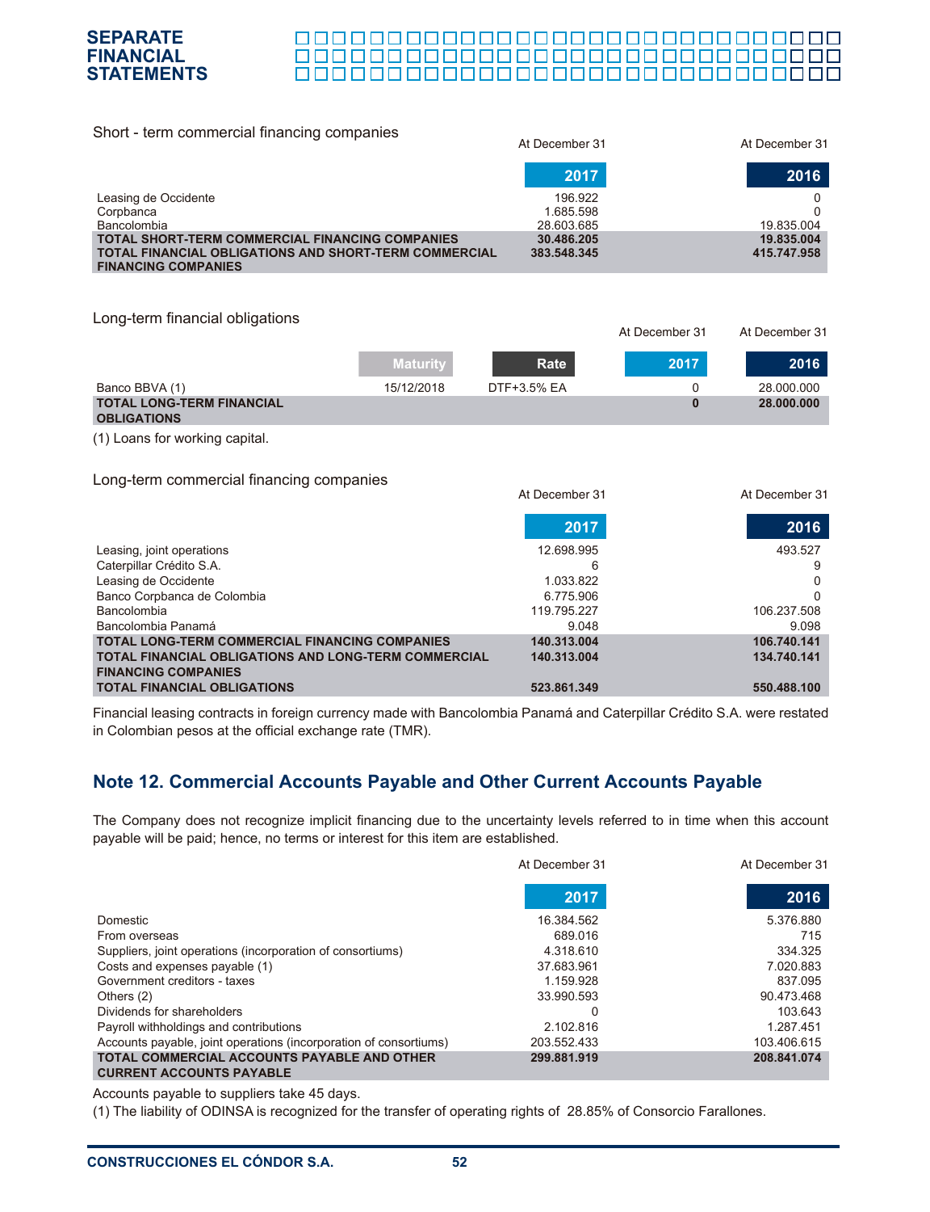Short - term commercial financing companies

| | At December 31 2017 | At December 31 2016 |
|---|---|---|
| Leasing de Occidente | 196.922 | 0 |
| Corpbanca | 1.685.598 | 0 |
| Bancolombia | 28.603.685 | 19.835.004 |
| **TOTAL SHORT-TERM COMMERCIAL FINANCING COMPANIES** | **30.486.205** | **19.835.004** |
| **TOTAL FINANCIAL OBLIGATIONS AND SHORT-TERM COMMERCIAL FINANCING COMPANIES** | **383.548.345** | **415.747.958** |

Long-term financial obligations

| | Maturity | Rate | At December 31 2017 | At December 31 2016 |
|---|---|---|---|---|
| Banco BBVA (1) | 15/12/2018 | DTF+3.5% EA | 0 | 28.000.000 |
| **TOTAL LONG-TERM FINANCIAL OBLIGATIONS** | | | **0** | **28.000.000** |

(1) Loans for working capital.

Long-term commercial financing companies

| | At December 31 2017 | At December 31 2016 |
|---|---|---|
| Leasing, joint operations | 12.698.995 | 493.527 |
| Caterpillar Crédito S.A. | 6 | 9 |
| Leasing de Occidente | 1.033.822 | 0 |
| Banco Corpbanca de Colombia | 6.775.906 | 0 |
| Bancolombia | 119.795.227 | 106.237.508 |
| Bancolombia Panamá | 9.048 | 9.098 |
| **TOTAL LONG-TERM COMMERCIAL FINANCING COMPANIES** | **140.313.004** | **106.740.141** |
| **TOTAL FINANCIAL OBLIGATIONS AND LONG-TERM COMMERCIAL FINANCING COMPANIES** | **140.313.004** | **134.740.141** |
| **TOTAL FINANCIAL OBLIGATIONS** | **523.861.349** | **550.488.100** |

Financial leasing contracts in foreign currency made with Bancolombia Panamá and Caterpillar Crédito S.A. were restated in Colombian pesos at the official exchange rate (TMR).

## Note 12. Commercial Accounts Payable and Other Current Accounts Payable

The Company does not recognize implicit financing due to the uncertainty levels referred to in time when this account payable will be paid; hence, no terms or interest for this item are established.

| | At December 31 2017 | At December 31 2016 |
|---|---|---|
| Domestic | 16.384.562 | 5.376.880 |
| From overseas | 689.016 | 715 |
| Suppliers, joint operations (incorporation of consortiums) | 4.318.610 | 334.325 |
| Costs and expenses payable (1) | 37.683.961 | 7.020.883 |
| Government creditors - taxes | 1.159.928 | 837.095 |
| Others (2) | 33.990.593 | 90.473.468 |
| Dividends for shareholders | 0 | 103.643 |
| Payroll withholdings and contributions | 2.102.816 | 1.287.451 |
| Accounts payable, joint operations (incorporation of consortiums) | 203.552.433 | 103.406.615 |
| **TOTAL COMMERCIAL ACCOUNTS PAYABLE AND OTHER CURRENT ACCOUNTS PAYABLE** | **299.881.919** | **208.841.074** |

Accounts payable to suppliers take 45 days.

(1) The liability of ODINSA is recognized for the transfer of operating rights of 28.85% of Consorcio Farallones.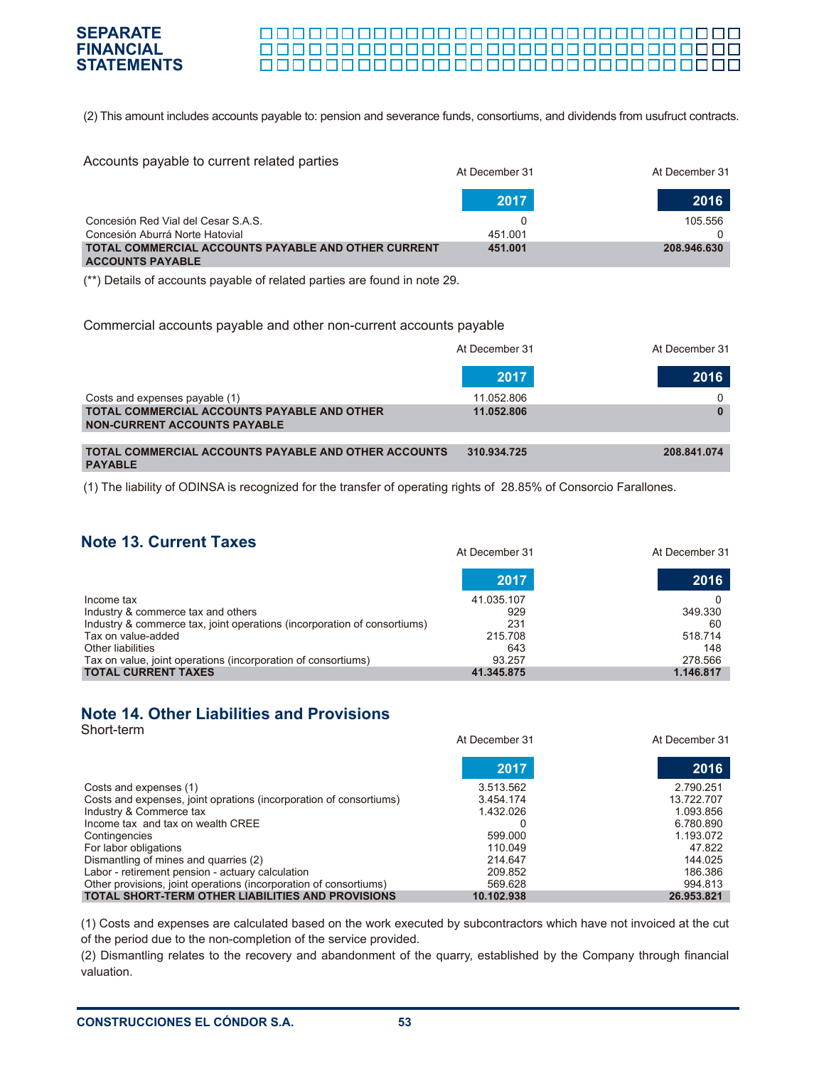(2) This amount includes accounts payable to: pension and severance funds, consortiums, and dividends from usufruct contracts.

Accounts payable to current related parties

| | At December 31 2017 | At December 31 2016 |
|---|---|---|
| Concesión Red Vial del Cesar S.A.S. | 0 | 105.556 |
| Concesión Aburrá Norte Hatovial | 451.001 | 0 |
| **TOTAL COMMERCIAL ACCOUNTS PAYABLE AND OTHER CURRENT ACCOUNTS PAYABLE** | **451.001** | **208.946.630** |

(**) Details of accounts payable of related parties are found in note 29.

Commercial accounts payable and other non-current accounts payable

| | At December 31 2017 | At December 31 2016 |
|---|---|---|
| Costs and expenses payable (1) | 11.052.806 | 0 |
| **TOTAL COMMERCIAL ACCOUNTS PAYABLE AND OTHER NON-CURRENT ACCOUNTS PAYABLE** | **11.052.806** | **0** |
| **TOTAL COMMERCIAL ACCOUNTS PAYABLE AND OTHER ACCOUNTS PAYABLE** | **310.934.725** | **208.841.074** |

(1) The liability of ODINSA is recognized for the transfer of operating rights of 28.85% of Consorcio Farallones.

## Note 13. Current Taxes

| | At December 31 2017 | At December 31 2016 |
|---|---|---|
| Income tax | 41.035.107 | 0 |
| Industry & commerce tax and others | 929 | 349.330 |
| Industry & commerce tax, joint operations (incorporation of consortiums) | 231 | 60 |
| Tax on value-added | 215.708 | 518.714 |
| Other liabilities | 643 | 148 |
| Tax on value, joint operations (incorporation of consortiums) | 93.257 | 278.566 |
| **TOTAL CURRENT TAXES** | **41.345.875** | **1.146.817** |

## Note 14. Other Liabilities and Provisions

Short-term

| | At December 31 2017 | At December 31 2016 |
|---|---|---|
| Costs and expenses (1) | 3.513.562 | 2.790.251 |
| Costs and expenses, joint oprations (incorporation of consortiums) | 3.454.174 | 13.722.707 |
| Industry & Commerce tax | 1.432.026 | 1.093.856 |
| Income tax and tax on wealth CREE | 0 | 6.780.890 |
| Contingencies | 599.000 | 1.193.072 |
| For labor obligations | 110.049 | 47.822 |
| Dismantling of mines and quarries (2) | 214.647 | 144.025 |
| Labor - retirement pension - actuary calculation | 209.852 | 186.386 |
| Other provisions, joint operations (incorporation of consortiums) | 569.628 | 994.813 |
| **TOTAL SHORT-TERM OTHER LIABILITIES AND PROVISIONS** | **10.102.938** | **26.953.821** |

(1) Costs and expenses are calculated based on the work executed by subcontractors which have not invoiced at the cut of the period due to the non-completion of the service provided.

(2) Dismantling relates to the recovery and abandonment of the quarry, established by the Company through financial valuation.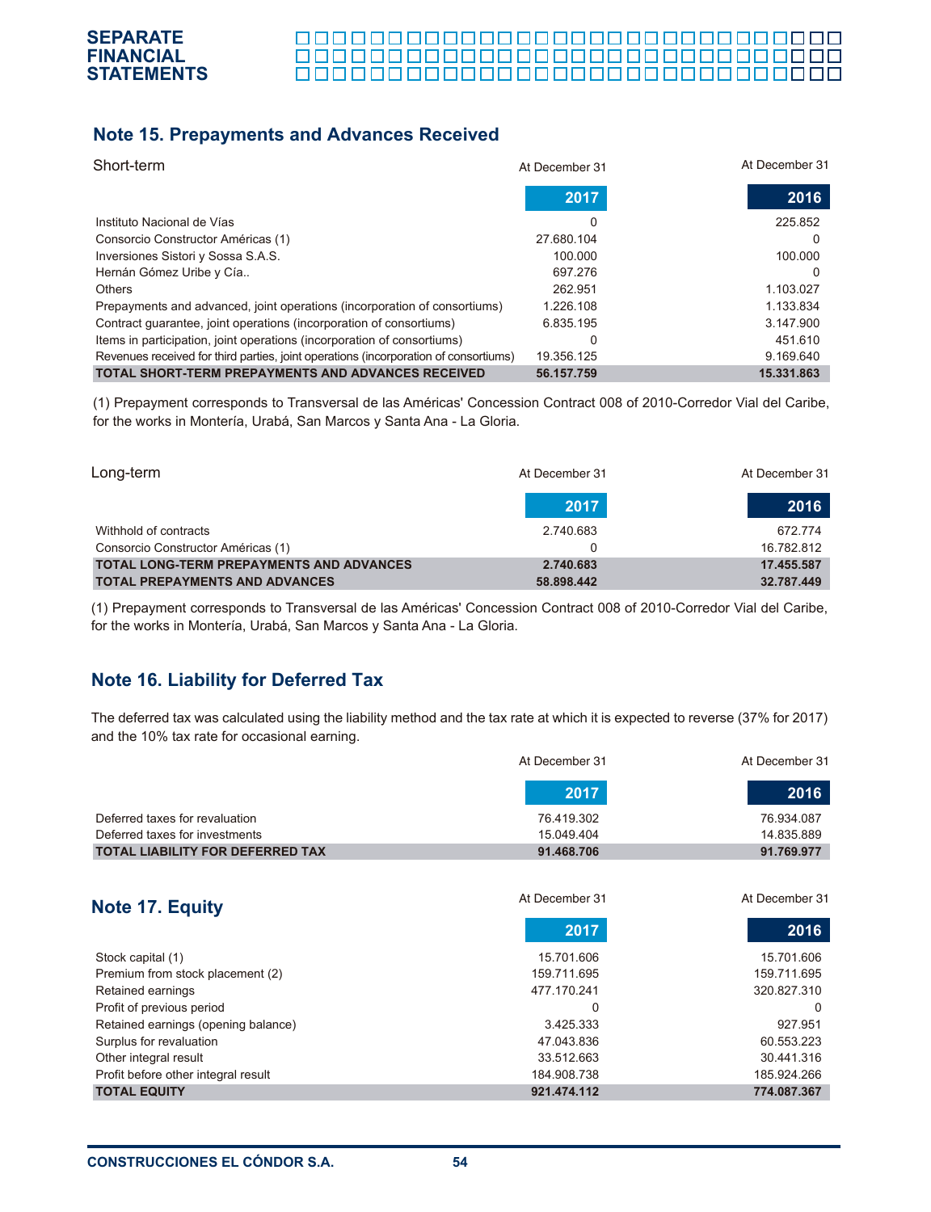## Note 15. Prepayments and Advances Received

| Short-term | At December 31 2017 | At December 31 2016 |
|---|---|---|
| Instituto Nacional de Vías | 0 | 225.852 |
| Consorcio Constructor Américas (1) | 27.680.104 | 0 |
| Inversiones Sistori y Sossa S.A.S. | 100.000 | 100.000 |
| Hernán Gómez Uribe y Cía.. | 697.276 | 0 |
| Others | 262.951 | 1.103.027 |
| Prepayments and advanced, joint operations (incorporation of consortiums) | 1.226.108 | 1.133.834 |
| Contract guarantee, joint operations (incorporation of consortiums) | 6.835.195 | 3.147.900 |
| Items in participation, joint operations (incorporation of consortiums) | 0 | 451.610 |
| Revenues received for third parties, joint operations (incorporation of consortiums) | 19.356.125 | 9.169.640 |
| **TOTAL SHORT-TERM PREPAYMENTS AND ADVANCES RECEIVED** | **56.157.759** | **15.331.863** |

(1) Prepayment corresponds to Transversal de las Américas' Concession Contract 008 of 2010-Corredor Vial del Caribe, for the works in Montería, Urabá, San Marcos y Santa Ana - La Gloria.

| Long-term | At December 31 2017 | At December 31 2016 |
|---|---|---|
| Withhold of contracts | 2.740.683 | 672.774 |
| Consorcio Constructor Américas (1) | 0 | 16.782.812 |
| **TOTAL LONG-TERM PREPAYMENTS AND ADVANCES** | **2.740.683** | **17.455.587** |
| **TOTAL PREPAYMENTS AND ADVANCES** | **58.898.442** | **32.787.449** |

(1) Prepayment corresponds to Transversal de las Américas' Concession Contract 008 of 2010-Corredor Vial del Caribe, for the works in Montería, Urabá, San Marcos y Santa Ana - La Gloria.

## Note 16. Liability for Deferred Tax

The deferred tax was calculated using the liability method and the tax rate at which it is expected to reverse (37% for 2017) and the 10% tax rate for occasional earning.

| | At December 31 2017 | At December 31 2016 |
|---|---|---|
| Deferred taxes for revaluation | 76.419.302 | 76.934.087 |
| Deferred taxes for investments | 15.049.404 | 14.835.889 |
| **TOTAL LIABILITY FOR DEFERRED TAX** | **91.468.706** | **91.769.977** |

## Note 17. Equity

| | At December 31 2017 | At December 31 2016 |
|---|---|---|
| Stock capital (1) | 15.701.606 | 15.701.606 |
| Premium from stock placement (2) | 159.711.695 | 159.711.695 |
| Retained earnings | 477.170.241 | 320.827.310 |
| Profit of previous period | 0 | 0 |
| Retained earnings (opening balance) | 3.425.333 | 927.951 |
| Surplus for revaluation | 47.043.836 | 60.553.223 |
| Other integral result | 33.512.663 | 30.441.316 |
| Profit before other integral result | 184.908.738 | 185.924.266 |
| **TOTAL EQUITY** | **921.474.112** | **774.087.367** |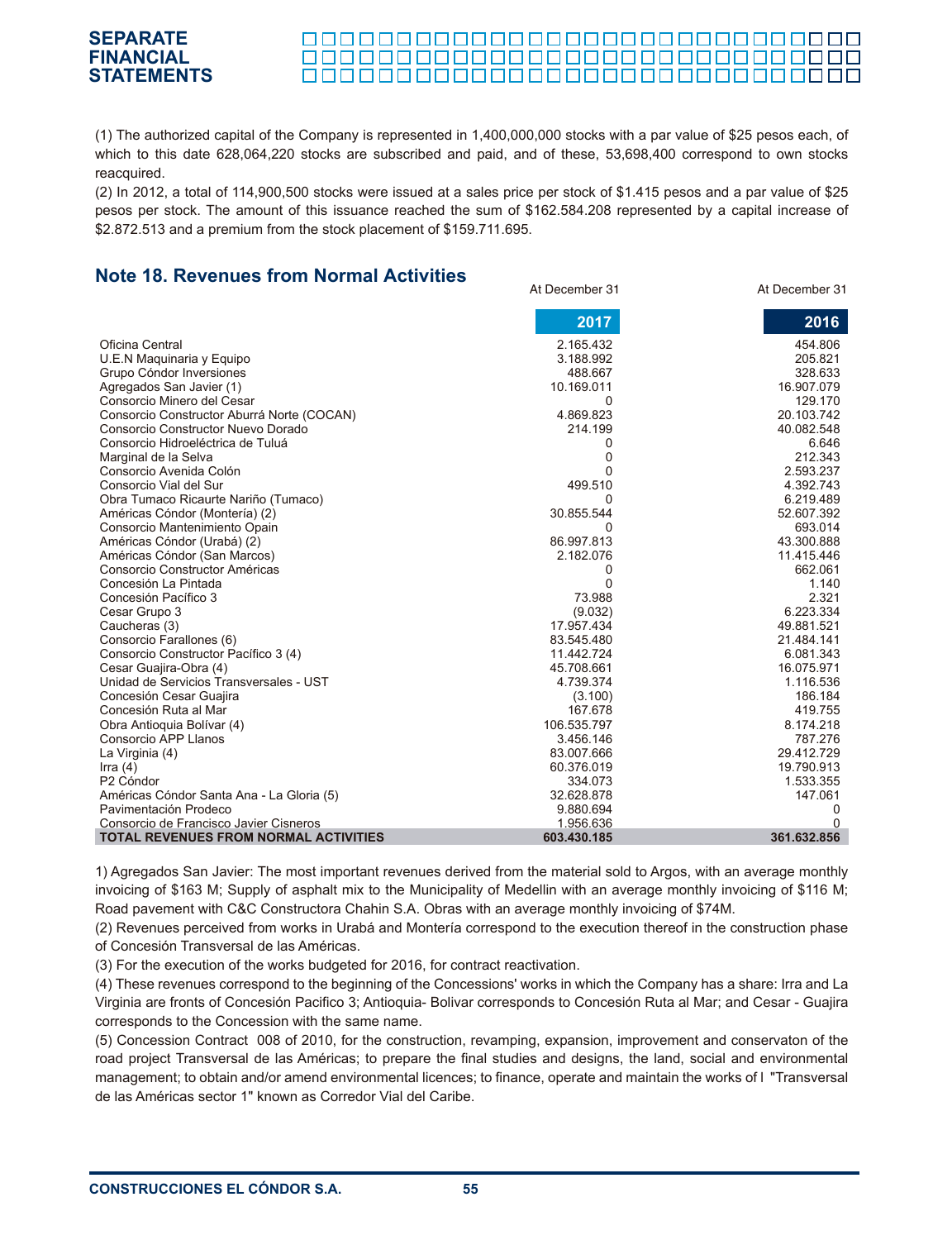(1) The authorized capital of the Company is represented in 1,400,000,000 stocks with a par value of $25 pesos each, of which to this date 628,064,220 stocks are subscribed and paid, and of these, 53,698,400 correspond to own stocks reacquired.

(2) In 2012, a total of 114,900,500 stocks were issued at a sales price per stock of $1.415 pesos and a par value of $25 pesos per stock. The amount of this issuance reached the sum of $162.584.208 represented by a capital increase of $2.872.513 and a premium from the stock placement of $159.711.695.

## Note 18. Revenues from Normal Activities

| | At December 31 2017 | At December 31 2016 |
|---|---|---|
| Oficina Central | 2.165.432 | 454.806 |
| U.E.N Maquinaria y Equipo | 3.188.992 | 205.821 |
| Grupo Cóndor Inversiones | 488.667 | 328.633 |
| Agregados San Javier (1) | 10.169.011 | 16.907.079 |
| Consorcio Minero del Cesar | 0 | 129.170 |
| Consorcio Constructor Aburrá Norte (COCAN) | 4.869.823 | 20.103.742 |
| Consorcio Constructor Nuevo Dorado | 214.199 | 40.082.548 |
| Consorcio Hidroeléctrica de Tuluá | 0 | 6.646 |
| Marginal de la Selva | 0 | 212.343 |
| Consorcio Avenida Colón | 0 | 2.593.237 |
| Consorcio Vial del Sur | 499.510 | 4.392.743 |
| Obra Tumaco Ricaurte Nariño (Tumaco) | 0 | 6.219.489 |
| Américas Cóndor (Montería) (2) | 30.855.544 | 52.607.392 |
| Consorcio Mantenimiento Opain | 0 | 693.014 |
| Américas Cóndor (Urabá) (2) | 86.997.813 | 43.300.888 |
| Américas Cóndor (San Marcos) | 2.182.076 | 11.415.446 |
| Consorcio Constructor Américas | 0 | 662.061 |
| Concesión La Pintada | 0 | 1.140 |
| Concesión Pacífico 3 | 73.988 | 2.321 |
| Cesar Grupo 3 | (9.032) | 6.223.334 |
| Caucheras (3) | 17.957.434 | 49.881.521 |
| Consorcio Farallones (6) | 83.545.480 | 21.484.141 |
| Consorcio Constructor Pacífico 3 (4) | 11.442.724 | 6.081.343 |
| Cesar Guajira-Obra (4) | 45.708.661 | 16.075.971 |
| Unidad de Servicios Transversales - UST | 4.739.374 | 1.116.536 |
| Concesión Cesar Guajira | (3.100) | 186.184 |
| Concesión Ruta al Mar | 167.678 | 419.755 |
| Obra Antioquia Bolívar (4) | 106.535.797 | 8.174.218 |
| Consorcio APP Llanos | 3.456.146 | 787.276 |
| La Virginia (4) | 83.007.666 | 29.412.729 |
| Irra (4) | 60.376.019 | 19.790.913 |
| P2 Cóndor | 334.073 | 1.533.355 |
| Américas Cóndor Santa Ana - La Gloria (5) | 32.628.878 | 147.061 |
| Pavimentación Prodeco | 9.880.694 | 0 |
| Consorcio de Francisco Javier Cisneros | 1.956.636 | 0 |
| **TOTAL REVENUES FROM NORMAL ACTIVITIES** | **603.430.185** | **361.632.856** |

1) Agregados San Javier: The most important revenues derived from the material sold to Argos, with an average monthly invoicing of $163 M; Supply of asphalt mix to the Municipality of Medellin with an average monthly invoicing of $116 M; Road pavement with C&C Constructora Chahin S.A. Obras with an average monthly invoicing of $74M.

(2) Revenues perceived from works in Urabá and Montería correspond to the execution thereof in the construction phase of Concesión Transversal de las Américas.

(3) For the execution of the works budgeted for 2016, for contract reactivation.

(4) These revenues correspond to the beginning of the Concessions' works in which the Company has a share: Irra and La Virginia are fronts of Concesión Pacifico 3; Antioquia- Bolivar corresponds to Concesión Ruta al Mar; and Cesar - Guajira corresponds to the Concession with the same name.

(5) Concession Contract 008 of 2010, for the construction, revamping, expansion, improvement and conservaton of the road project Transversal de las Américas; to prepare the final studies and designs, the land, social and environmental management; to obtain and/or amend environmental licences; to finance, operate and maintain the works of l "Transversal de las Américas sector 1" known as Corredor Vial del Caribe.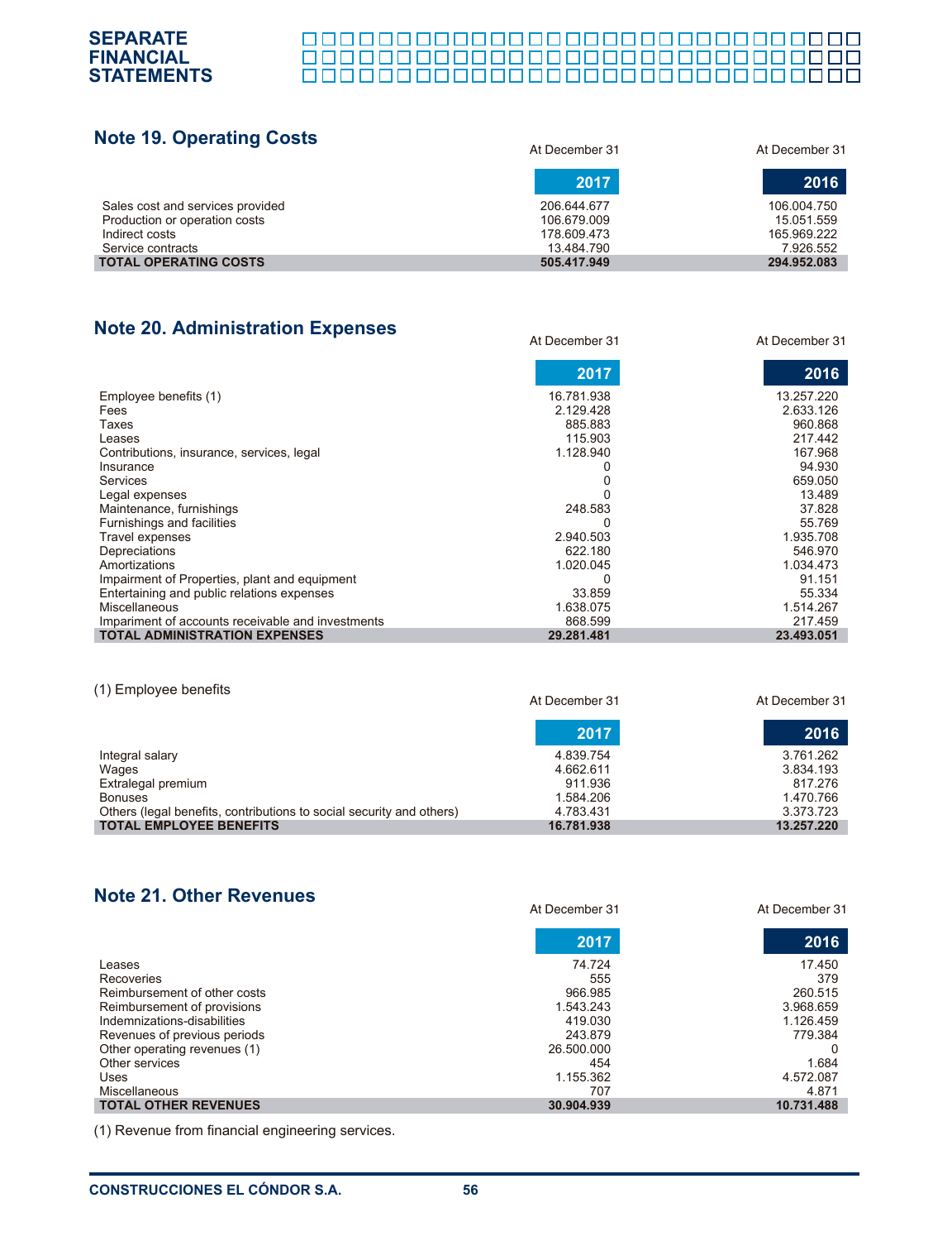## Note 19. Operating Costs

| | At December 31 2017 | At December 31 2016 |
|---|---|---|
| Sales cost and services provided | 206.644.677 | 106.004.750 |
| Production or operation costs | 106.679.009 | 15.051.559 |
| Indirect costs | 178.609.473 | 165.969.222 |
| Service contracts | 13.484.790 | 7.926.552 |
| **TOTAL OPERATING COSTS** | **505.417.949** | **294.952.083** |

## Note 20. Administration Expenses

| | At December 31 2017 | At December 31 2016 |
|---|---|---|
| Employee benefits (1) | 16.781.938 | 13.257.220 |
| Fees | 2.129.428 | 2.633.126 |
| Taxes | 885.883 | 960.868 |
| Leases | 115.903 | 217.442 |
| Contributions, insurance, services, legal | 1.128.940 | 167.968 |
| Insurance | 0 | 94.930 |
| Services | 0 | 659.050 |
| Legal expenses | 0 | 13.489 |
| Maintenance, furnishings | 248.583 | 37.828 |
| Furnishings and facilities | 0 | 55.769 |
| Travel expenses | 2.940.503 | 1.935.708 |
| Depreciations | 622.180 | 546.970 |
| Amortizations | 1.020.045 | 1.034.473 |
| Impairment of Properties, plant and equipment | 0 | 91.151 |
| Entertaining and public relations expenses | 33.859 | 55.334 |
| Miscellaneous | 1.638.075 | 1.514.267 |
| Impariment of accounts receivable and investments | 868.599 | 217.459 |
| **TOTAL ADMINISTRATION EXPENSES** | **29.281.481** | **23.493.051** |

(1) Employee benefits

| | At December 31 2017 | At December 31 2016 |
|---|---|---|
| Integral salary | 4.839.754 | 3.761.262 |
| Wages | 4.662.611 | 3.834.193 |
| Extralegal premium | 911.936 | 817.276 |
| Bonuses | 1.584.206 | 1.470.766 |
| Others (legal benefits, contributions to social security and others) | 4.783.431 | 3.373.723 |
| **TOTAL EMPLOYEE BENEFITS** | **16.781.938** | **13.257.220** |

## Note 21. Other Revenues

| | At December 31 2017 | At December 31 2016 |
|---|---|---|
| Leases | 74.724 | 17.450 |
| Recoveries | 555 | 379 |
| Reimbursement of other costs | 966.985 | 260.515 |
| Reimbursement of provisions | 1.543.243 | 3.968.659 |
| Indemnizations-disabilities | 419.030 | 1.126.459 |
| Revenues of previous periods | 243.879 | 779.384 |
| Other operating revenues (1) | 26.500.000 | 0 |
| Other services | 454 | 1.684 |
| Uses | 1.155.362 | 4.572.087 |
| Miscellaneous | 707 | 4.871 |
| **TOTAL OTHER REVENUES** | **30.904.939** | **10.731.488** |

(1) Revenue from financial engineering services.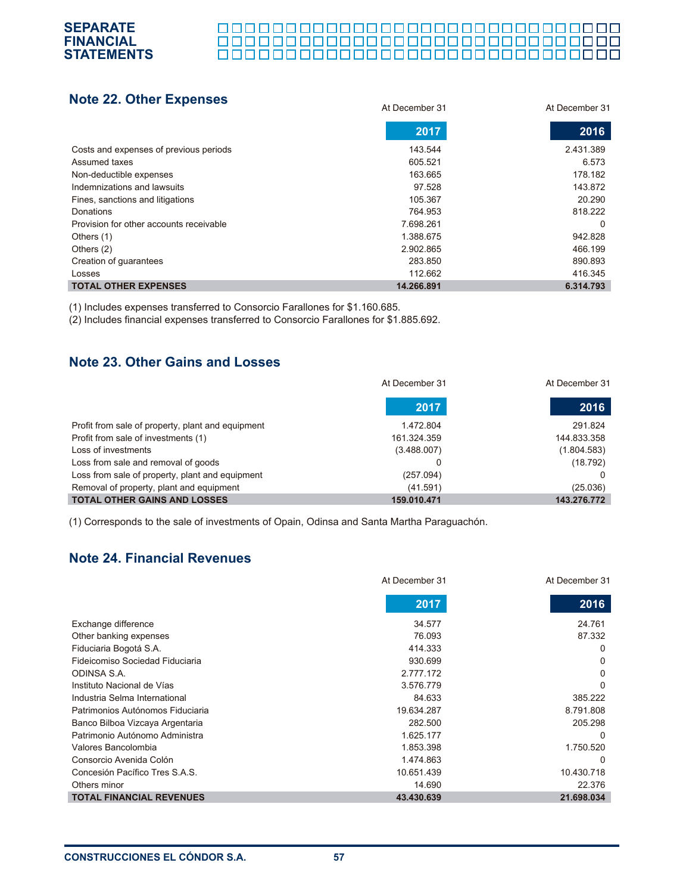## Note 22. Other Expenses

| | At December 31 2017 | At December 31 2016 |
|---|---|---|
| Costs and expenses of previous periods | 143.544 | 2.431.389 |
| Assumed taxes | 605.521 | 6.573 |
| Non-deductible expenses | 163.665 | 178.182 |
| Indemnizations and lawsuits | 97.528 | 143.872 |
| Fines, sanctions and litigations | 105.367 | 20.290 |
| Donations | 764.953 | 818.222 |
| Provision for other accounts receivable | 7.698.261 | 0 |
| Others (1) | 1.388.675 | 942.828 |
| Others (2) | 2.902.865 | 466.199 |
| Creation of guarantees | 283.850 | 890.893 |
| Losses | 112.662 | 416.345 |
| **TOTAL OTHER EXPENSES** | **14.266.891** | **6.314.793** |

(1) Includes expenses transferred to Consorcio Farallones for $1.160.685.
(2) Includes financial expenses transferred to Consorcio Farallones for $1.885.692.

## Note 23. Other Gains and Losses

| | At December 31 2017 | At December 31 2016 |
|---|---|---|
| Profit from sale of property, plant and equipment | 1.472.804 | 291.824 |
| Profit from sale of investments (1) | 161.324.359 | 144.833.358 |
| Loss of investments | (3.488.007) | (1.804.583) |
| Loss from sale and removal of goods | 0 | (18.792) |
| Loss from sale of property, plant and equipment | (257.094) | 0 |
| Removal of property, plant and equipment | (41.591) | (25.036) |
| **TOTAL OTHER GAINS AND LOSSES** | **159.010.471** | **143.276.772** |

(1) Corresponds to the sale of investments of Opain, Odinsa and Santa Martha Paraguachón.

## Note 24. Financial Revenues

| | At December 31 2017 | At December 31 2016 |
|---|---|---|
| Exchange difference | 34.577 | 24.761 |
| Other banking expenses | 76.093 | 87.332 |
| Fiduciaria Bogotá S.A. | 414.333 | 0 |
| Fideicomiso Sociedad Fiduciaria | 930.699 | 0 |
| ODINSA S.A. | 2.777.172 | 0 |
| Instituto Nacional de Vías | 3.576.779 | 0 |
| Industria Selma International | 84.633 | 385.222 |
| Patrimonios Autónomos Fiduciaria | 19.634.287 | 8.791.808 |
| Banco Bilboa Vizcaya Argentaria | 282.500 | 205.298 |
| Patrimonio Autónomo Administra | 1.625.177 | 0 |
| Valores Bancolombia | 1.853.398 | 1.750.520 |
| Consorcio Avenida Colón | 1.474.863 | 0 |
| Concesión Pacífico Tres S.A.S. | 10.651.439 | 10.430.718 |
| Others minor | 14.690 | 22.376 |
| **TOTAL FINANCIAL REVENUES** | **43.430.639** | **21.698.034** |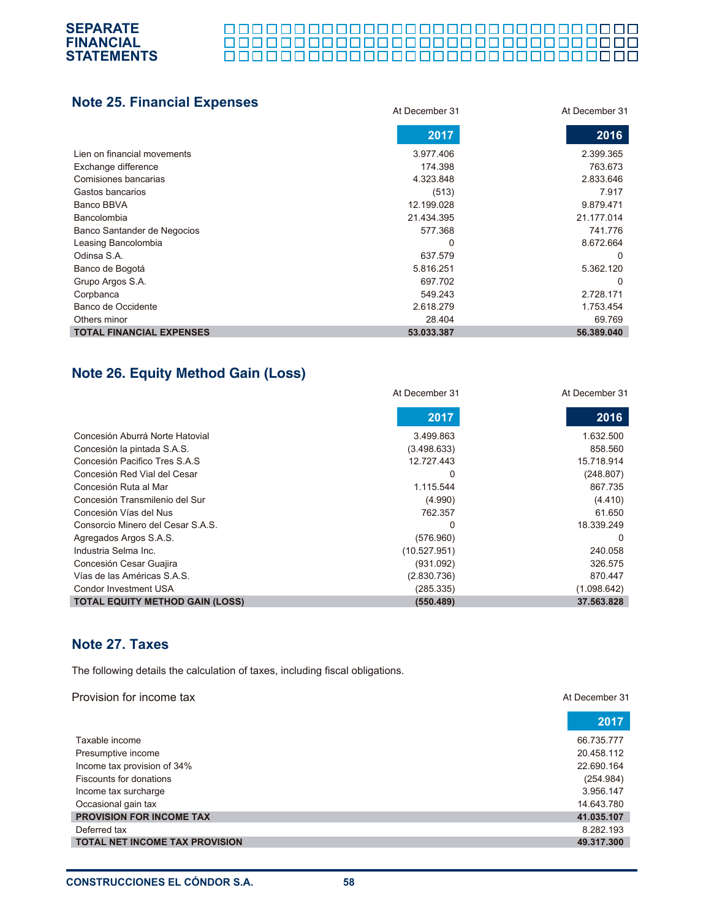## Note 25. Financial Expenses

| | At December 31<br>2017 | At December 31<br>2016 |
|---|---|---|
| Lien on financial movements | 3.977.406 | 2.399.365 |
| Exchange difference | 174.398 | 763.673 |
| Comisiones bancarias | 4.323.848 | 2.833.646 |
| Gastos bancarios | (513) | 7.917 |
| Banco BBVA | 12.199.028 | 9.879.471 |
| Bancolombia | 21.434.395 | 21.177.014 |
| Banco Santander de Negocios | 577.368 | 741.776 |
| Leasing Bancolombia | 0 | 8.672.664 |
| Odinsa S.A. | 637.579 | 0 |
| Banco de Bogotá | 5.816.251 | 5.362.120 |
| Grupo Argos S.A. | 697.702 | 0 |
| Corpbanca | 549.243 | 2.728.171 |
| Banco de Occidente | 2.618.279 | 1.753.454 |
| Others minor | 28.404 | 69.769 |
| **TOTAL FINANCIAL EXPENSES** | **53.033.387** | **56.389.040** |

## Note 26. Equity Method Gain (Loss)

| | At December 31<br>2017 | At December 31<br>2016 |
|---|---|---|
| Concesión Aburrá Norte Hatovial | 3.499.863 | 1.632.500 |
| Concesión la pintada S.A.S. | (3.498.633) | 858.560 |
| Concesión Pacifico Tres S.A.S | 12.727.443 | 15.718.914 |
| Concesión Red Vial del Cesar | 0 | (248.807) |
| Concesión Ruta al Mar | 1.115.544 | 867.735 |
| Concesión Transmilenio del Sur | (4.990) | (4.410) |
| Concesión Vías del Nus | 762.357 | 61.650 |
| Consorcio Minero del Cesar S.A.S. | 0 | 18.339.249 |
| Agregados Argos S.A.S. | (576.960) | 0 |
| Industria Selma Inc. | (10.527.951) | 240.058 |
| Concesión Cesar Guajira | (931.092) | 326.575 |
| Vías de las Américas S.A.S. | (2.830.736) | 870.447 |
| Condor Investment USA | (285.335) | (1.098.642) |
| **TOTAL EQUITY METHOD GAIN (LOSS)** | **(550.489)** | **37.563.828** |

## Note 27. Taxes

The following details the calculation of taxes, including fiscal obligations.

Provision for income tax

| | At December 31<br>2017 |
|---|---|
| Taxable income | 66.735.777 |
| Presumptive income | 20.458.112 |
| Income tax provision of 34% | 22.690.164 |
| Fiscounts for donations | (254.984) |
| Income tax surcharge | 3.956.147 |
| Occasional gain tax | 14.643.780 |
| **PROVISION FOR INCOME TAX** | **41.035.107** |
| Deferred tax | 8.282.193 |
| **TOTAL NET INCOME TAX PROVISION** | **49.317.300** |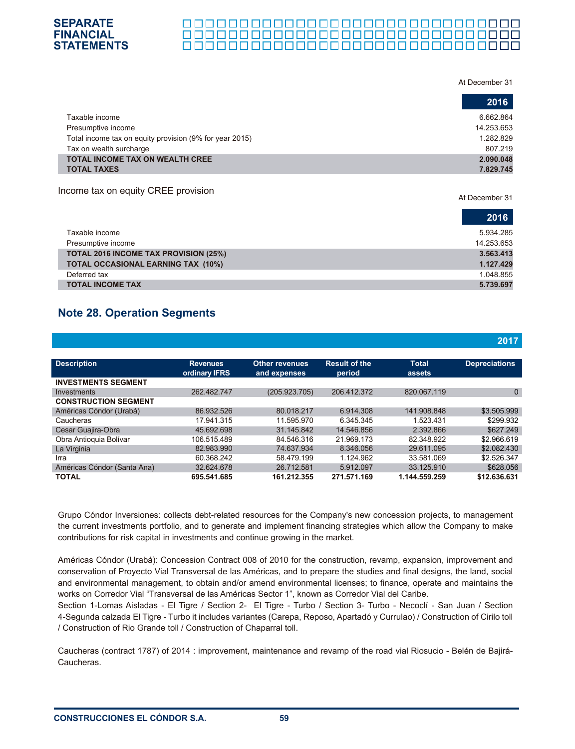| | At December 31 |
|---|---|
| | **2016** |
| Taxable income | 6.662.864 |
| Presumptive income | 14.253.653 |
| Total income tax on equity provision (9% for year 2015) | 1.282.829 |
| Tax on wealth surcharge | 807.219 |
| **TOTAL INCOME TAX ON WEALTH CREE** | **2.090.048** |
| **TOTAL TAXES** | **7.829.745** |

Income tax on equity CREE provision

| | At December 31 |
|---|---|
| | **2016** |
| Taxable income | 5.934.285 |
| Presumptive income | 14.253.653 |
| **TOTAL 2016 INCOME TAX PROVISION (25%)** | **3.563.413** |
| **TOTAL OCCASIONAL EARNING TAX (10%)** | **1.127.429** |
| Deferred tax | 1.048.855 |
| **TOTAL INCOME TAX** | **5.739.697** |

## Note 28. Operation Segments

| | | | | | **2017** |
|---|---|---|---|---|---|
| **Description** | **Revenues ordinary IFRS** | **Other revenues and expenses** | **Result of the period** | **Total assets** | **Depreciations** |
| **INVESTMENTS SEGMENT** | | | | | |
| Investments | 262.482.747 | (205.923.705) | 206.412.372 | 820.067.119 | 0 |
| **CONSTRUCTION SEGMENT** | | | | | |
| Américas Cóndor (Urabá) | 86.932.526 | 80.018.217 | 6.914.308 | 141.908.848 | $3.505.999 |
| Caucheras | 17.941.315 | 11.595.970 | 6.345.345 | 1.523.431 | $299.932 |
| Cesar Guajira-Obra | 45.692.698 | 31.145.842 | 14.546.856 | 2.392.866 | $627.249 |
| Obra Antioquia Bolívar | 106.515.489 | 84.546.316 | 21.969.173 | 82.348.922 | $2.966.619 |
| La Virginia | 82.983.990 | 74.637.934 | 8.346.056 | 29.611.095 | $2.082.430 |
| Irra | 60.368.242 | 58.479.199 | 1.124.962 | 33.581.069 | $2.526.347 |
| Américas Cóndor (Santa Ana) | 32.624.678 | 26.712.581 | 5.912.097 | 33.125.910 | $628.056 |
| **TOTAL** | **695.541.685** | **161.212.355** | **271.571.169** | **1.144.559.259** | **$12.636.631** |

Grupo Cóndor Inversiones: collects debt-related resources for the Company's new concession projects, to management the current investments portfolio, and to generate and implement financing strategies which allow the Company to make contributions for risk capital in investments and continue growing in the market.

Américas Cóndor (Urabá): Concession Contract 008 of 2010 for the construction, revamp, expansion, improvement and conservation of Proyecto Vial Transversal de las Américas, and to prepare the studies and final designs, the land, social and environmental management, to obtain and/or amend environmental licenses; to finance, operate and maintains the works on Corredor Vial "Transversal de las Américas Sector 1", known as Corredor Vial del Caribe.
Section 1-Lomas Aisladas - El Tigre / Section 2- El Tigre - Turbo / Section 3- Turbo - Necoclí - San Juan / Section 4-Segunda calzada El Tigre - Turbo it includes variantes (Carepa, Reposo, Apartadó y Currulao) / Construction of Cirilo toll / Construction of Rio Grande toll / Construction of Chaparral toll.

Caucheras (contract 1787) of 2014 : improvement, maintenance and revamp of the road vial Riosucio - Belén de Bajirá-Caucheras.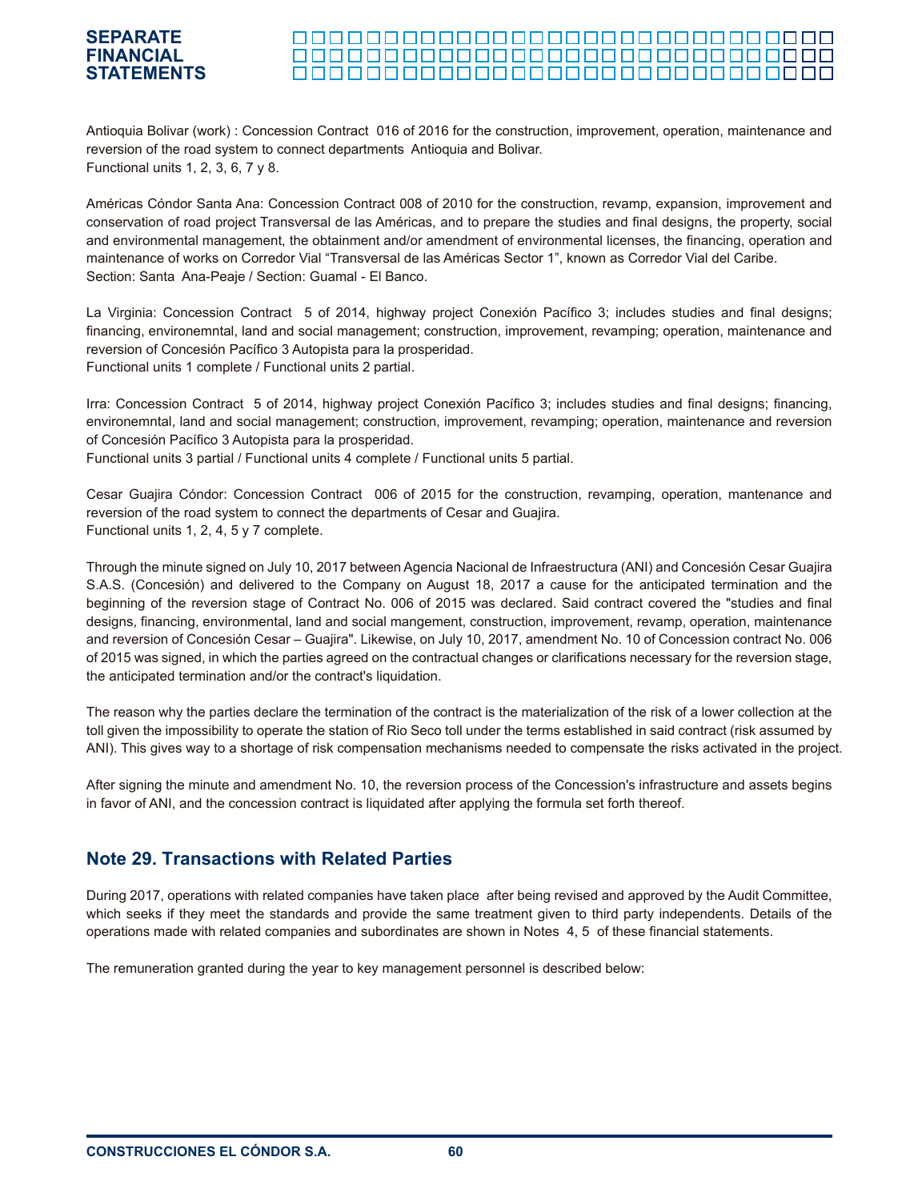Antioquia Bolivar (work) : Concession Contract 016 of 2016 for the construction, improvement, operation, maintenance and reversion of the road system to connect departments Antioquia and Bolivar.
Functional units 1, 2, 3, 6, 7 y 8.

Américas Cóndor Santa Ana: Concession Contract 008 of 2010 for the construction, revamp, expansion, improvement and conservation of road project Transversal de las Américas, and to prepare the studies and final designs, the property, social and environmental management, the obtainment and/or amendment of environmental licenses, the financing, operation and maintenance of works on Corredor Vial "Transversal de las Américas Sector 1", known as Corredor Vial del Caribe.
Section: Santa Ana-Peaje / Section: Guamal - El Banco.

La Virginia: Concession Contract 5 of 2014, highway project Conexión Pacífico 3; includes studies and final designs; financing, environemntal, land and social management; construction, improvement, revamping; operation, maintenance and reversion of Concesión Pacífico 3 Autopista para la prosperidad.
Functional units 1 complete / Functional units 2 partial.

Irra: Concession Contract 5 of 2014, highway project Conexión Pacífico 3; includes studies and final designs; financing, environemntal, land and social management; construction, improvement, revamping; operation, maintenance and reversion of Concesión Pacífico 3 Autopista para la prosperidad.
Functional units 3 partial / Functional units 4 complete / Functional units 5 partial.

Cesar Guajira Cóndor: Concession Contract 006 of 2015 for the construction, revamping, operation, mantenance and reversion of the road system to connect the departments of Cesar and Guajira.
Functional units 1, 2, 4, 5 y 7 complete.

Through the minute signed on July 10, 2017 between Agencia Nacional de Infraestructura (ANI) and Concesión Cesar Guajira S.A.S. (Concesión) and delivered to the Company on August 18, 2017 a cause for the anticipated termination and the beginning of the reversion stage of Contract No. 006 of 2015 was declared. Said contract covered the "studies and final designs, financing, environmental, land and social mangement, construction, improvement, revamp, operation, maintenance and reversion of Concesión Cesar – Guajira". Likewise, on July 10, 2017, amendment No. 10 of Concession contract No. 006 of 2015 was signed, in which the parties agreed on the contractual changes or clarifications necessary for the reversion stage, the anticipated termination and/or the contract's liquidation.

The reason why the parties declare the termination of the contract is the materialization of the risk of a lower collection at the toll given the impossibility to operate the station of Rio Seco toll under the terms established in said contract (risk assumed by ANI). This gives way to a shortage of risk compensation mechanisms needed to compensate the risks activated in the project.

After signing the minute and amendment No. 10, the reversion process of the Concession's infrastructure and assets begins in favor of ANI, and the concession contract is liquidated after applying the formula set forth thereof.

## Note 29. Transactions with Related Parties

During 2017, operations with related companies have taken place after being revised and approved by the Audit Committee, which seeks if they meet the standards and provide the same treatment given to third party independents. Details of the operations made with related companies and subordinates are shown in Notes 4, 5 of these financial statements.

The remuneration granted during the year to key management personnel is described below: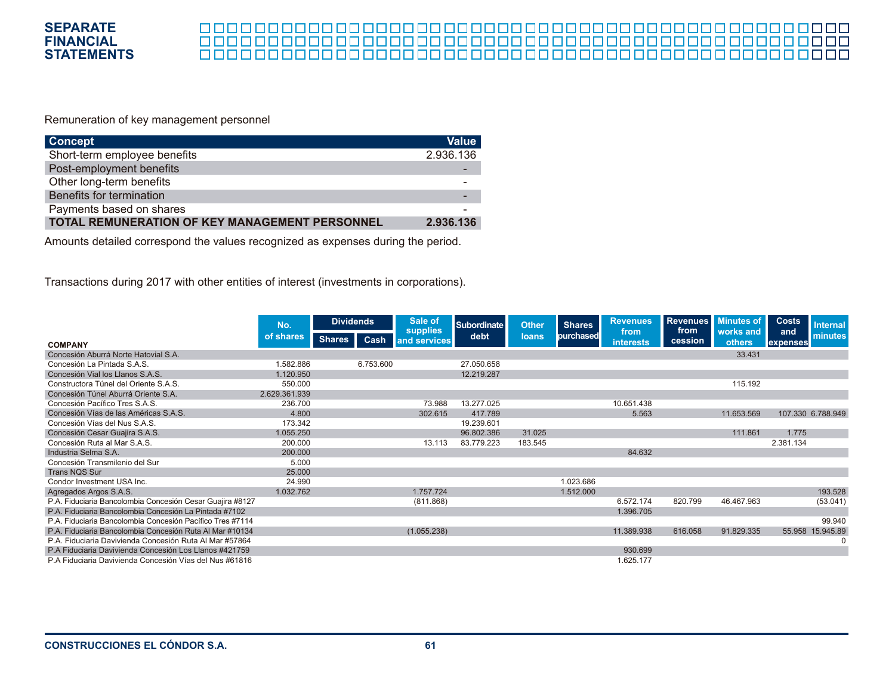Remuneration of key management personnel

| Concept | Value |
|---|---|
| Short-term employee benefits | 2.936.136 |
| Post-employment benefits | - |
| Other long-term benefits | - |
| Benefits for termination | - |
| Payments based on shares | - |
| **TOTAL REMUNERATION OF KEY MANAGEMENT PERSONNEL** | **2.936.136** |

Amounts detailed correspond the values recognized as expenses during the period.

Transactions during 2017 with other entities of interest (investments in corporations).

| COMPANY | No. of shares | Dividends | | Sale of supplies and services | Subordinate debt | Other loans | Shares purchased | Revenues from interests | Revenues from cession | Minutes of works and others | Costs and expenses | Internal minutes |
|---|---|---|---|---|---|---|---|---|---|---|---|---|
| | | Shares | Cash | | | | | | | | | |
| Concesión Aburrá Norte Hatovial S.A. | | | | | | | | | | 33.431 | | |
| Concesión La Pintada S.A.S. | 1.582.886 | | 6.753.600 | | 27.050.658 | | | | | | | |
| Concesión Vial los Llanos S.A.S. | 1.120.950 | | | | 12.219.287 | | | | | | | |
| Constructora Túnel del Oriente S.A.S. | 550.000 | | | | | | | | | 115.192 | | |
| Concesión Túnel Aburrá Oriente S.A. | 2.629.361.939 | | | | | | | | | | | |
| Concesión Pacífico Tres S.A.S. | 236.700 | | | 73.988 | 13.277.025 | | | 10.651.438 | | | | |
| Concesión Vías de las Américas S.A.S. | 4.800 | | | 302.615 | 417.789 | | | 5.563 | | 11.653.569 | 107.330 | 6.788.949 |
| Concesión Vías del Nus S.A.S. | 173.342 | | | | 19.239.601 | | | | | | | |
| Concesión Cesar Guajira S.A.S. | 1.055.250 | | | | 96.802.386 | 31.025 | | | | 111.861 | 1.775 | |
| Concesión Ruta al Mar S.A.S. | 200.000 | | | 13.113 | 83.779.223 | 183.545 | | | | | 2.381.134 | |
| Industria Selma S.A. | 200.000 | | | | | | | 84.632 | | | | |
| Concesión Transmilenio del Sur | 5.000 | | | | | | | | | | | |
| Trans NQS Sur | 25.000 | | | | | | | | | | | |
| Condor Investment USA Inc. | 24.990 | | | | | | 1.023.686 | | | | | |
| Agregados Argos S.A.S. | 1.032.762 | | | 1.757.724 | | | 1.512.000 | | | | | 193.528 |
| P.A. Fiduciaria Bancolombia Concesión Cesar Guajira #8127 | | | | (811.868) | | | | 6.572.174 | 820.799 | 46.467.963 | | (53.041) |
| P.A. Fiduciaria Bancolombia Concesión La Pintada #7102 | | | | | | | | 1.396.705 | | | | |
| P.A. Fiduciaria Bancolombia Concesión Pacífico Tres #7114 | | | | | | | | | | | | 99.940 |
| P.A. Fiduciaria Bancolombia Concesión Ruta Al Mar #10134 | | | | (1.055.238) | | | | 11.389.938 | 616.058 | 91.829.335 | 55.958 | 15.945.89 |
| P.A. Fiduciaria Davivienda Concesión Ruta Al Mar #57864 | | | | | | | | | | | | 0 |
| P.A Fiduciaria Davivienda Concesión Los Llanos #421759 | | | | | | | | 930.699 | | | | |
| P.A Fiduciaria Davivienda Concesión Vías del Nus #61816 | | | | | | | | 1.625.177 | | | | |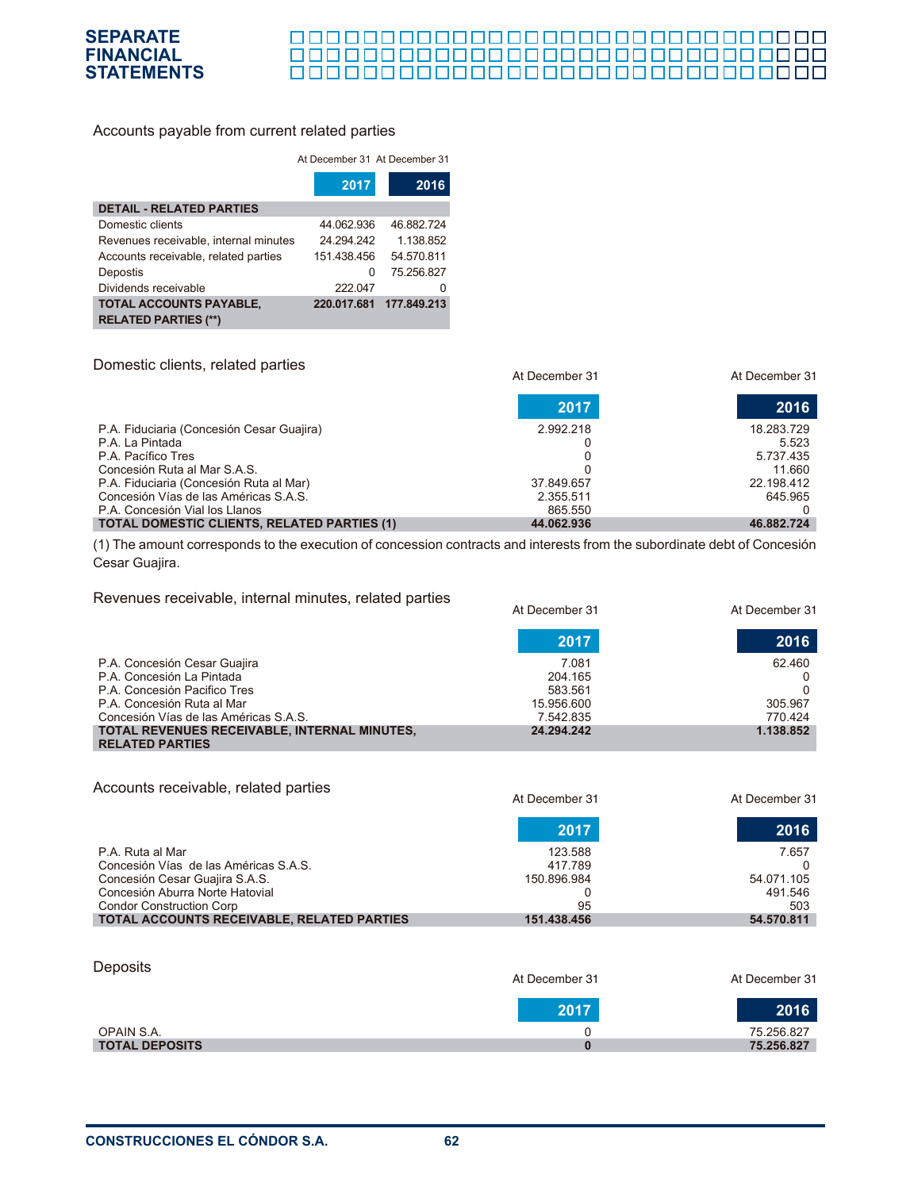## Accounts payable from current related parties

| | At December 31 2017 | At December 31 2016 |
|---|---|---|
| **DETAIL - RELATED PARTIES** | | |
| Domestic clients | 44.062.936 | 46.882.724 |
| Revenues receivable, internal minutes | 24.294.242 | 1.138.852 |
| Accounts receivable, related parties | 151.438.456 | 54.570.811 |
| Depostis | 0 | 75.256.827 |
| Dividends receivable | 222.047 | 0 |
| **TOTAL ACCOUNTS PAYABLE, RELATED PARTIES (\*\*)** | **220.017.681** | **177.849.213** |

## Domestic clients, related parties

| | At December 31 2017 | At December 31 2016 |
|---|---|---|
| P.A. Fiduciaria (Concesión Cesar Guajira) | 2.992.218 | 18.283.729 |
| P.A. La Pintada | 0 | 5.523 |
| P.A. Pacífico Tres | 0 | 5.737.435 |
| Concesión Ruta al Mar S.A.S. | 0 | 11.660 |
| P.A. Fiduciaria (Concesión Ruta al Mar) | 37.849.657 | 22.198.412 |
| Concesión Vías de las Américas S.A.S. | 2.355.511 | 645.965 |
| P.A. Concesión Vial los Llanos | 865.550 | 0 |
| **TOTAL DOMESTIC CLIENTS, RELATED PARTIES (1)** | **44.062.936** | **46.882.724** |

(1) The amount corresponds to the execution of concession contracts and interests from the subordinate debt of Concesión Cesar Guajira.

## Revenues receivable, internal minutes, related parties

| | At December 31 2017 | At December 31 2016 |
|---|---|---|
| P.A. Concesión Cesar Guajira | 7.081 | 62.460 |
| P.A. Concesión La Pintada | 204.165 | 0 |
| P.A. Concesión Pacifico Tres | 583.561 | 0 |
| P.A. Concesión Ruta al Mar | 15.956.600 | 305.967 |
| Concesión Vías de las Américas S.A.S. | 7.542.835 | 770.424 |
| **TOTAL REVENUES RECEIVABLE, INTERNAL MINUTES, RELATED PARTIES** | **24.294.242** | **1.138.852** |

## Accounts receivable, related parties

| | At December 31 2017 | At December 31 2016 |
|---|---|---|
| P.A. Ruta al Mar | 123.588 | 7.657 |
| Concesión Vías de las Américas S.A.S. | 417.789 | 0 |
| Concesión Cesar Guajira S.A.S. | 150.896.984 | 54.071.105 |
| Concesión Aburra Norte Hatovial | 0 | 491.546 |
| Condor Construction Corp | 95 | 503 |
| **TOTAL ACCOUNTS RECEIVABLE, RELATED PARTIES** | **151.438.456** | **54.570.811** |

## Deposits

| | At December 31 2017 | At December 31 2016 |
|---|---|---|
| OPAIN S.A. | 0 | 75.256.827 |
| **TOTAL DEPOSITS** | **0** | **75.256.827** |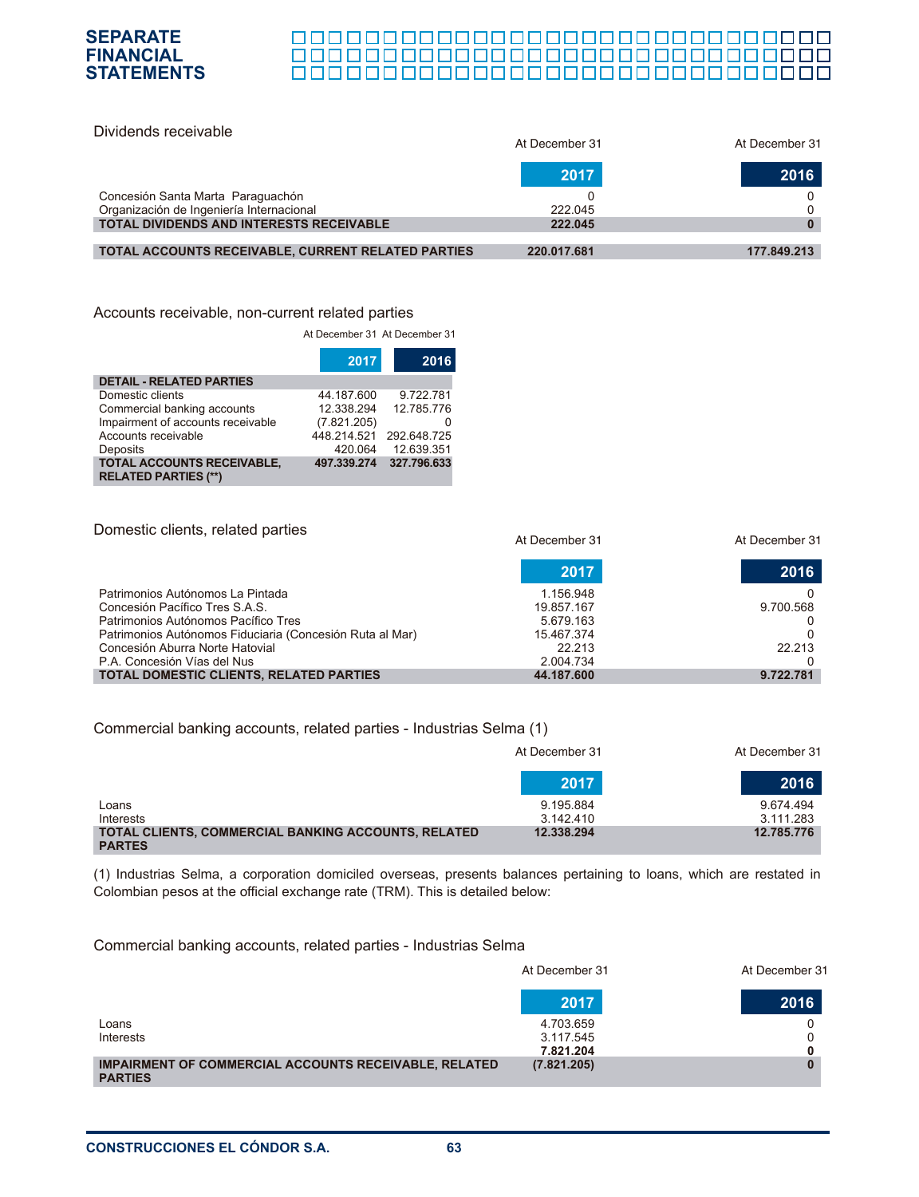Dividends receivable

| | At December 31 2017 | At December 31 2016 |
|---|---|---|
| Concesión Santa Marta Paraguachón | 0 | 0 |
| Organización de Ingeniería Internacional | 222.045 | 0 |
| **TOTAL DIVIDENDS AND INTERESTS RECEIVABLE** | **222.045** | **0** |
| | | |
| **TOTAL ACCOUNTS RECEIVABLE, CURRENT RELATED PARTIES** | **220.017.681** | **177.849.213** |

Accounts receivable, non-current related parties

| | At December 31 2017 | At December 31 2016 |
|---|---|---|
| **DETAIL - RELATED PARTIES** | | |
| Domestic clients | 44.187.600 | 9.722.781 |
| Commercial banking accounts | 12.338.294 | 12.785.776 |
| Impairment of accounts receivable | (7.821.205) | 0 |
| Accounts receivable | 448.214.521 | 292.648.725 |
| Deposits | 420.064 | 12.639.351 |
| **TOTAL ACCOUNTS RECEIVABLE, RELATED PARTIES (**)** | **497.339.274** | **327.796.633** |

Domestic clients, related parties

| | At December 31 2017 | At December 31 2016 |
|---|---|---|
| Patrimonios Autónomos La Pintada | 1.156.948 | 0 |
| Concesión Pacífico Tres S.A.S. | 19.857.167 | 9.700.568 |
| Patrimonios Autónomos Pacífico Tres | 5.679.163 | 0 |
| Patrimonios Autónomos Fiduciaria (Concesión Ruta al Mar) | 15.467.374 | 0 |
| Concesión Aburra Norte Hatovial | 22.213 | 22.213 |
| P.A. Concesión Vías del Nus | 2.004.734 | 0 |
| **TOTAL DOMESTIC CLIENTS, RELATED PARTIES** | **44.187.600** | **9.722.781** |

Commercial banking accounts, related parties - Industrias Selma (1)

| | At December 31 2017 | At December 31 2016 |
|---|---|---|
| Loans | 9.195.884 | 9.674.494 |
| Interests | 3.142.410 | 3.111.283 |
| **TOTAL CLIENTS, COMMERCIAL BANKING ACCOUNTS, RELATED PARTES** | **12.338.294** | **12.785.776** |

(1) Industrias Selma, a corporation domiciled overseas, presents balances pertaining to loans, which are restated in Colombian pesos at the official exchange rate (TRM). This is detailed below:

Commercial banking accounts, related parties - Industrias Selma

| | At December 31 2017 | At December 31 2016 |
|---|---|---|
| Loans | 4.703.659 | 0 |
| Interests | 3.117.545 | 0 |
| | **7.821.204** | **0** |
| **IMPAIRMENT OF COMMERCIAL ACCOUNTS RECEIVABLE, RELATED PARTIES** | **(7.821.205)** | **0** |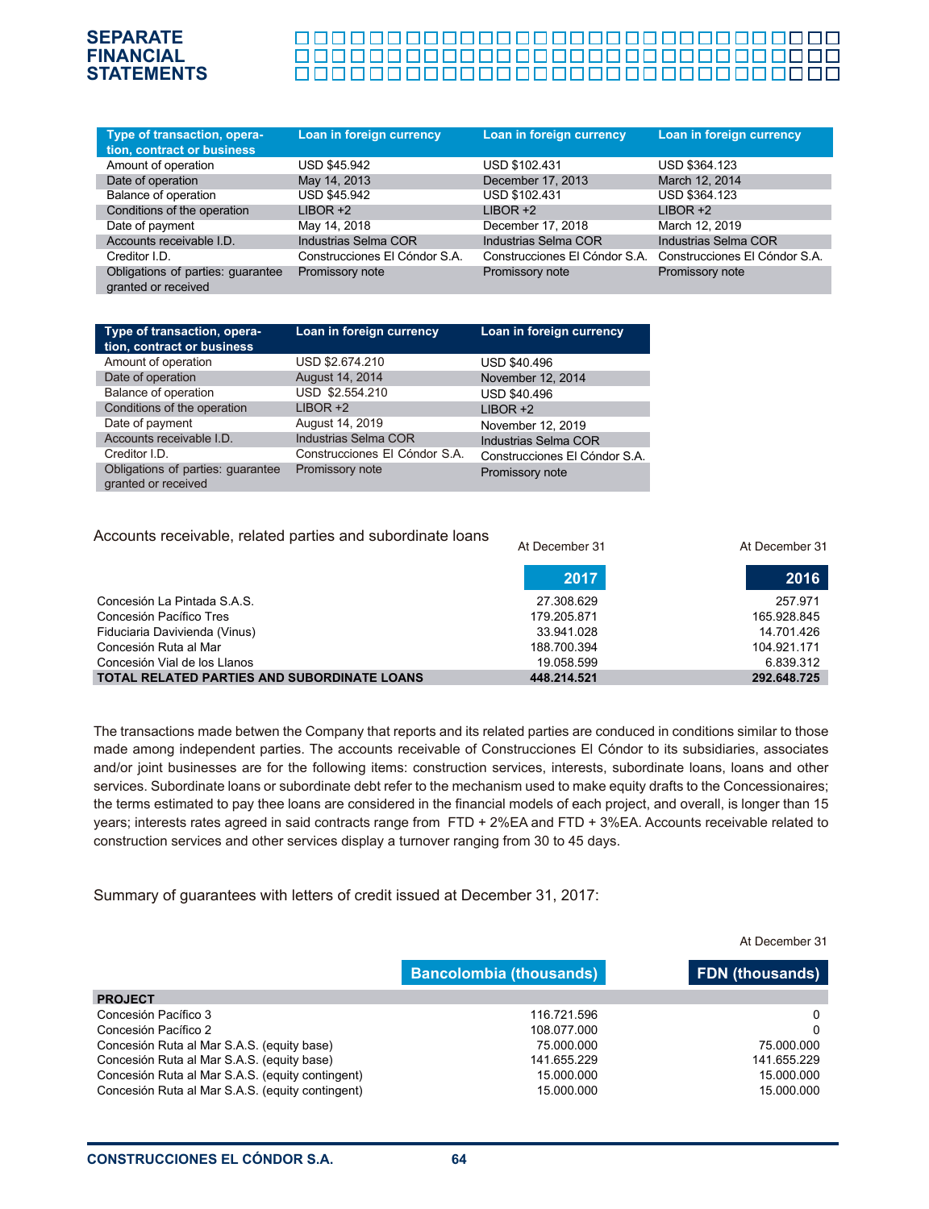| Type of transaction, operation, contract or business | Loan in foreign currency | Loan in foreign currency | Loan in foreign currency |
|---|---|---|---|
| Amount of operation | USD $45.942 | USD $102.431 | USD $364.123 |
| Date of operation | May 14, 2013 | December 17, 2013 | March 12, 2014 |
| Balance of operation | USD $45.942 | USD $102.431 | USD $364.123 |
| Conditions of the operation | LIBOR +2 | LIBOR +2 | LIBOR +2 |
| Date of payment | May 14, 2018 | December 17, 2018 | March 12, 2019 |
| Accounts receivable I.D. | Industrias Selma COR | Industrias Selma COR | Industrias Selma COR |
| Creditor I.D. | Construcciones El Cóndor S.A. | Construcciones El Cóndor S.A. | Construcciones El Cóndor S.A. |
| Obligations of parties: guarantee granted or received | Promissory note | Promissory note | Promissory note |

| Type of transaction, operation, contract or business | Loan in foreign currency | Loan in foreign currency |
|---|---|---|
| Amount of operation | USD $2.674.210 | USD $40.496 |
| Date of operation | August 14, 2014 | November 12, 2014 |
| Balance of operation | USD $2.554.210 | USD $40.496 |
| Conditions of the operation | LIBOR +2 | LIBOR +2 |
| Date of payment | August 14, 2019 | November 12, 2019 |
| Accounts receivable I.D. | Industrias Selma COR | Industrias Selma COR |
| Creditor I.D. | Construcciones El Cóndor S.A. | Construcciones El Cóndor S.A. |
| Obligations of parties: guarantee granted or received | Promissory note | Promissory note |

Accounts receivable, related parties and subordinate loans

| | At December 31 2017 | At December 31 2016 |
|---|---|---|
| Concesión La Pintada S.A.S. | 27.308.629 | 257.971 |
| Concesión Pacífico Tres | 179.205.871 | 165.928.845 |
| Fiduciaria Davivienda (Vinus) | 33.941.028 | 14.701.426 |
| Concesión Ruta al Mar | 188.700.394 | 104.921.171 |
| Concesión Vial de los Llanos | 19.058.599 | 6.839.312 |
| **TOTAL RELATED PARTIES AND SUBORDINATE LOANS** | **448.214.521** | **292.648.725** |

The transactions made betwen the Company that reports and its related parties are conduced in conditions similar to those made among independent parties. The accounts receivable of Construcciones El Cóndor to its subsidiaries, associates and/or joint businesses are for the following items: construction services, interests, subordinate loans, loans and other services. Subordinate loans or subordinate debt refer to the mechanism used to make equity drafts to the Concessionaires; the terms estimated to pay thee loans are considered in the financial models of each project, and overall, is longer than 15 years; interests rates agreed in said contracts range from FTD + 2%EA and FTD + 3%EA. Accounts receivable related to construction services and other services display a turnover ranging from 30 to 45 days.

Summary of guarantees with letters of credit issued at December 31, 2017:

| At December 31 | Bancolombia (thousands) | FDN (thousands) |
|---|---|---|
| **PROJECT** | | |
| Concesión Pacífico 3 | 116.721.596 | 0 |
| Concesión Pacífico 2 | 108.077.000 | 0 |
| Concesión Ruta al Mar S.A.S. (equity base) | 75.000.000 | 75.000.000 |
| Concesión Ruta al Mar S.A.S. (equity base) | 141.655.229 | 141.655.229 |
| Concesión Ruta al Mar S.A.S. (equity contingent) | 15.000.000 | 15.000.000 |
| Concesión Ruta al Mar S.A.S. (equity contingent) | 15.000.000 | 15.000.000 |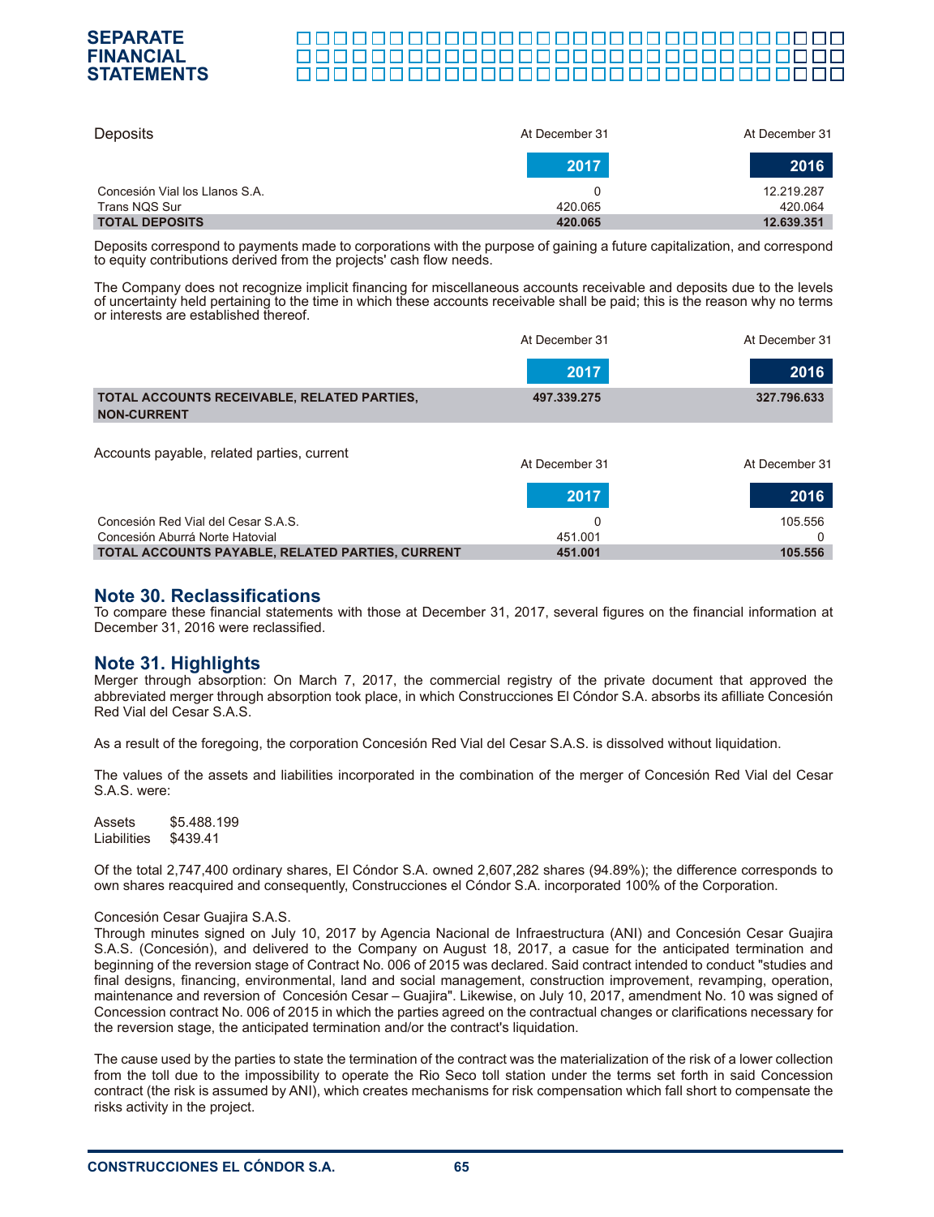| Deposits | At December 31 2017 | At December 31 2016 |
|---|---|---|
| Concesión Vial los Llanos S.A. | 0 | 12.219.287 |
| Trans NQS Sur | 420.065 | 420.064 |
| **TOTAL DEPOSITS** | **420.065** | **12.639.351** |

Deposits correspond to payments made to corporations with the purpose of gaining a future capitalization, and correspond to equity contributions derived from the projects' cash flow needs.

The Company does not recognize implicit financing for miscellaneous accounts receivable and deposits due to the levels of uncertainty held pertaining to the time in which these accounts receivable shall be paid; this is the reason why no terms or interests are established thereof.

| | At December 31 2017 | At December 31 2016 |
|---|---|---|
| **TOTAL ACCOUNTS RECEIVABLE, RELATED PARTIES, NON-CURRENT** | **497.339.275** | **327.796.633** |

| Accounts payable, related parties, current | At December 31 2017 | At December 31 2016 |
|---|---|---|
| Concesión Red Vial del Cesar S.A.S. | 0 | 105.556 |
| Concesión Aburrá Norte Hatovial | 451.001 | 0 |
| **TOTAL ACCOUNTS PAYABLE, RELATED PARTIES, CURRENT** | **451.001** | **105.556** |

## Note 30. Reclassifications

To compare these financial statements with those at December 31, 2017, several figures on the financial information at December 31, 2016 were reclassified.

## Note 31. Highlights

Merger through absorption: On March 7, 2017, the commercial registry of the private document that approved the abbreviated merger through absorption took place, in which Construcciones El Cóndor S.A. absorbs its afilliate Concesión Red Vial del Cesar S.A.S.

As a result of the foregoing, the corporation Concesión Red Vial del Cesar S.A.S. is dissolved without liquidation.

The values of the assets and liabilities incorporated in the combination of the merger of Concesión Red Vial del Cesar S.A.S. were:

Assets $5.488.199
Liabilities $439.41

Of the total 2,747,400 ordinary shares, El Cóndor S.A. owned 2,607,282 shares (94.89%); the difference corresponds to own shares reacquired and consequently, Construcciones el Cóndor S.A. incorporated 100% of the Corporation.

Concesión Cesar Guajira S.A.S.
Through minutes signed on July 10, 2017 by Agencia Nacional de Infraestructura (ANI) and Concesión Cesar Guajira S.A.S. (Concesión), and delivered to the Company on August 18, 2017, a casue for the anticipated termination and beginning of the reversion stage of Contract No. 006 of 2015 was declared. Said contract intended to conduct "studies and final designs, financing, environmental, land and social management, construction improvement, revamping, operation, maintenance and reversion of Concesión Cesar – Guajira". Likewise, on July 10, 2017, amendment No. 10 was signed of Concession contract No. 006 of 2015 in which the parties agreed on the contractual changes or clarifications necessary for the reversion stage, the anticipated termination and/or the contract's liquidation.

The cause used by the parties to state the termination of the contract was the materialization of the risk of a lower collection from the toll due to the impossibility to operate the Rio Seco toll station under the terms set forth in said Concession contract (the risk is assumed by ANI), which creates mechanisms for risk compensation which fall short to compensate the risks activity in the project.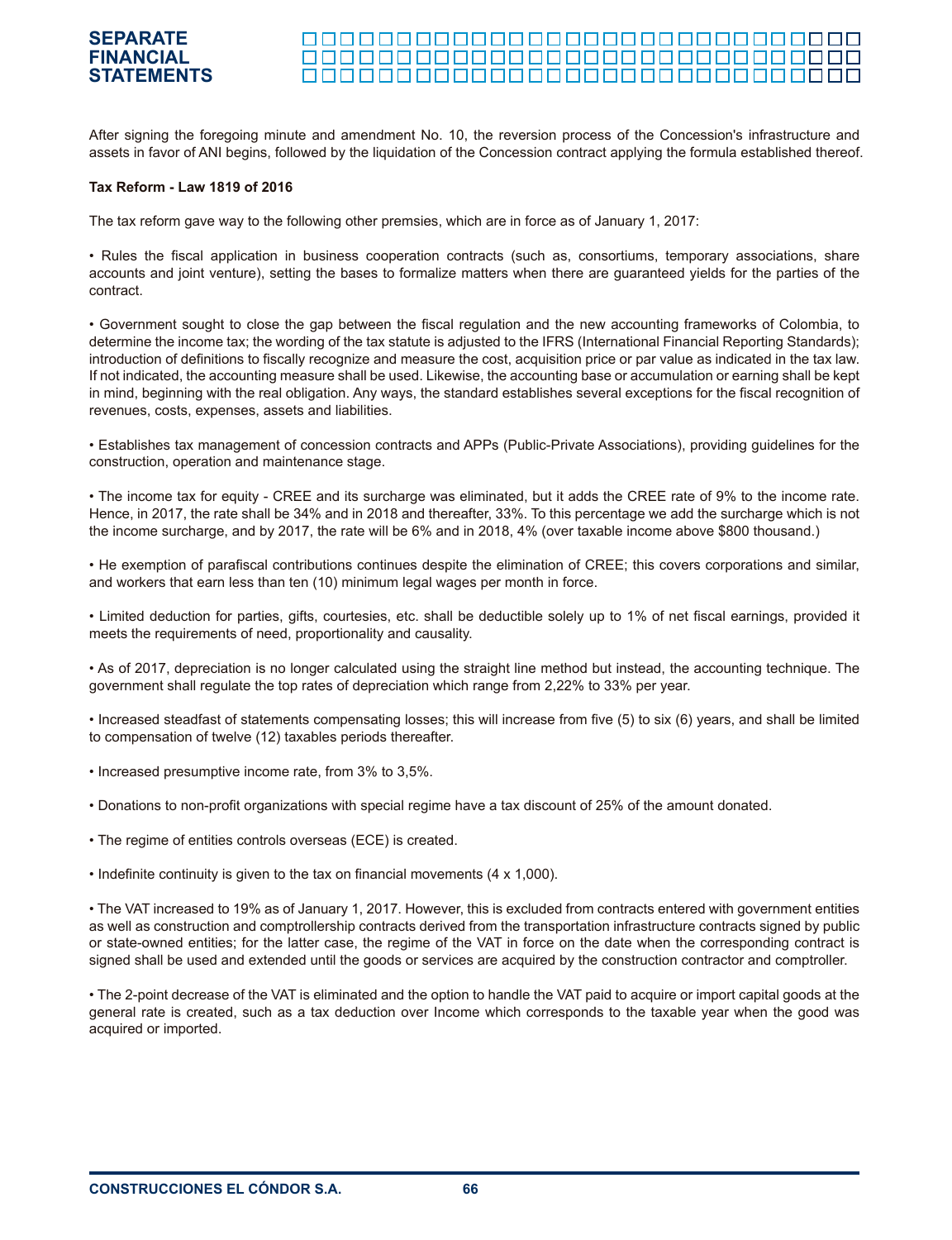After signing the foregoing minute and amendment No. 10, the reversion process of the Concession's infrastructure and assets in favor of ANI begins, followed by the liquidation of the Concession contract applying the formula established thereof.

**Tax Reform - Law 1819 of 2016**

The tax reform gave way to the following other premsies, which are in force as of January 1, 2017:

• Rules the fiscal application in business cooperation contracts (such as, consortiums, temporary associations, share accounts and joint venture), setting the bases to formalize matters when there are guaranteed yields for the parties of the contract.

• Government sought to close the gap between the fiscal regulation and the new accounting frameworks of Colombia, to determine the income tax; the wording of the tax statute is adjusted to the IFRS (International Financial Reporting Standards); introduction of definitions to fiscally recognize and measure the cost, acquisition price or par value as indicated in the tax law. If not indicated, the accounting measure shall be used. Likewise, the accounting base or accumulation or earning shall be kept in mind, beginning with the real obligation. Any ways, the standard establishes several exceptions for the fiscal recognition of revenues, costs, expenses, assets and liabilities.

• Establishes tax management of concession contracts and APPs (Public-Private Associations), providing guidelines for the construction, operation and maintenance stage.

• The income tax for equity - CREE and its surcharge was eliminated, but it adds the CREE rate of 9% to the income rate. Hence, in 2017, the rate shall be 34% and in 2018 and thereafter, 33%. To this percentage we add the surcharge which is not the income surcharge, and by 2017, the rate will be 6% and in 2018, 4% (over taxable income above $800 thousand.)

• He exemption of parafiscal contributions continues despite the elimination of CREE; this covers corporations and similar, and workers that earn less than ten (10) minimum legal wages per month in force.

• Limited deduction for parties, gifts, courtesies, etc. shall be deductible solely up to 1% of net fiscal earnings, provided it meets the requirements of need, proportionality and causality.

• As of 2017, depreciation is no longer calculated using the straight line method but instead, the accounting technique. The government shall regulate the top rates of depreciation which range from 2,22% to 33% per year.

• Increased steadfast of statements compensating losses; this will increase from five (5) to six (6) years, and shall be limited to compensation of twelve (12) taxables periods thereafter.

• Increased presumptive income rate, from 3% to 3,5%.

• Donations to non-profit organizations with special regime have a tax discount of 25% of the amount donated.

• The regime of entities controls overseas (ECE) is created.

• Indefinite continuity is given to the tax on financial movements (4 x 1,000).

• The VAT increased to 19% as of January 1, 2017. However, this is excluded from contracts entered with government entities as well as construction and comptrollership contracts derived from the transportation infrastructure contracts signed by public or state-owned entities; for the latter case, the regime of the VAT in force on the date when the corresponding contract is signed shall be used and extended until the goods or services are acquired by the construction contractor and comptroller.

• The 2-point decrease of the VAT is eliminated and the option to handle the VAT paid to acquire or import capital goods at the general rate is created, such as a tax deduction over Income which corresponds to the taxable year when the good was acquired or imported.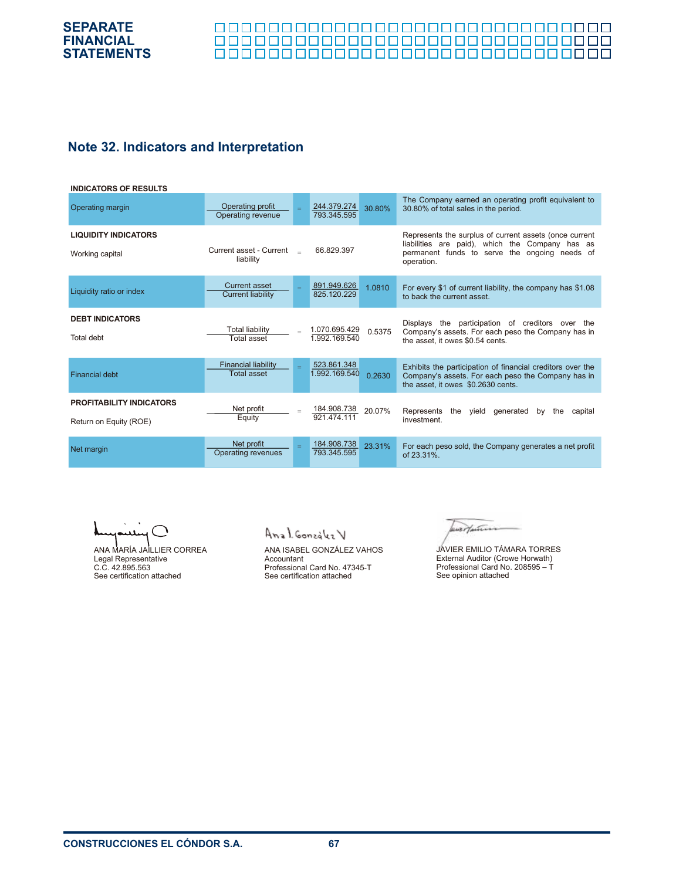## Note 32. Indicators and Interpretation

| | | | | | |
|---|---|---|---|---|---|
| **INDICATORS OF RESULTS** | | | | | |
| Operating margin | Operating profit / Operating revenue | = | 244.379.274 / 793.345.595 | 30.80% | The Company earned an operating profit equivalent to 30.80% of total sales in the period. |
| **LIQUIDITY INDICATORS** | | | | | |
| Working capital | Current asset - Current liability | = | 66.829.397 | | Represents the surplus of current assets (once current liabilities are paid), which the Company has as permanent funds to serve the ongoing needs of operation. |
| Liquidity ratio or index | Current asset / Current liability | = | 891.949.626 / 825.120.229 | 1.0810 | For every $1 of current liability, the company has $1.08 to back the current asset. |
| **DEBT INDICATORS** | | | | | |
| Total debt | Total liability / Total asset | = | 1.070.695.429 / 1.992.169.540 | 0.5375 | Displays the participation of creditors over the Company's assets. For each peso the Company has in the asset, it owes $0.54 cents. |
| Financial debt | Financial liability / Total asset | = | 523.861.348 / 1.992.169.540 | 0.2630 | Exhibits the participation of financial creditors over the Company's assets. For each peso the Company has in the asset, it owes $0.2630 cents. |
| **PROFITABILITY INDICATORS** | | | | | |
| Return on Equity (ROE) | Net profit / Equity | = | 184.908.738 / 921.474.111 | 20.07% | Represents the yield generated by the capital investment. |
| Net margin | Net profit / Operating revenues | = | 184.908.738 / 793.345.595 | 23.31% | For each peso sold, the Company generates a net profit of 23.31%. |

ANA MARÍA JAILLIER CORREA
Legal Representative
C.C. 42.895.563
See certification attached

ANA ISABEL GONZÁLEZ VAHOS
Accountant
Professional Card No. 47345-T
See certification attached

JAVIER EMILIO TÁMARA TORRES
External Auditor (Crowe Horwath)
Professional Card No. 208595 – T
See opinion attached